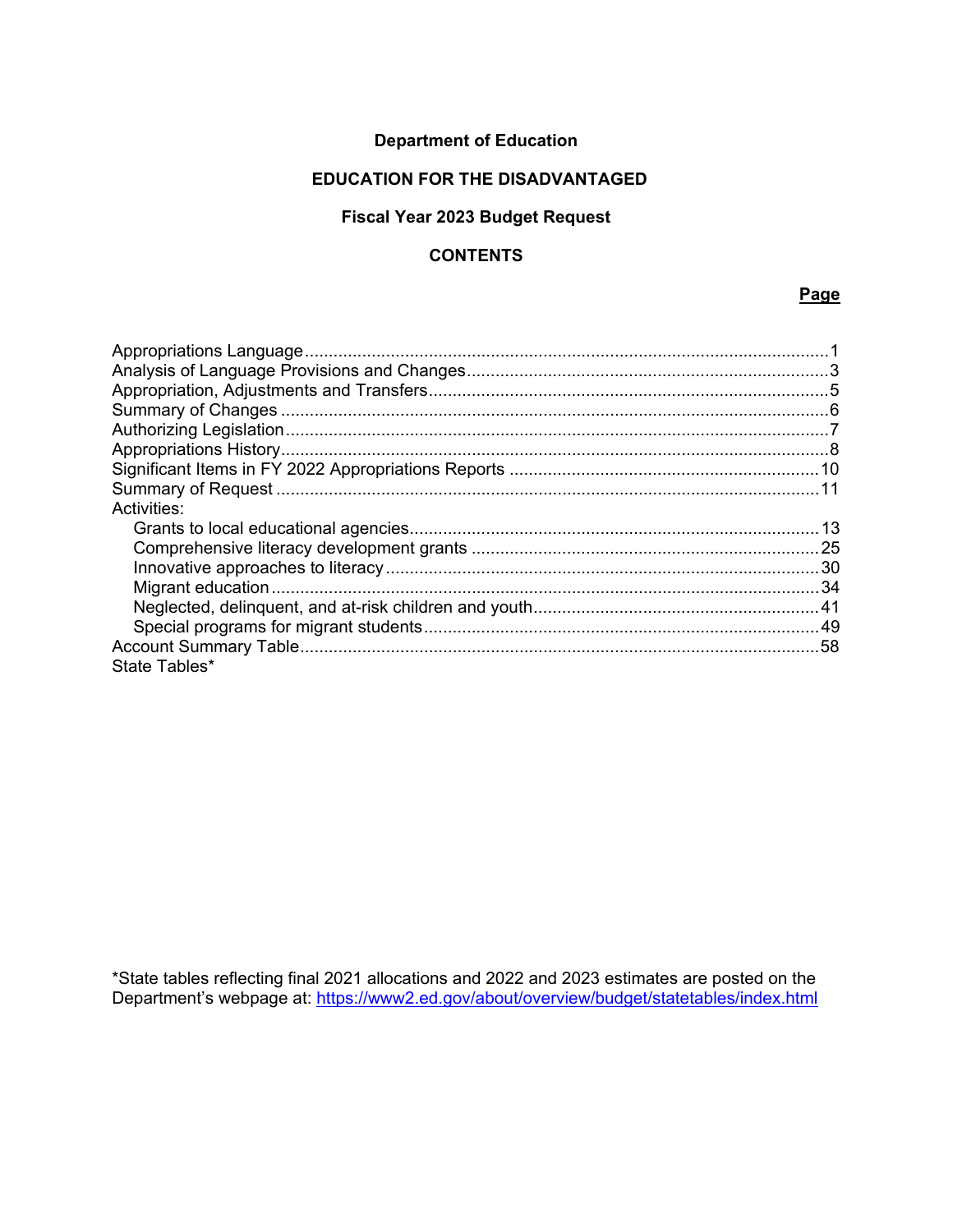# Department of Education

## EDUCATION FOR THE DISADVANTAGED

## Fiscal Year 2023 Budget Request

## CONTENTS

| | Page |
|---|---|
| Appropriations Language | 1 |
| Analysis of Language Provisions and Changes | 3 |
| Appropriation, Adjustments and Transfers | 5 |
| Summary of Changes | 6 |
| Authorizing Legislation | 7 |
| Appropriations History | 8 |
| Significant Items in FY 2022 Appropriations Reports | 10 |
| Summary of Request | 11 |
| Activities: | |
| Grants to local educational agencies | 13 |
| Comprehensive literacy development grants | 25 |
| Innovative approaches to literacy | 30 |
| Migrant education | 34 |
| Neglected, delinquent, and at-risk children and youth | 41 |
| Special programs for migrant students | 49 |
| Account Summary Table | 58 |
| State Tables* | |

*State tables reflecting final 2021 allocations and 2022 and 2023 estimates are posted on the Department's webpage at: https://www2.ed.gov/about/overview/budget/statetables/index.html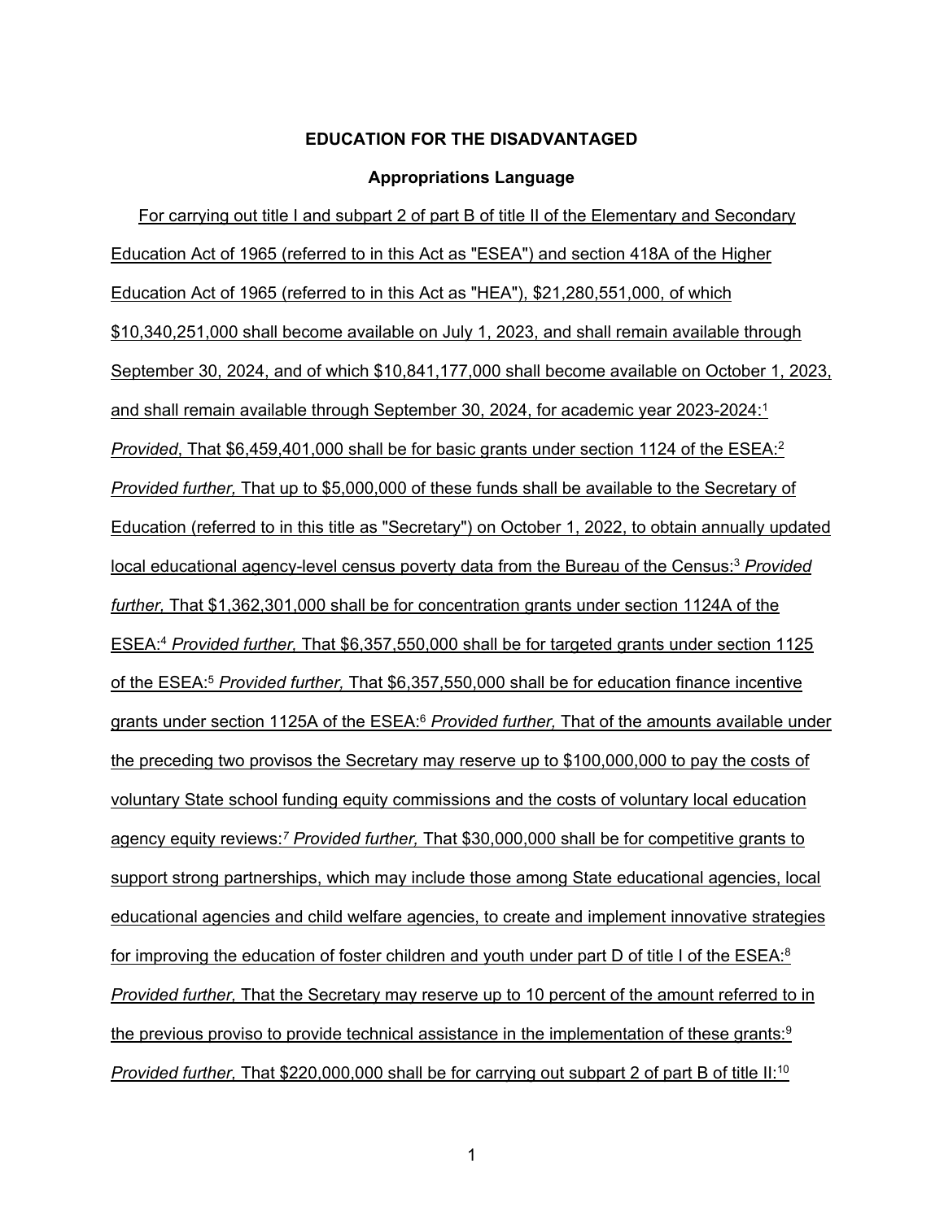**EDUCATION FOR THE DISADVANTAGED**

**Appropriations Language**

For carrying out title I and subpart 2 of part B of title II of the Elementary and Secondary Education Act of 1965 (referred to in this Act as "ESEA") and section 418A of the Higher Education Act of 1965 (referred to in this Act as "HEA"), $21,280,551,000, of which $10,340,251,000 shall become available on July 1, 2023, and shall remain available through September 30, 2024, and of which $10,841,177,000 shall become available on October 1, 2023, and shall remain available through September 30, 2024, for academic year 2023-2024:[1] *Provided*, That $6,459,401,000 shall be for basic grants under section 1124 of the ESEA:[2] *Provided further,* That up to $5,000,000 of these funds shall be available to the Secretary of Education (referred to in this title as "Secretary") on October 1, 2022, to obtain annually updated local educational agency-level census poverty data from the Bureau of the Census:[3] *Provided further,* That $1,362,301,000 shall be for concentration grants under section 1124A of the ESEA:[4] *Provided further,* That $6,357,550,000 shall be for targeted grants under section 1125 of the ESEA:[5] *Provided further,* That $6,357,550,000 shall be for education finance incentive grants under section 1125A of the ESEA:[6] *Provided further,* That of the amounts available under the preceding two provisos the Secretary may reserve up to $100,000,000 to pay the costs of voluntary State school funding equity commissions and the costs of voluntary local education agency equity reviews:[7] *Provided further,* That $30,000,000 shall be for competitive grants to support strong partnerships, which may include those among State educational agencies, local educational agencies and child welfare agencies, to create and implement innovative strategies for improving the education of foster children and youth under part D of title I of the ESEA:[8] *Provided further,* That the Secretary may reserve up to 10 percent of the amount referred to in the previous proviso to provide technical assistance in the implementation of these grants:[9] *Provided further,* That $220,000,000 shall be for carrying out subpart 2 of part B of title II:[10]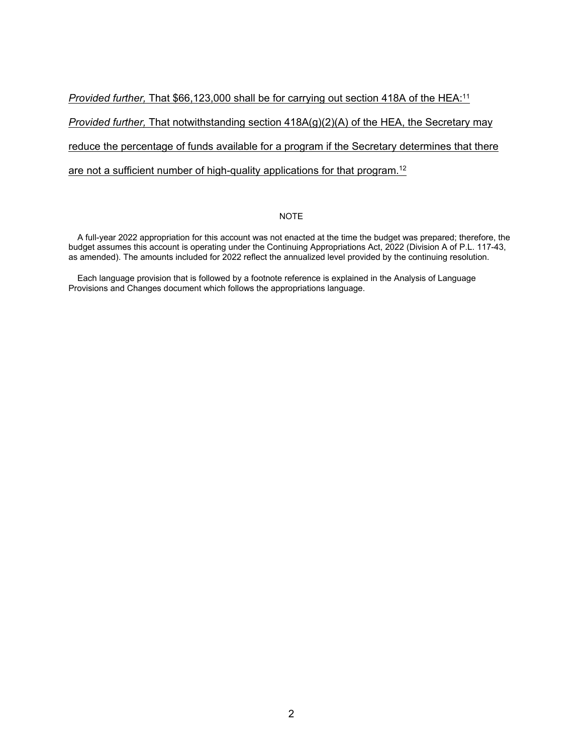*Provided further,* That $66,123,000 shall be for carrying out section 418A of the HEA:[11]

*Provided further,* That notwithstanding section 418A(g)(2)(A) of the HEA, the Secretary may reduce the percentage of funds available for a program if the Secretary determines that there are not a sufficient number of high-quality applications for that program.[12]

NOTE

A full-year 2022 appropriation for this account was not enacted at the time the budget was prepared; therefore, the budget assumes this account is operating under the Continuing Appropriations Act, 2022 (Division A of P.L. 117-43, as amended). The amounts included for 2022 reflect the annualized level provided by the continuing resolution.

Each language provision that is followed by a footnote reference is explained in the Analysis of Language Provisions and Changes document which follows the appropriations language.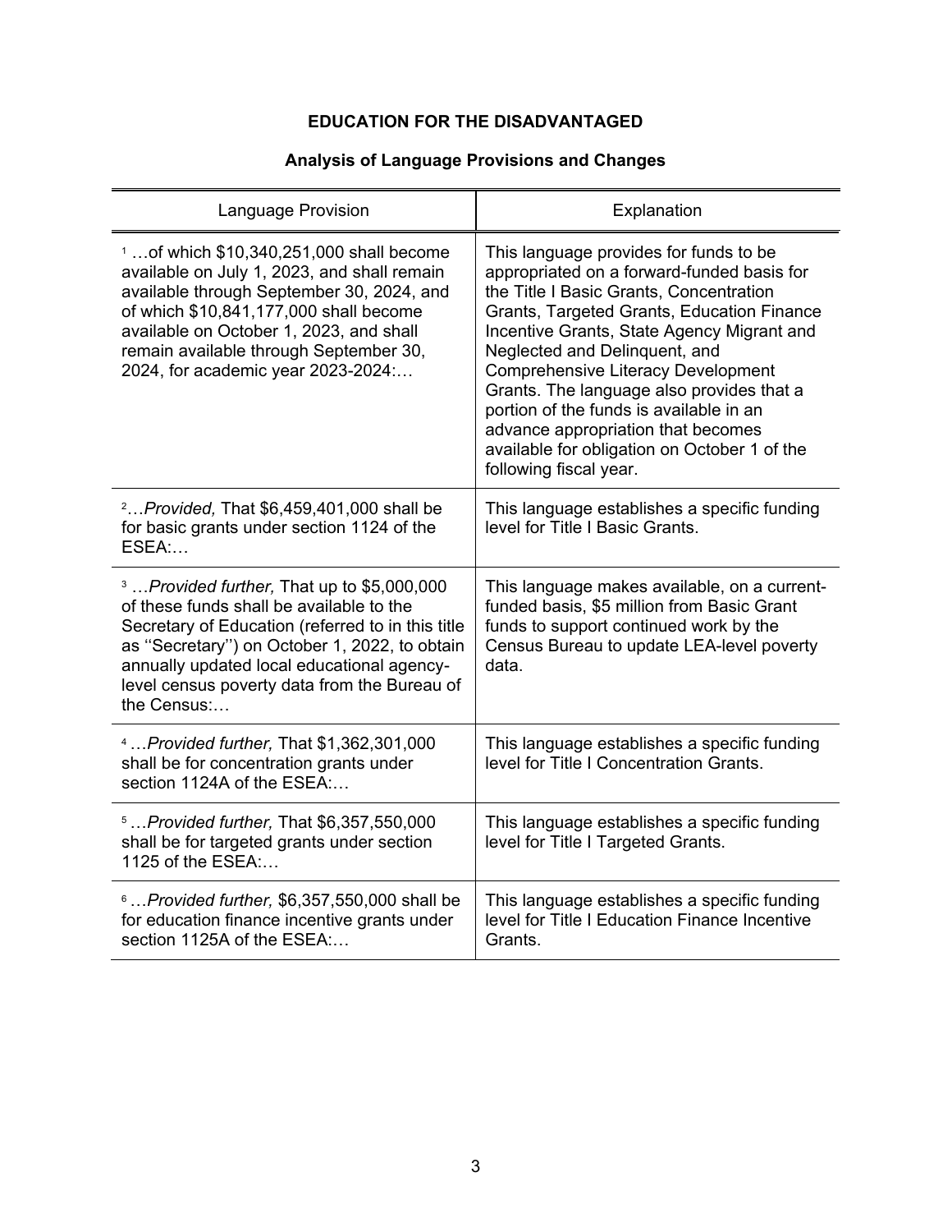# EDUCATION FOR THE DISADVANTAGED

## Analysis of Language Provisions and Changes

| Language Provision | Explanation |
|---|---|
| [1] …of which $10,340,251,000 shall become available on July 1, 2023, and shall remain available through September 30, 2024, and of which $10,841,177,000 shall become available on October 1, 2023, and shall remain available through September 30, 2024, for academic year 2023-2024:… | This language provides for funds to be appropriated on a forward-funded basis for the Title I Basic Grants, Concentration Grants, Targeted Grants, Education Finance Incentive Grants, State Agency Migrant and Neglected and Delinquent, and Comprehensive Literacy Development Grants. The language also provides that a portion of the funds is available in an advance appropriation that becomes available for obligation on October 1 of the following fiscal year. |
| [2]…*Provided,* That $6,459,401,000 shall be for basic grants under section 1124 of the ESEA:… | This language establishes a specific funding level for Title I Basic Grants. |
| [3] …*Provided further,* That up to $5,000,000 of these funds shall be available to the Secretary of Education (referred to in this title as ''Secretary'') on October 1, 2022, to obtain annually updated local educational agency-level census poverty data from the Bureau of the Census:… | This language makes available, on a current-funded basis, $5 million from Basic Grant funds to support continued work by the Census Bureau to update LEA-level poverty data. |
| [4] …*Provided further,* That $1,362,301,000 shall be for concentration grants under section 1124A of the ESEA:… | This language establishes a specific funding level for Title I Concentration Grants. |
| [5] …*Provided further,* That $6,357,550,000 shall be for targeted grants under section 1125 of the ESEA:… | This language establishes a specific funding level for Title I Targeted Grants. |
| [6] …*Provided further,* $6,357,550,000 shall be for education finance incentive grants under section 1125A of the ESEA:… | This language establishes a specific funding level for Title I Education Finance Incentive Grants. |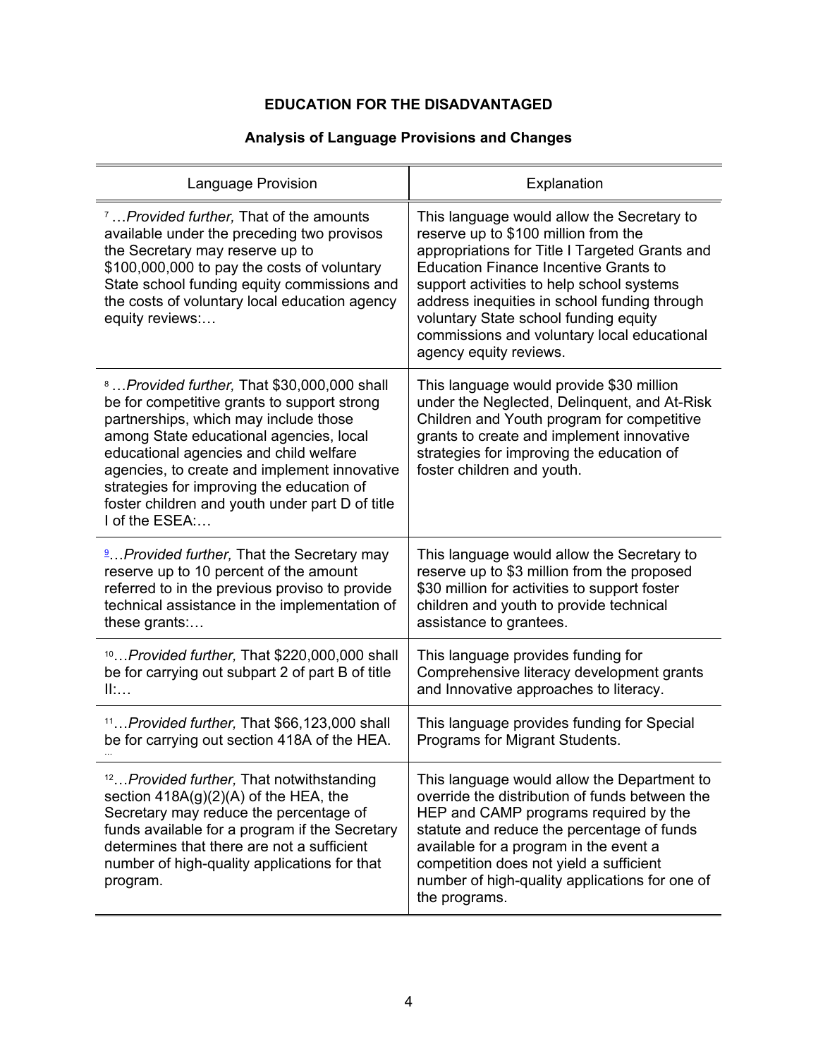# EDUCATION FOR THE DISADVANTAGED

## Analysis of Language Provisions and Changes

| Language Provision | Explanation |
|---|---|
| [7] …*Provided further,* That of the amounts available under the preceding two provisos the Secretary may reserve up to $100,000,000 to pay the costs of voluntary State school funding equity commissions and the costs of voluntary local education agency equity reviews:… | This language would allow the Secretary to reserve up to $100 million from the appropriations for Title I Targeted Grants and Education Finance Incentive Grants to support activities to help school systems address inequities in school funding through voluntary State school funding equity commissions and voluntary local educational agency equity reviews. |
| [8] …*Provided further,* That $30,000,000 shall be for competitive grants to support strong partnerships, which may include those among State educational agencies, local educational agencies and child welfare agencies, to create and implement innovative strategies for improving the education of foster children and youth under part D of title I of the ESEA:… | This language would provide $30 million under the Neglected, Delinquent, and At-Risk Children and Youth program for competitive grants to create and implement innovative strategies for improving the education of foster children and youth. |
| [9]…*Provided further,* That the Secretary may reserve up to 10 percent of the amount referred to in the previous proviso to provide technical assistance in the implementation of these grants:… | This language would allow the Secretary to reserve up to $3 million from the proposed $30 million for activities to support foster children and youth to provide technical assistance to grantees. |
| [10]…*Provided further,* That $220,000,000 shall be for carrying out subpart 2 of part B of title II:… | This language provides funding for Comprehensive literacy development grants and Innovative approaches to literacy. |
| [11]…*Provided further,* That $66,123,000 shall be for carrying out section 418A of the HEA. … | This language provides funding for Special Programs for Migrant Students. |
| [12]…*Provided further,* That notwithstanding section 418A(g)(2)(A) of the HEA, the Secretary may reduce the percentage of funds available for a program if the Secretary determines that there are not a sufficient number of high-quality applications for that program. | This language would allow the Department to override the distribution of funds between the HEP and CAMP programs required by the statute and reduce the percentage of funds available for a program in the event a competition does not yield a sufficient number of high-quality applications for one of the programs. |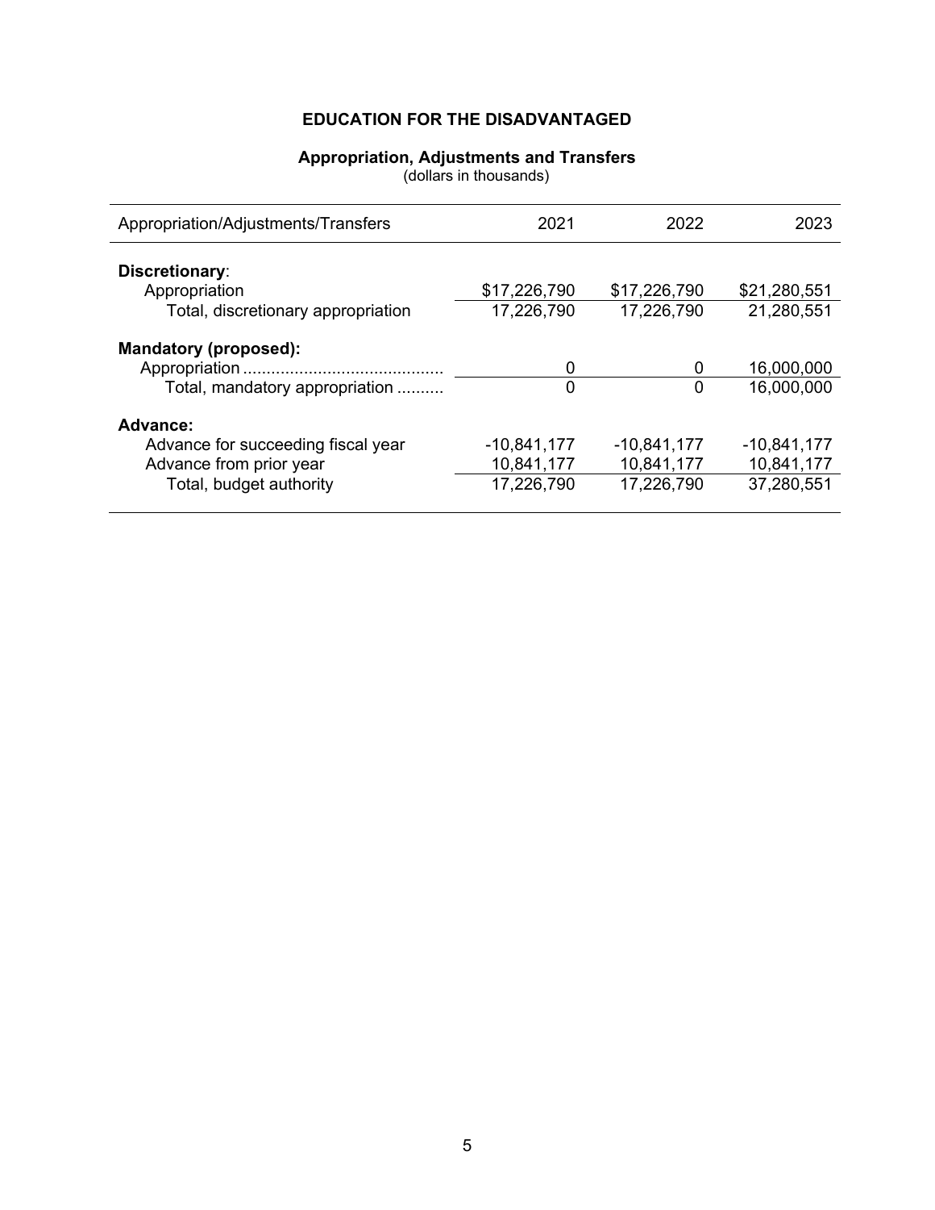# EDUCATION FOR THE DISADVANTAGED

## Appropriation, Adjustments and Transfers

(dollars in thousands)

| Appropriation/Adjustments/Transfers | 2021 | 2022 | 2023 |
|---|---|---|---|
| **Discretionary**: | | | |
| Appropriation | $17,226,790 | $17,226,790 | $21,280,551 |
| Total, discretionary appropriation | 17,226,790 | 17,226,790 | 21,280,551 |
| **Mandatory (proposed):** | | | |
| Appropriation | 0 | 0 | 16,000,000 |
| Total, mandatory appropriation | 0 | 0 | 16,000,000 |
| **Advance:** | | | |
| Advance for succeeding fiscal year | -10,841,177 | -10,841,177 | -10,841,177 |
| Advance from prior year | 10,841,177 | 10,841,177 | 10,841,177 |
| Total, budget authority | 17,226,790 | 17,226,790 | 37,280,551 |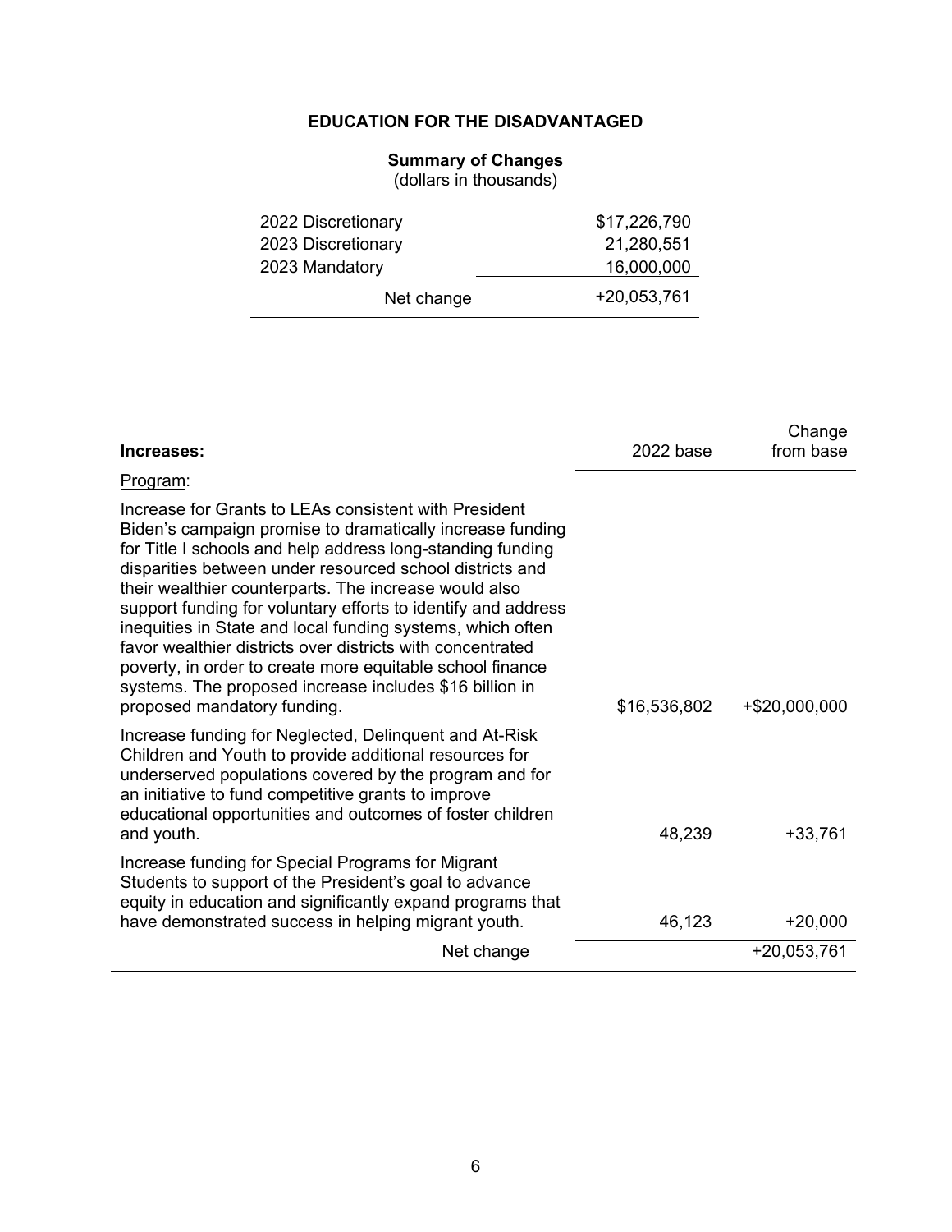# EDUCATION FOR THE DISADVANTAGED

## Summary of Changes

(dollars in thousands)

| | |
|---|---|
| 2022 Discretionary | $17,226,790 |
| 2023 Discretionary | 21,280,551 |
| 2023 Mandatory | 16,000,000 |
| Net change | +20,053,761 |

| **Increases:** | 2022 base | Change from base |
|---|---|---|
| Program: | | |
| Increase for Grants to LEAs consistent with President Biden's campaign promise to dramatically increase funding for Title I schools and help address long-standing funding disparities between under resourced school districts and their wealthier counterparts. The increase would also support funding for voluntary efforts to identify and address inequities in State and local funding systems, which often favor wealthier districts over districts with concentrated poverty, in order to create more equitable school finance systems. The proposed increase includes $16 billion in proposed mandatory funding. | $16,536,802 | +$20,000,000 |
| Increase funding for Neglected, Delinquent and At-Risk Children and Youth to provide additional resources for underserved populations covered by the program and for an initiative to fund competitive grants to improve educational opportunities and outcomes of foster children and youth. | 48,239 | +33,761 |
| Increase funding for Special Programs for Migrant Students to support of the President's goal to advance equity in education and significantly expand programs that have demonstrated success in helping migrant youth. | 46,123 | +20,000 |
| Net change | | +20,053,761 |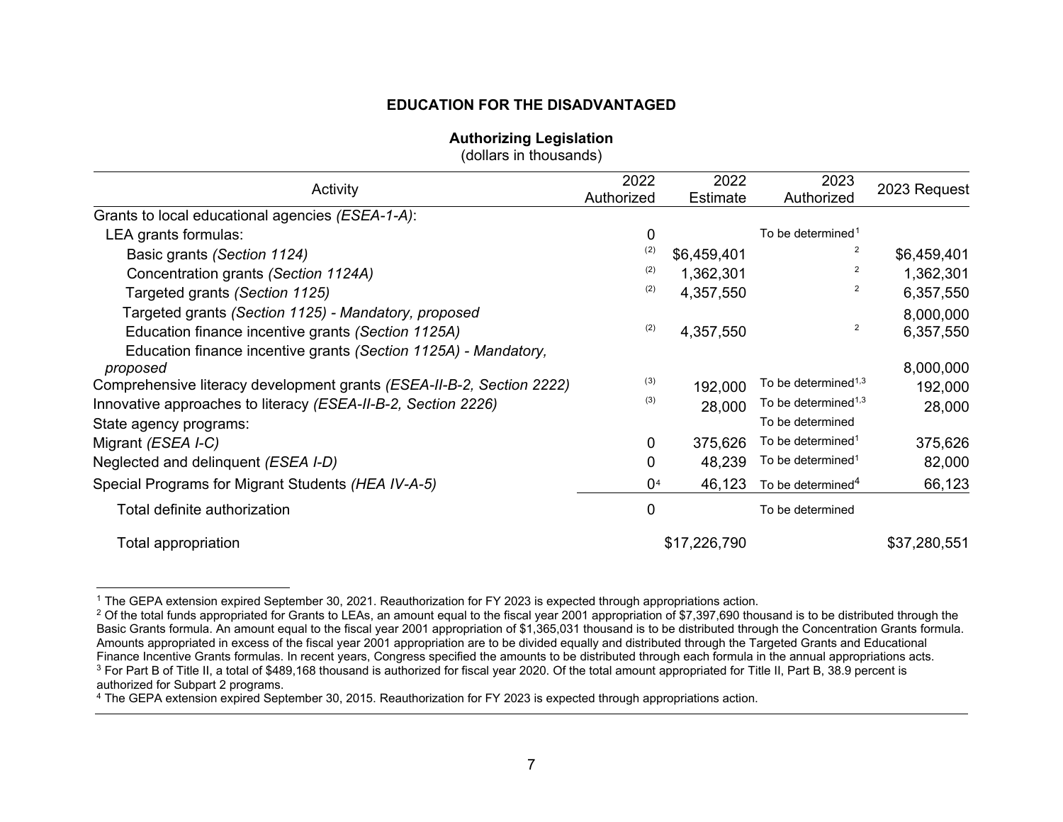## EDUCATION FOR THE DISADVANTAGED

### Authorizing Legislation

(dollars in thousands)

| Activity | 2022 Authorized | 2022 Estimate | 2023 Authorized | 2023 Request |
|---|---|---|---|---|
| Grants to local educational agencies *(ESEA-1-A)*: | | | | |
| LEA grants formulas: | 0 | | To be determined[1] | |
| Basic grants *(Section 1124)* | (2) | $6,459,401 | [2] | $6,459,401 |
| Concentration grants *(Section 1124A)* | (2) | 1,362,301 | [2] | 1,362,301 |
| Targeted grants *(Section 1125)* | (2) | 4,357,550 | [2] | 6,357,550 |
| Targeted grants *(Section 1125) - Mandatory, proposed* | | | | 8,000,000 |
| Education finance incentive grants *(Section 1125A)* | (2) | 4,357,550 | [2] | 6,357,550 |
| Education finance incentive grants *(Section 1125A) - Mandatory, proposed* | | | | 8,000,000 |
| Comprehensive literacy development grants *(ESEA-II-B-2, Section 2222)* | (3) | 192,000 | To be determined[1,3] | 192,000 |
| Innovative approaches to literacy *(ESEA-II-B-2, Section 2226)* | (3) | 28,000 | To be determined[1,3] | 28,000 |
| State agency programs: | | | To be determined | |
| Migrant *(ESEA I-C)* | 0 | 375,626 | To be determined[1] | 375,626 |
| Neglected and delinquent *(ESEA I-D)* | 0 | 48,239 | To be determined[1] | 82,000 |
| Special Programs for Migrant Students *(HEA IV-A-5)* | 0[4] | 46,123 | To be determined[4] | 66,123 |
| Total definite authorization | 0 | | To be determined | |
| Total appropriation | | $17,226,790 | | $37,280,551 |

[1] The GEPA extension expired September 30, 2021. Reauthorization for FY 2023 is expected through appropriations action.

[2] Of the total funds appropriated for Grants to LEAs, an amount equal to the fiscal year 2001 appropriation of $7,397,690 thousand is to be distributed through the Basic Grants formula. An amount equal to the fiscal year 2001 appropriation of $1,365,031 thousand is to be distributed through the Concentration Grants formula. Amounts appropriated in excess of the fiscal year 2001 appropriation are to be divided equally and distributed through the Targeted Grants and Educational Finance Incentive Grants formulas. In recent years, Congress specified the amounts to be distributed through each formula in the annual appropriations acts.

[3] For Part B of Title II, a total of $489,168 thousand is authorized for fiscal year 2020. Of the total amount appropriated for Title II, Part B, 38.9 percent is authorized for Subpart 2 programs.

[4] The GEPA extension expired September 30, 2015. Reauthorization for FY 2023 is expected through appropriations action.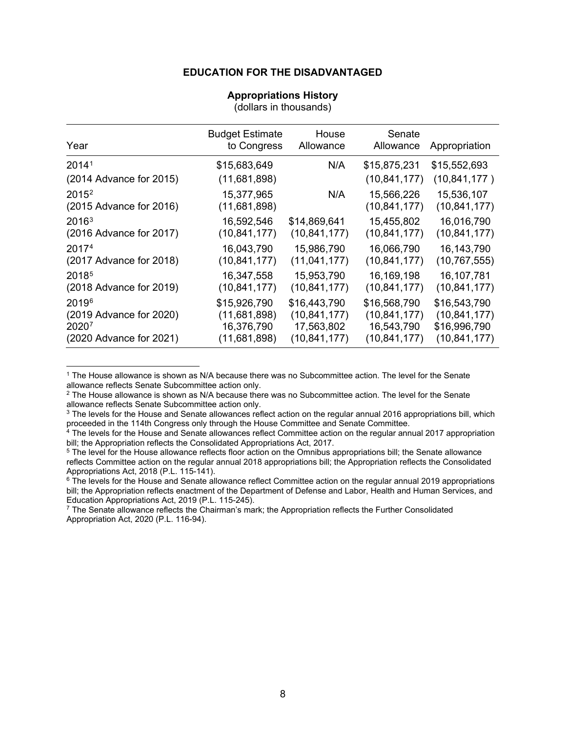### EDUCATION FOR THE DISADVANTAGED

**Appropriations History**
(dollars in thousands)

| Year | Budget Estimate to Congress | House Allowance | Senate Allowance | Appropriation |
|---|---|---|---|---|
| 2014[1] | $15,683,649 | N/A | $15,875,231 | $15,552,693 |
| (2014 Advance for 2015) | (11,681,898) | | (10,841,177) | (10,841,177 ) |
| 2015[2] | 15,377,965 | N/A | 15,566,226 | 15,536,107 |
| (2015 Advance for 2016) | (11,681,898) | | (10,841,177) | (10,841,177) |
| 2016[3] | 16,592,546 | $14,869,641 | 15,455,802 | 16,016,790 |
| (2016 Advance for 2017) | (10,841,177) | (10,841,177) | (10,841,177) | (10,841,177) |
| 2017[4] | 16,043,790 | 15,986,790 | 16,066,790 | 16,143,790 |
| (2017 Advance for 2018) | (10,841,177) | (11,041,177) | (10,841,177) | (10,767,555) |
| 2018[5] | 16,347,558 | 15,953,790 | 16,169,198 | 16,107,781 |
| (2018 Advance for 2019) | (10,841,177) | (10,841,177) | (10,841,177) | (10,841,177) |
| 2019[6] | $15,926,790 | $16,443,790 | $16,568,790 | $16,543,790 |
| (2019 Advance for 2020) | (11,681,898) | (10,841,177) | (10,841,177) | (10,841,177) |
| 2020[7] | 16,376,790 | 17,563,802 | 16,543,790 | $16,996,790 |
| (2020 Advance for 2021) | (11,681,898) | (10,841,177) | (10,841,177) | (10,841,177) |

[1] The House allowance is shown as N/A because there was no Subcommittee action. The level for the Senate allowance reflects Senate Subcommittee action only.

[2] The House allowance is shown as N/A because there was no Subcommittee action. The level for the Senate allowance reflects Senate Subcommittee action only.

[3] The levels for the House and Senate allowances reflect action on the regular annual 2016 appropriations bill, which proceeded in the 114th Congress only through the House Committee and Senate Committee.

[4] The levels for the House and Senate allowances reflect Committee action on the regular annual 2017 appropriation bill; the Appropriation reflects the Consolidated Appropriations Act, 2017.

[5] The level for the House allowance reflects floor action on the Omnibus appropriations bill; the Senate allowance reflects Committee action on the regular annual 2018 appropriations bill; the Appropriation reflects the Consolidated Appropriations Act, 2018 (P.L. 115-141).

[6] The levels for the House and Senate allowance reflect Committee action on the regular annual 2019 appropriations bill; the Appropriation reflects enactment of the Department of Defense and Labor, Health and Human Services, and Education Appropriations Act, 2019 (P.L. 115-245).

[7] The Senate allowance reflects the Chairman's mark; the Appropriation reflects the Further Consolidated Appropriation Act, 2020 (P.L. 116-94).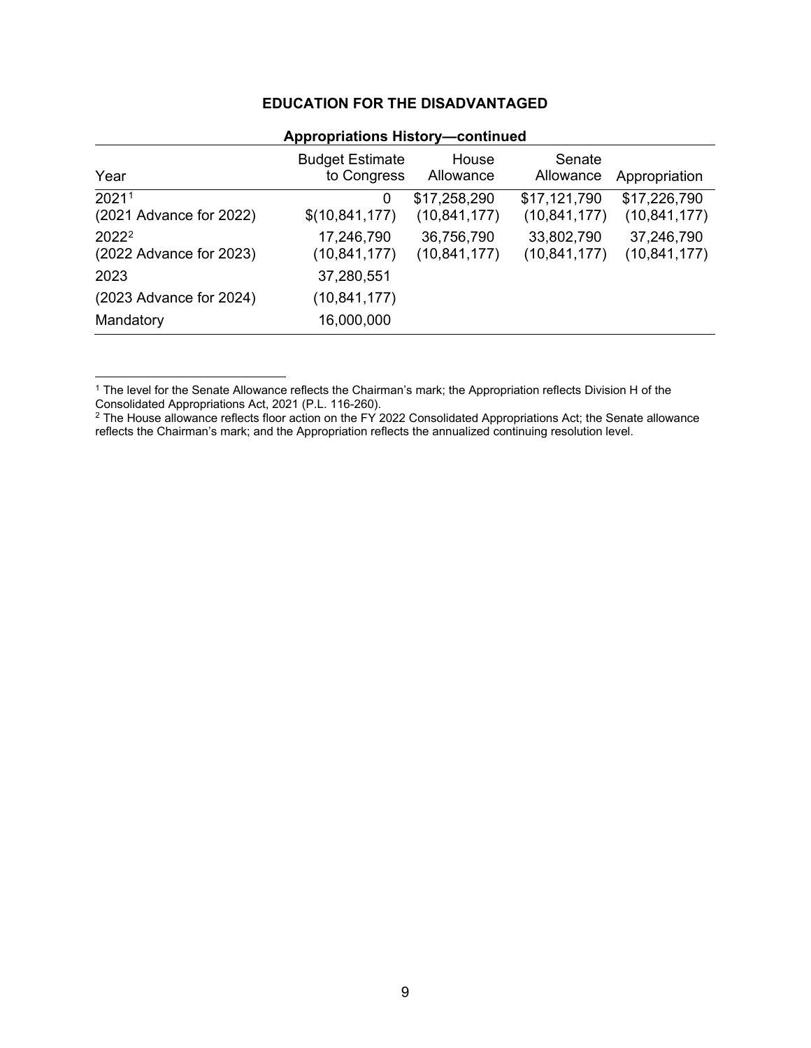## EDUCATION FOR THE DISADVANTAGED

**Appropriations History—continued**

| Year | Budget Estimate to Congress | House Allowance | Senate Allowance | Appropriation |
|---|---|---|---|---|
| 2021[1] | 0 | $17,258,290 | $17,121,790 | $17,226,790 |
| (2021 Advance for 2022) | $(10,841,177) | (10,841,177) | (10,841,177) | (10,841,177) |
| 2022[2] | 17,246,790 | 36,756,790 | 33,802,790 | 37,246,790 |
| (2022 Advance for 2023) | (10,841,177) | (10,841,177) | (10,841,177) | (10,841,177) |
| 2023 | 37,280,551 | | | |
| (2023 Advance for 2024) | (10,841,177) | | | |
| Mandatory | 16,000,000 | | | |

[1] The level for the Senate Allowance reflects the Chairman's mark; the Appropriation reflects Division H of the Consolidated Appropriations Act, 2021 (P.L. 116-260).

[2] The House allowance reflects floor action on the FY 2022 Consolidated Appropriations Act; the Senate allowance reflects the Chairman's mark; and the Appropriation reflects the annualized continuing resolution level.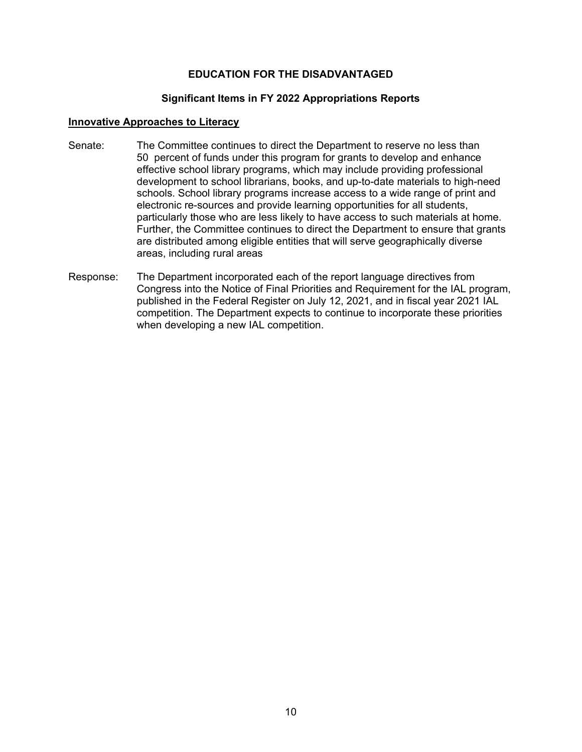## EDUCATION FOR THE DISADVANTAGED

### Significant Items in FY 2022 Appropriations Reports

**Innovative Approaches to Literacy**

Senate: The Committee continues to direct the Department to reserve no less than 50 percent of funds under this program for grants to develop and enhance effective school library programs, which may include providing professional development to school librarians, books, and up-to-date materials to high-need schools. School library programs increase access to a wide range of print and electronic re-sources and provide learning opportunities for all students, particularly those who are less likely to have access to such materials at home. Further, the Committee continues to direct the Department to ensure that grants are distributed among eligible entities that will serve geographically diverse areas, including rural areas

Response: The Department incorporated each of the report language directives from Congress into the Notice of Final Priorities and Requirement for the IAL program, published in the Federal Register on July 12, 2021, and in fiscal year 2021 IAL competition. The Department expects to continue to incorporate these priorities when developing a new IAL competition.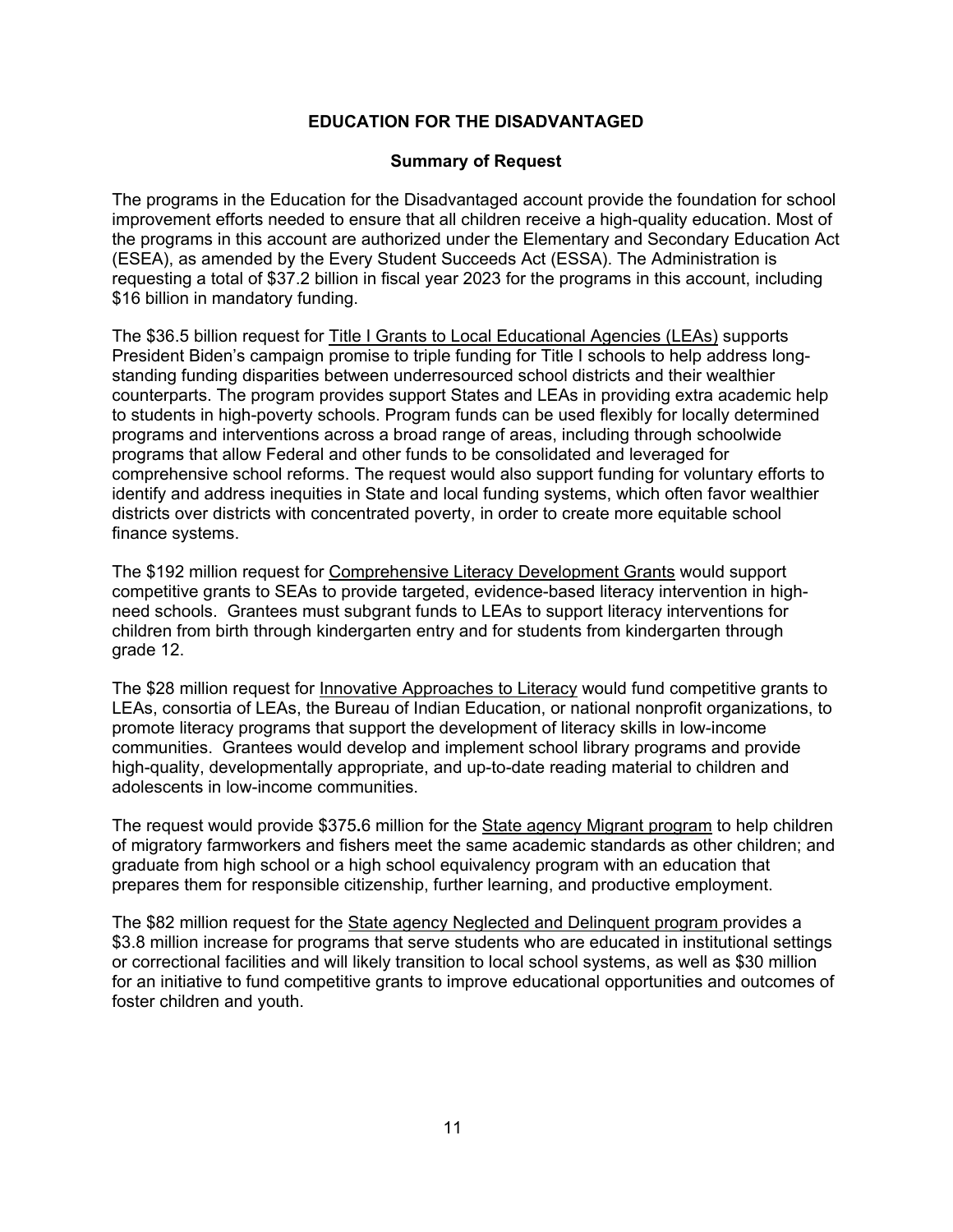## EDUCATION FOR THE DISADVANTAGED

### Summary of Request

The programs in the Education for the Disadvantaged account provide the foundation for school improvement efforts needed to ensure that all children receive a high-quality education. Most of the programs in this account are authorized under the Elementary and Secondary Education Act (ESEA), as amended by the Every Student Succeeds Act (ESSA). The Administration is requesting a total of $37.2 billion in fiscal year 2023 for the programs in this account, including $16 billion in mandatory funding.

The $36.5 billion request for <u>Title I Grants to Local Educational Agencies (LEAs)</u> supports President Biden's campaign promise to triple funding for Title I schools to help address long-standing funding disparities between underresourced school districts and their wealthier counterparts. The program provides support States and LEAs in providing extra academic help to students in high-poverty schools. Program funds can be used flexibly for locally determined programs and interventions across a broad range of areas, including through schoolwide programs that allow Federal and other funds to be consolidated and leveraged for comprehensive school reforms. The request would also support funding for voluntary efforts to identify and address inequities in State and local funding systems, which often favor wealthier districts over districts with concentrated poverty, in order to create more equitable school finance systems.

The $192 million request for <u>Comprehensive Literacy Development Grants</u> would support competitive grants to SEAs to provide targeted, evidence-based literacy intervention in high-need schools. Grantees must subgrant funds to LEAs to support literacy interventions for children from birth through kindergarten entry and for students from kindergarten through grade 12.

The $28 million request for <u>Innovative Approaches to Literacy</u> would fund competitive grants to LEAs, consortia of LEAs, the Bureau of Indian Education, or national nonprofit organizations, to promote literacy programs that support the development of literacy skills in low-income communities. Grantees would develop and implement school library programs and provide high-quality, developmentally appropriate, and up-to-date reading material to children and adolescents in low-income communities.

The request would provide $375.6 million for the <u>State agency Migrant program</u> to help children of migratory farmworkers and fishers meet the same academic standards as other children; and graduate from high school or a high school equivalency program with an education that prepares them for responsible citizenship, further learning, and productive employment.

The $82 million request for the <u>State agency Neglected and Delinquent program</u> provides a $3.8 million increase for programs that serve students who are educated in institutional settings or correctional facilities and will likely transition to local school systems, as well as $30 million for an initiative to fund competitive grants to improve educational opportunities and outcomes of foster children and youth.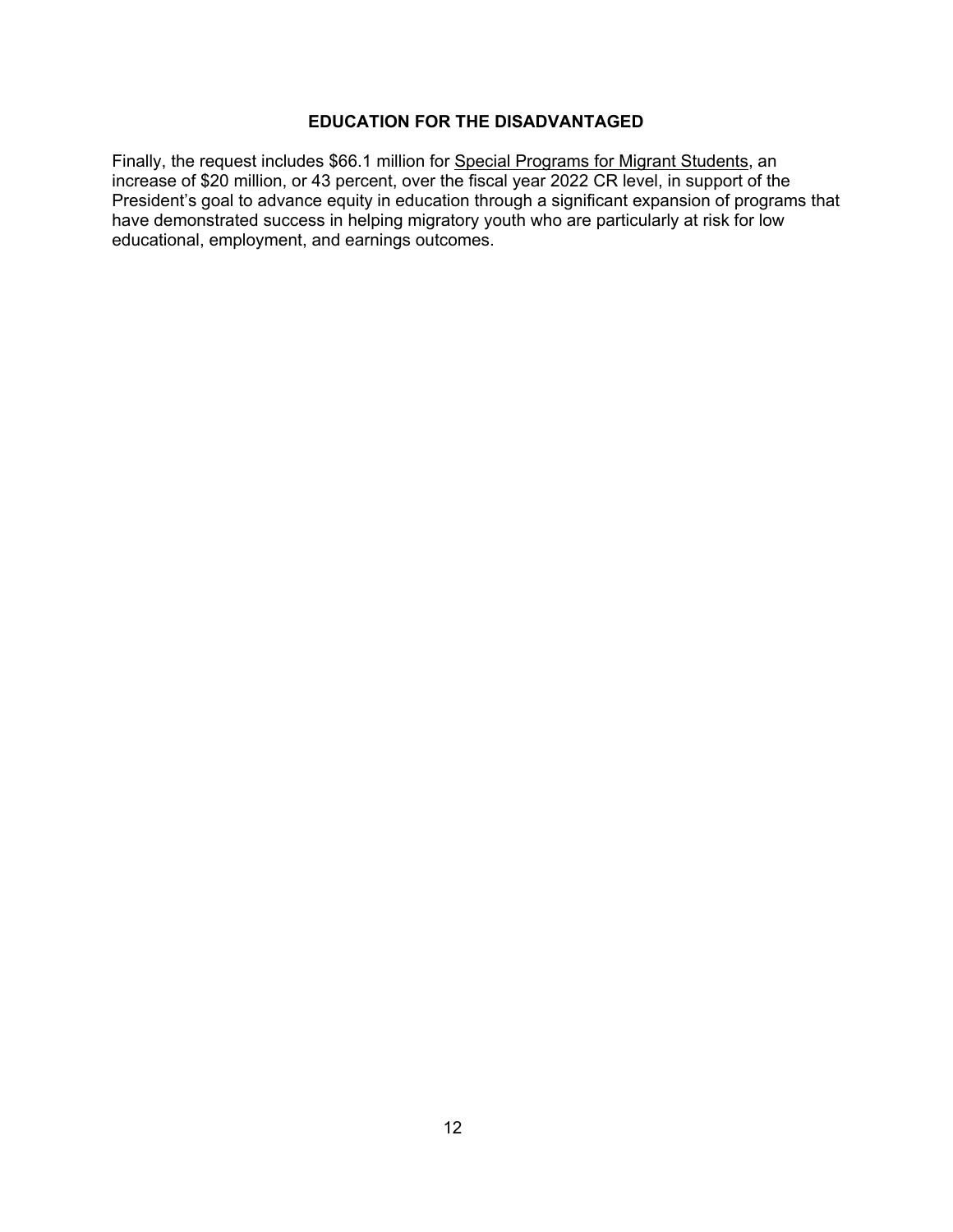## EDUCATION FOR THE DISADVANTAGED

Finally, the request includes $66.1 million for Special Programs for Migrant Students, an increase of $20 million, or 43 percent, over the fiscal year 2022 CR level, in support of the President's goal to advance equity in education through a significant expansion of programs that have demonstrated success in helping migratory youth who are particularly at risk for low educational, employment, and earnings outcomes.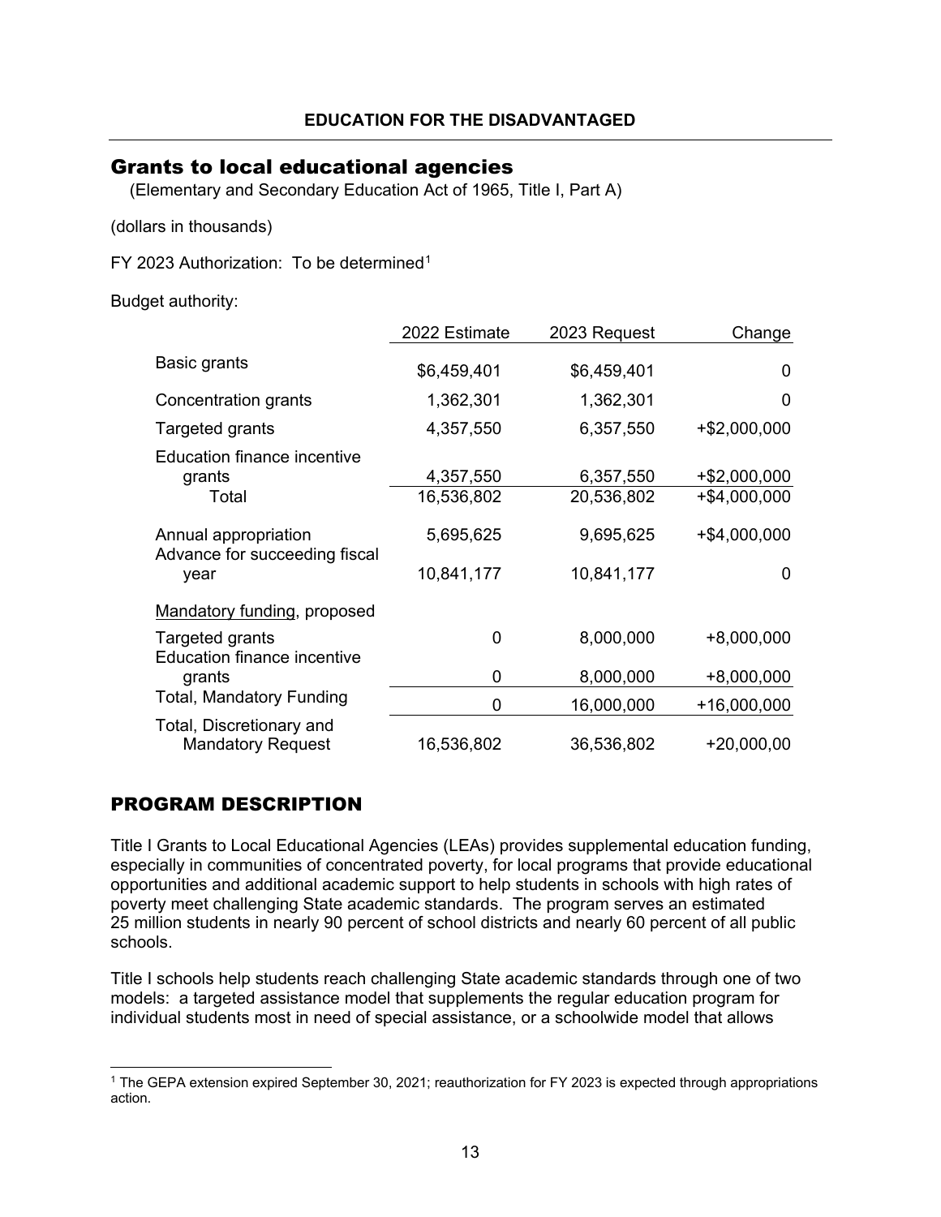**EDUCATION FOR THE DISADVANTAGED**

## Grants to local educational agencies

(Elementary and Secondary Education Act of 1965, Title I, Part A)

(dollars in thousands)

FY 2023 Authorization: To be determined[1]

Budget authority:

| | 2022 Estimate | 2023 Request | Change |
|---|---|---|---|
| Basic grants | $6,459,401 | $6,459,401 | 0 |
| Concentration grants | 1,362,301 | 1,362,301 | 0 |
| Targeted grants | 4,357,550 | 6,357,550 | +$2,000,000 |
| Education finance incentive grants | 4,357,550 | 6,357,550 | +$2,000,000 |
| Total | 16,536,802 | 20,536,802 | +$4,000,000 |
| Annual appropriation | 5,695,625 | 9,695,625 | +$4,000,000 |
| Advance for succeeding fiscal year | 10,841,177 | 10,841,177 | 0 |
| Mandatory funding, proposed | | | |
| Targeted grants | 0 | 8,000,000 | +8,000,000 |
| Education finance incentive grants | 0 | 8,000,000 | +8,000,000 |
| Total, Mandatory Funding | 0 | 16,000,000 | +16,000,000 |
| Total, Discretionary and Mandatory Request | 16,536,802 | 36,536,802 | +20,000,00 |

## PROGRAM DESCRIPTION

Title I Grants to Local Educational Agencies (LEAs) provides supplemental education funding, especially in communities of concentrated poverty, for local programs that provide educational opportunities and additional academic support to help students in schools with high rates of poverty meet challenging State academic standards. The program serves an estimated 25 million students in nearly 90 percent of school districts and nearly 60 percent of all public schools.

Title I schools help students reach challenging State academic standards through one of two models: a targeted assistance model that supplements the regular education program for individual students most in need of special assistance, or a schoolwide model that allows

[1] The GEPA extension expired September 30, 2021; reauthorization for FY 2023 is expected through appropriations action.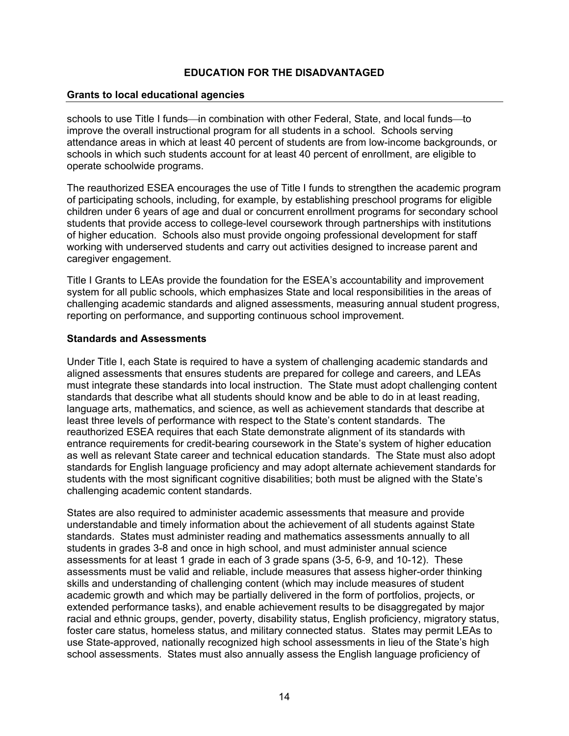**EDUCATION FOR THE DISADVANTAGED**

**Grants to local educational agencies**

schools to use Title I funds—in combination with other Federal, State, and local funds—to improve the overall instructional program for all students in a school. Schools serving attendance areas in which at least 40 percent of students are from low-income backgrounds, or schools in which such students account for at least 40 percent of enrollment, are eligible to operate schoolwide programs.

The reauthorized ESEA encourages the use of Title I funds to strengthen the academic program of participating schools, including, for example, by establishing preschool programs for eligible children under 6 years of age and dual or concurrent enrollment programs for secondary school students that provide access to college-level coursework through partnerships with institutions of higher education. Schools also must provide ongoing professional development for staff working with underserved students and carry out activities designed to increase parent and caregiver engagement.

Title I Grants to LEAs provide the foundation for the ESEA's accountability and improvement system for all public schools, which emphasizes State and local responsibilities in the areas of challenging academic standards and aligned assessments, measuring annual student progress, reporting on performance, and supporting continuous school improvement.

**Standards and Assessments**

Under Title I, each State is required to have a system of challenging academic standards and aligned assessments that ensures students are prepared for college and careers, and LEAs must integrate these standards into local instruction. The State must adopt challenging content standards that describe what all students should know and be able to do in at least reading, language arts, mathematics, and science, as well as achievement standards that describe at least three levels of performance with respect to the State's content standards. The reauthorized ESEA requires that each State demonstrate alignment of its standards with entrance requirements for credit-bearing coursework in the State's system of higher education as well as relevant State career and technical education standards. The State must also adopt standards for English language proficiency and may adopt alternate achievement standards for students with the most significant cognitive disabilities; both must be aligned with the State's challenging academic content standards.

States are also required to administer academic assessments that measure and provide understandable and timely information about the achievement of all students against State standards. States must administer reading and mathematics assessments annually to all students in grades 3-8 and once in high school, and must administer annual science assessments for at least 1 grade in each of 3 grade spans (3-5, 6-9, and 10-12). These assessments must be valid and reliable, include measures that assess higher-order thinking skills and understanding of challenging content (which may include measures of student academic growth and which may be partially delivered in the form of portfolios, projects, or extended performance tasks), and enable achievement results to be disaggregated by major racial and ethnic groups, gender, poverty, disability status, English proficiency, migratory status, foster care status, homeless status, and military connected status. States may permit LEAs to use State-approved, nationally recognized high school assessments in lieu of the State's high school assessments. States must also annually assess the English language proficiency of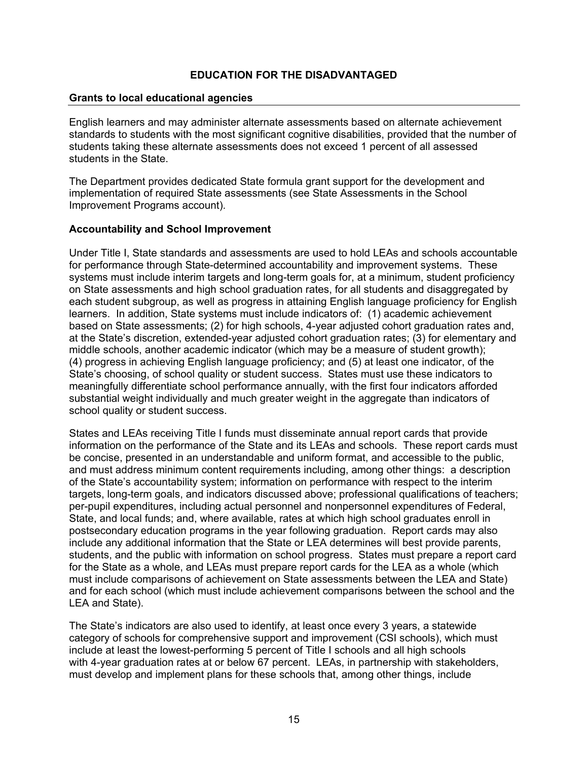English learners and may administer alternate assessments based on alternate achievement standards to students with the most significant cognitive disabilities, provided that the number of students taking these alternate assessments does not exceed 1 percent of all assessed students in the State.

The Department provides dedicated State formula grant support for the development and implementation of required State assessments (see State Assessments in the School Improvement Programs account).

### Accountability and School Improvement

Under Title I, State standards and assessments are used to hold LEAs and schools accountable for performance through State-determined accountability and improvement systems. These systems must include interim targets and long-term goals for, at a minimum, student proficiency on State assessments and high school graduation rates, for all students and disaggregated by each student subgroup, as well as progress in attaining English language proficiency for English learners. In addition, State systems must include indicators of: (1) academic achievement based on State assessments; (2) for high schools, 4-year adjusted cohort graduation rates and, at the State's discretion, extended-year adjusted cohort graduation rates; (3) for elementary and middle schools, another academic indicator (which may be a measure of student growth); (4) progress in achieving English language proficiency; and (5) at least one indicator, of the State's choosing, of school quality or student success. States must use these indicators to meaningfully differentiate school performance annually, with the first four indicators afforded substantial weight individually and much greater weight in the aggregate than indicators of school quality or student success.

States and LEAs receiving Title I funds must disseminate annual report cards that provide information on the performance of the State and its LEAs and schools. These report cards must be concise, presented in an understandable and uniform format, and accessible to the public, and must address minimum content requirements including, among other things: a description of the State's accountability system; information on performance with respect to the interim targets, long-term goals, and indicators discussed above; professional qualifications of teachers; per-pupil expenditures, including actual personnel and nonpersonnel expenditures of Federal, State, and local funds; and, where available, rates at which high school graduates enroll in postsecondary education programs in the year following graduation. Report cards may also include any additional information that the State or LEA determines will best provide parents, students, and the public with information on school progress. States must prepare a report card for the State as a whole, and LEAs must prepare report cards for the LEA as a whole (which must include comparisons of achievement on State assessments between the LEA and State) and for each school (which must include achievement comparisons between the school and the LEA and State).

The State's indicators are also used to identify, at least once every 3 years, a statewide category of schools for comprehensive support and improvement (CSI schools), which must include at least the lowest-performing 5 percent of Title I schools and all high schools with 4-year graduation rates at or below 67 percent. LEAs, in partnership with stakeholders, must develop and implement plans for these schools that, among other things, include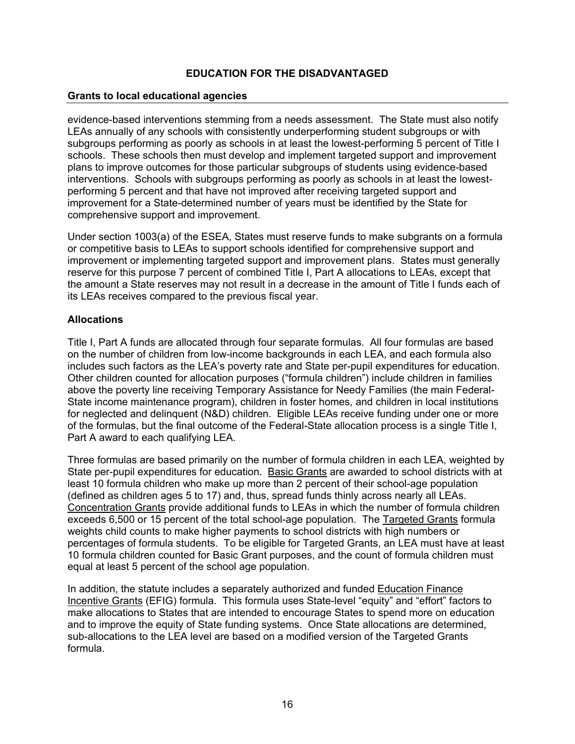evidence-based interventions stemming from a needs assessment. The State must also notify LEAs annually of any schools with consistently underperforming student subgroups or with subgroups performing as poorly as schools in at least the lowest-performing 5 percent of Title I schools. These schools then must develop and implement targeted support and improvement plans to improve outcomes for those particular subgroups of students using evidence-based interventions. Schools with subgroups performing as poorly as schools in at least the lowest-performing 5 percent and that have not improved after receiving targeted support and improvement for a State-determined number of years must be identified by the State for comprehensive support and improvement.

Under section 1003(a) of the ESEA, States must reserve funds to make subgrants on a formula or competitive basis to LEAs to support schools identified for comprehensive support and improvement or implementing targeted support and improvement plans. States must generally reserve for this purpose 7 percent of combined Title I, Part A allocations to LEAs, except that the amount a State reserves may not result in a decrease in the amount of Title I funds each of its LEAs receives compared to the previous fiscal year.

### Allocations

Title I, Part A funds are allocated through four separate formulas. All four formulas are based on the number of children from low-income backgrounds in each LEA, and each formula also includes such factors as the LEA's poverty rate and State per-pupil expenditures for education. Other children counted for allocation purposes ("formula children") include children in families above the poverty line receiving Temporary Assistance for Needy Families (the main Federal-State income maintenance program), children in foster homes, and children in local institutions for neglected and delinquent (N&D) children. Eligible LEAs receive funding under one or more of the formulas, but the final outcome of the Federal-State allocation process is a single Title I, Part A award to each qualifying LEA.

Three formulas are based primarily on the number of formula children in each LEA, weighted by State per-pupil expenditures for education. Basic Grants are awarded to school districts with at least 10 formula children who make up more than 2 percent of their school-age population (defined as children ages 5 to 17) and, thus, spread funds thinly across nearly all LEAs. Concentration Grants provide additional funds to LEAs in which the number of formula children exceeds 6,500 or 15 percent of the total school-age population. The Targeted Grants formula weights child counts to make higher payments to school districts with high numbers or percentages of formula students. To be eligible for Targeted Grants, an LEA must have at least 10 formula children counted for Basic Grant purposes, and the count of formula children must equal at least 5 percent of the school age population.

In addition, the statute includes a separately authorized and funded Education Finance Incentive Grants (EFIG) formula. This formula uses State-level "equity" and "effort" factors to make allocations to States that are intended to encourage States to spend more on education and to improve the equity of State funding systems. Once State allocations are determined, sub-allocations to the LEA level are based on a modified version of the Targeted Grants formula.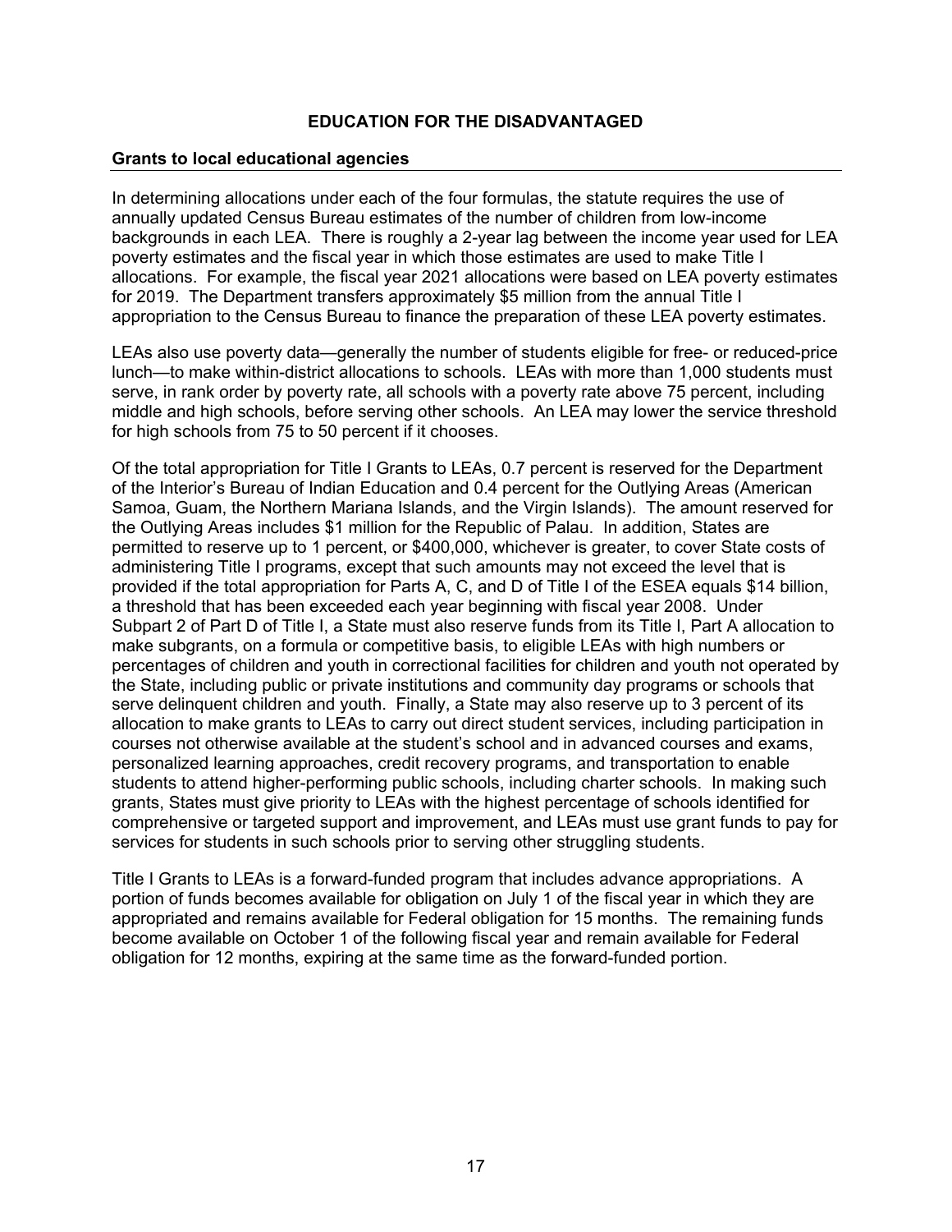# EDUCATION FOR THE DISADVANTAGED

## Grants to local educational agencies

In determining allocations under each of the four formulas, the statute requires the use of annually updated Census Bureau estimates of the number of children from low-income backgrounds in each LEA. There is roughly a 2-year lag between the income year used for LEA poverty estimates and the fiscal year in which those estimates are used to make Title I allocations. For example, the fiscal year 2021 allocations were based on LEA poverty estimates for 2019. The Department transfers approximately $5 million from the annual Title I appropriation to the Census Bureau to finance the preparation of these LEA poverty estimates.

LEAs also use poverty data—generally the number of students eligible for free- or reduced-price lunch—to make within-district allocations to schools. LEAs with more than 1,000 students must serve, in rank order by poverty rate, all schools with a poverty rate above 75 percent, including middle and high schools, before serving other schools. An LEA may lower the service threshold for high schools from 75 to 50 percent if it chooses.

Of the total appropriation for Title I Grants to LEAs, 0.7 percent is reserved for the Department of the Interior's Bureau of Indian Education and 0.4 percent for the Outlying Areas (American Samoa, Guam, the Northern Mariana Islands, and the Virgin Islands). The amount reserved for the Outlying Areas includes $1 million for the Republic of Palau. In addition, States are permitted to reserve up to 1 percent, or $400,000, whichever is greater, to cover State costs of administering Title I programs, except that such amounts may not exceed the level that is provided if the total appropriation for Parts A, C, and D of Title I of the ESEA equals $14 billion, a threshold that has been exceeded each year beginning with fiscal year 2008. Under Subpart 2 of Part D of Title I, a State must also reserve funds from its Title I, Part A allocation to make subgrants, on a formula or competitive basis, to eligible LEAs with high numbers or percentages of children and youth in correctional facilities for children and youth not operated by the State, including public or private institutions and community day programs or schools that serve delinquent children and youth. Finally, a State may also reserve up to 3 percent of its allocation to make grants to LEAs to carry out direct student services, including participation in courses not otherwise available at the student's school and in advanced courses and exams, personalized learning approaches, credit recovery programs, and transportation to enable students to attend higher-performing public schools, including charter schools. In making such grants, States must give priority to LEAs with the highest percentage of schools identified for comprehensive or targeted support and improvement, and LEAs must use grant funds to pay for services for students in such schools prior to serving other struggling students.

Title I Grants to LEAs is a forward-funded program that includes advance appropriations. A portion of funds becomes available for obligation on July 1 of the fiscal year in which they are appropriated and remains available for Federal obligation for 15 months. The remaining funds become available on October 1 of the following fiscal year and remain available for Federal obligation for 12 months, expiring at the same time as the forward-funded portion.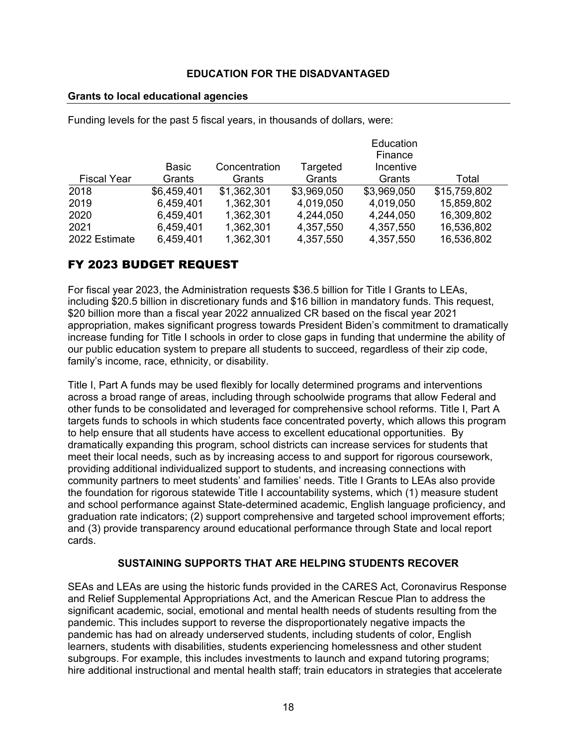## EDUCATION FOR THE DISADVANTAGED

### Grants to local educational agencies

Funding levels for the past 5 fiscal years, in thousands of dollars, were:

| Fiscal Year | Basic Grants | Concentration Grants | Targeted Grants | Education Finance Incentive Grants | Total |
|---|---|---|---|---|---|
| 2018 | $6,459,401 | $1,362,301 | $3,969,050 | $3,969,050 | $15,759,802 |
| 2019 | 6,459,401 | 1,362,301 | 4,019,050 | 4,019,050 | 15,859,802 |
| 2020 | 6,459,401 | 1,362,301 | 4,244,050 | 4,244,050 | 16,309,802 |
| 2021 | 6,459,401 | 1,362,301 | 4,357,550 | 4,357,550 | 16,536,802 |
| 2022 Estimate | 6,459,401 | 1,362,301 | 4,357,550 | 4,357,550 | 16,536,802 |

# FY 2023 BUDGET REQUEST

For fiscal year 2023, the Administration requests $36.5 billion for Title I Grants to LEAs, including $20.5 billion in discretionary funds and $16 billion in mandatory funds. This request, $20 billion more than a fiscal year 2022 annualized CR based on the fiscal year 2021 appropriation, makes significant progress towards President Biden's commitment to dramatically increase funding for Title I schools in order to close gaps in funding that undermine the ability of our public education system to prepare all students to succeed, regardless of their zip code, family's income, race, ethnicity, or disability.

Title I, Part A funds may be used flexibly for locally determined programs and interventions across a broad range of areas, including through schoolwide programs that allow Federal and other funds to be consolidated and leveraged for comprehensive school reforms. Title I, Part A targets funds to schools in which students face concentrated poverty, which allows this program to help ensure that all students have access to excellent educational opportunities. By dramatically expanding this program, school districts can increase services for students that meet their local needs, such as by increasing access to and support for rigorous coursework, providing additional individualized support to students, and increasing connections with community partners to meet students' and families' needs. Title I Grants to LEAs also provide the foundation for rigorous statewide Title I accountability systems, which (1) measure student and school performance against State-determined academic, English language proficiency, and graduation rate indicators; (2) support comprehensive and targeted school improvement efforts; and (3) provide transparency around educational performance through State and local report cards.

### SUSTAINING SUPPORTS THAT ARE HELPING STUDENTS RECOVER

SEAs and LEAs are using the historic funds provided in the CARES Act, Coronavirus Response and Relief Supplemental Appropriations Act, and the American Rescue Plan to address the significant academic, social, emotional and mental health needs of students resulting from the pandemic. This includes support to reverse the disproportionately negative impacts the pandemic has had on already underserved students, including students of color, English learners, students with disabilities, students experiencing homelessness and other student subgroups. For example, this includes investments to launch and expand tutoring programs; hire additional instructional and mental health staff; train educators in strategies that accelerate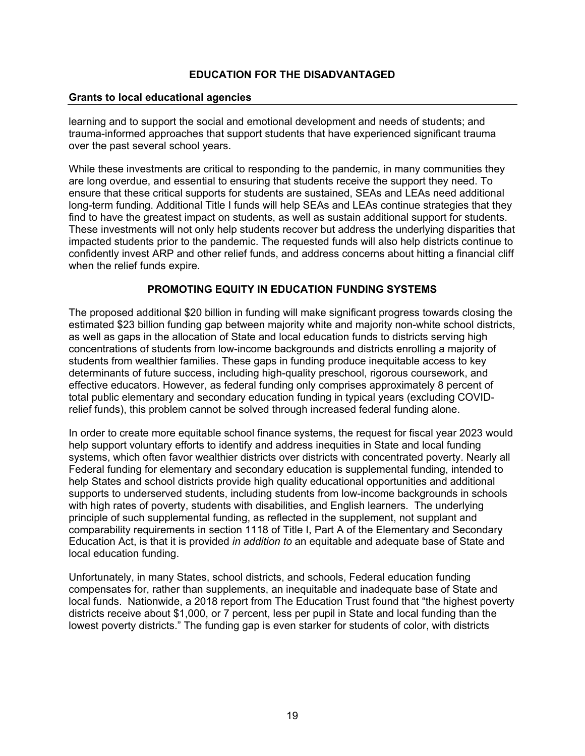learning and to support the social and emotional development and needs of students; and trauma-informed approaches that support students that have experienced significant trauma over the past several school years.

While these investments are critical to responding to the pandemic, in many communities they are long overdue, and essential to ensuring that students receive the support they need. To ensure that these critical supports for students are sustained, SEAs and LEAs need additional long-term funding. Additional Title I funds will help SEAs and LEAs continue strategies that they find to have the greatest impact on students, as well as sustain additional support for students. These investments will not only help students recover but address the underlying disparities that impacted students prior to the pandemic. The requested funds will also help districts continue to confidently invest ARP and other relief funds, and address concerns about hitting a financial cliff when the relief funds expire.

## PROMOTING EQUITY IN EDUCATION FUNDING SYSTEMS

The proposed additional $20 billion in funding will make significant progress towards closing the estimated $23 billion funding gap between majority white and majority non-white school districts, as well as gaps in the allocation of State and local education funds to districts serving high concentrations of students from low-income backgrounds and districts enrolling a majority of students from wealthier families. These gaps in funding produce inequitable access to key determinants of future success, including high-quality preschool, rigorous coursework, and effective educators. However, as federal funding only comprises approximately 8 percent of total public elementary and secondary education funding in typical years (excluding COVID-relief funds), this problem cannot be solved through increased federal funding alone.

In order to create more equitable school finance systems, the request for fiscal year 2023 would help support voluntary efforts to identify and address inequities in State and local funding systems, which often favor wealthier districts over districts with concentrated poverty. Nearly all Federal funding for elementary and secondary education is supplemental funding, intended to help States and school districts provide high quality educational opportunities and additional supports to underserved students, including students from low-income backgrounds in schools with high rates of poverty, students with disabilities, and English learners. The underlying principle of such supplemental funding, as reflected in the supplement, not supplant and comparability requirements in section 1118 of Title I, Part A of the Elementary and Secondary Education Act, is that it is provided *in addition to* an equitable and adequate base of State and local education funding.

Unfortunately, in many States, school districts, and schools, Federal education funding compensates for, rather than supplements, an inequitable and inadequate base of State and local funds. Nationwide, a 2018 report from The Education Trust found that "the highest poverty districts receive about $1,000, or 7 percent, less per pupil in State and local funding than the lowest poverty districts." The funding gap is even starker for students of color, with districts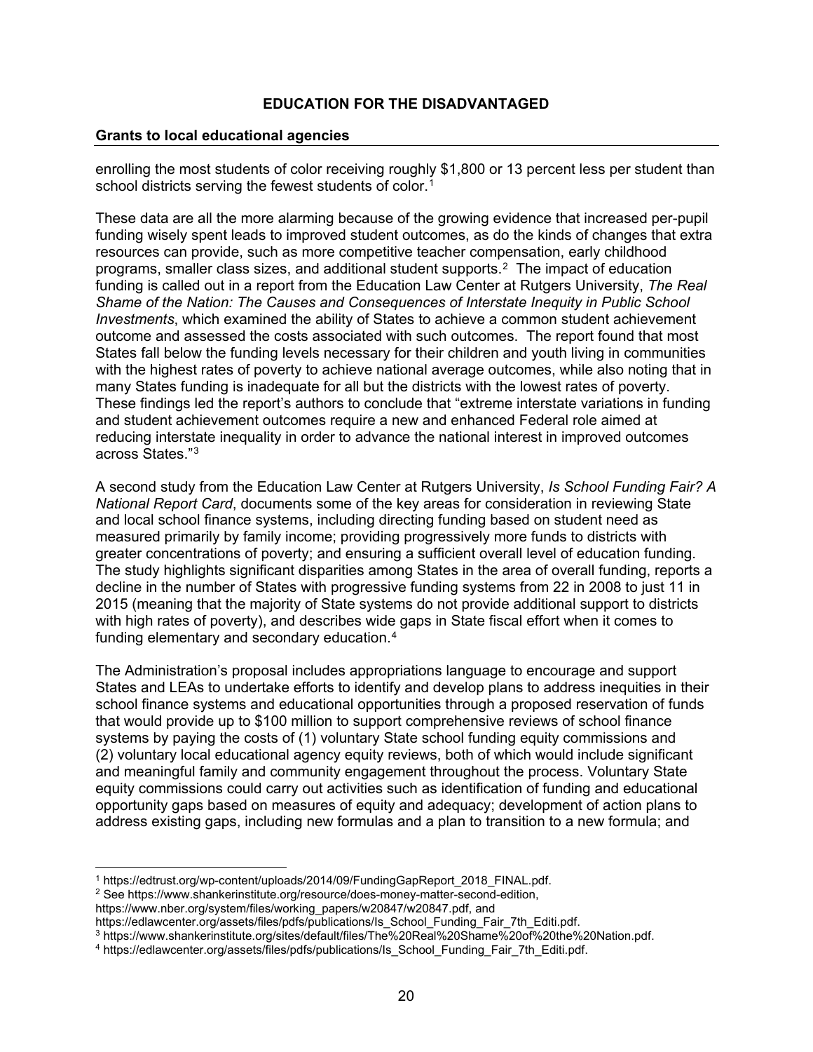**EDUCATION FOR THE DISADVANTAGED**

**Grants to local educational agencies**

enrolling the most students of color receiving roughly $1,800 or 13 percent less per student than school districts serving the fewest students of color.[1]

These data are all the more alarming because of the growing evidence that increased per-pupil funding wisely spent leads to improved student outcomes, as do the kinds of changes that extra resources can provide, such as more competitive teacher compensation, early childhood programs, smaller class sizes, and additional student supports.[2] The impact of education funding is called out in a report from the Education Law Center at Rutgers University, *The Real Shame of the Nation: The Causes and Consequences of Interstate Inequity in Public School Investments*, which examined the ability of States to achieve a common student achievement outcome and assessed the costs associated with such outcomes. The report found that most States fall below the funding levels necessary for their children and youth living in communities with the highest rates of poverty to achieve national average outcomes, while also noting that in many States funding is inadequate for all but the districts with the lowest rates of poverty. These findings led the report's authors to conclude that "extreme interstate variations in funding and student achievement outcomes require a new and enhanced Federal role aimed at reducing interstate inequality in order to advance the national interest in improved outcomes across States."[3]

A second study from the Education Law Center at Rutgers University, *Is School Funding Fair? A National Report Card*, documents some of the key areas for consideration in reviewing State and local school finance systems, including directing funding based on student need as measured primarily by family income; providing progressively more funds to districts with greater concentrations of poverty; and ensuring a sufficient overall level of education funding. The study highlights significant disparities among States in the area of overall funding, reports a decline in the number of States with progressive funding systems from 22 in 2008 to just 11 in 2015 (meaning that the majority of State systems do not provide additional support to districts with high rates of poverty), and describes wide gaps in State fiscal effort when it comes to funding elementary and secondary education.[4]

The Administration's proposal includes appropriations language to encourage and support States and LEAs to undertake efforts to identify and develop plans to address inequities in their school finance systems and educational opportunities through a proposed reservation of funds that would provide up to $100 million to support comprehensive reviews of school finance systems by paying the costs of (1) voluntary State school funding equity commissions and (2) voluntary local educational agency equity reviews, both of which would include significant and meaningful family and community engagement throughout the process. Voluntary State equity commissions could carry out activities such as identification of funding and educational opportunity gaps based on measures of equity and adequacy; development of action plans to address existing gaps, including new formulas and a plan to transition to a new formula; and

---

[1] https://edtrust.org/wp-content/uploads/2014/09/FundingGapReport_2018_FINAL.pdf.

[2] See https://www.shankerinstitute.org/resource/does-money-matter-second-edition, https://www.nber.org/system/files/working_papers/w20847/w20847.pdf, and https://edlawcenter.org/assets/files/pdfs/publications/Is_School_Funding_Fair_7th_Editi.pdf.

[3] https://www.shankerinstitute.org/sites/default/files/The%20Real%20Shame%20of%20the%20Nation.pdf.

[4] https://edlawcenter.org/assets/files/pdfs/publications/Is_School_Funding_Fair_7th_Editi.pdf.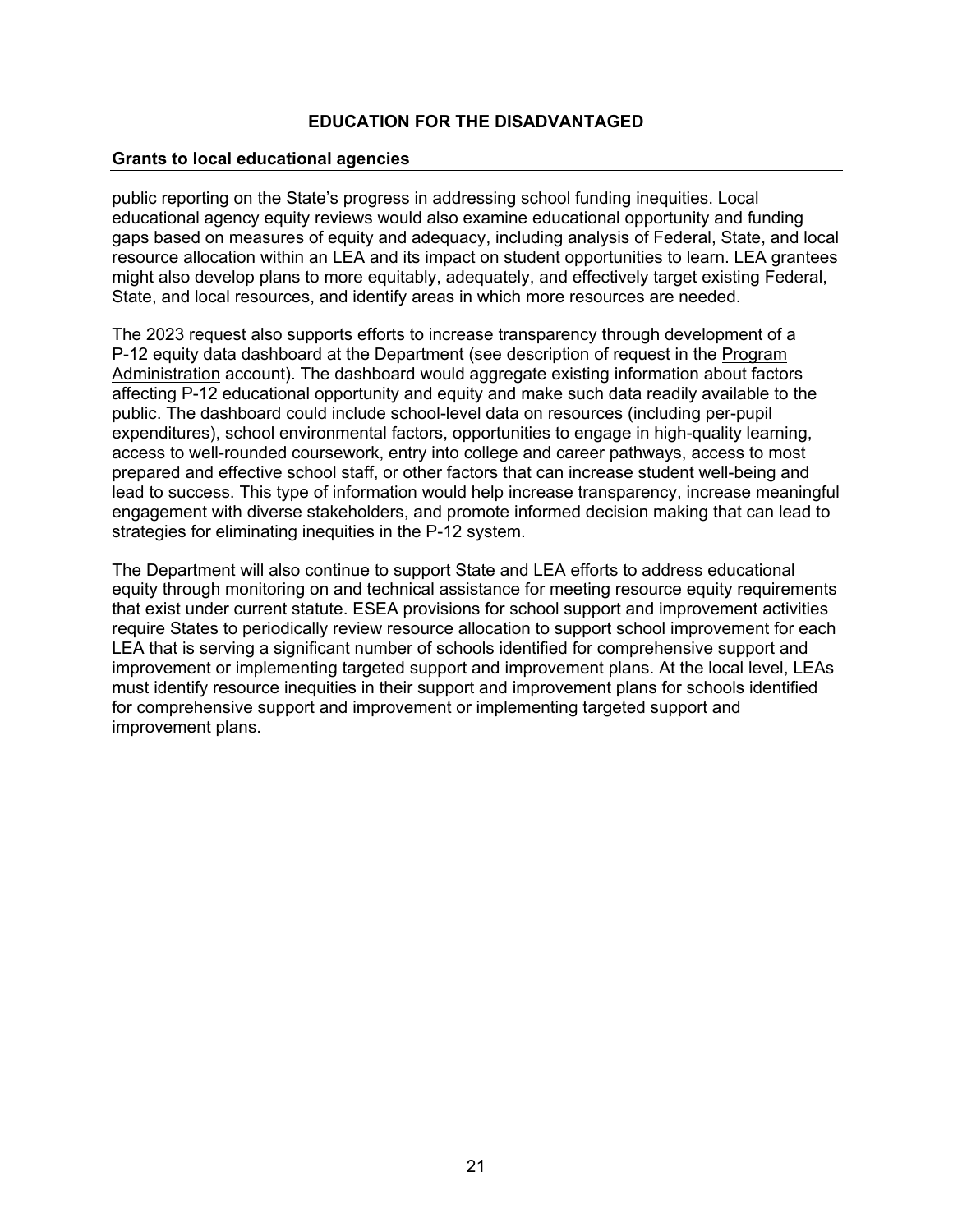public reporting on the State's progress in addressing school funding inequities. Local educational agency equity reviews would also examine educational opportunity and funding gaps based on measures of equity and adequacy, including analysis of Federal, State, and local resource allocation within an LEA and its impact on student opportunities to learn. LEA grantees might also develop plans to more equitably, adequately, and effectively target existing Federal, State, and local resources, and identify areas in which more resources are needed.

The 2023 request also supports efforts to increase transparency through development of a P-12 equity data dashboard at the Department (see description of request in the Program Administration account). The dashboard would aggregate existing information about factors affecting P-12 educational opportunity and equity and make such data readily available to the public. The dashboard could include school-level data on resources (including per-pupil expenditures), school environmental factors, opportunities to engage in high-quality learning, access to well-rounded coursework, entry into college and career pathways, access to most prepared and effective school staff, or other factors that can increase student well-being and lead to success. This type of information would help increase transparency, increase meaningful engagement with diverse stakeholders, and promote informed decision making that can lead to strategies for eliminating inequities in the P-12 system.

The Department will also continue to support State and LEA efforts to address educational equity through monitoring on and technical assistance for meeting resource equity requirements that exist under current statute. ESEA provisions for school support and improvement activities require States to periodically review resource allocation to support school improvement for each LEA that is serving a significant number of schools identified for comprehensive support and improvement or implementing targeted support and improvement plans. At the local level, LEAs must identify resource inequities in their support and improvement plans for schools identified for comprehensive support and improvement or implementing targeted support and improvement plans.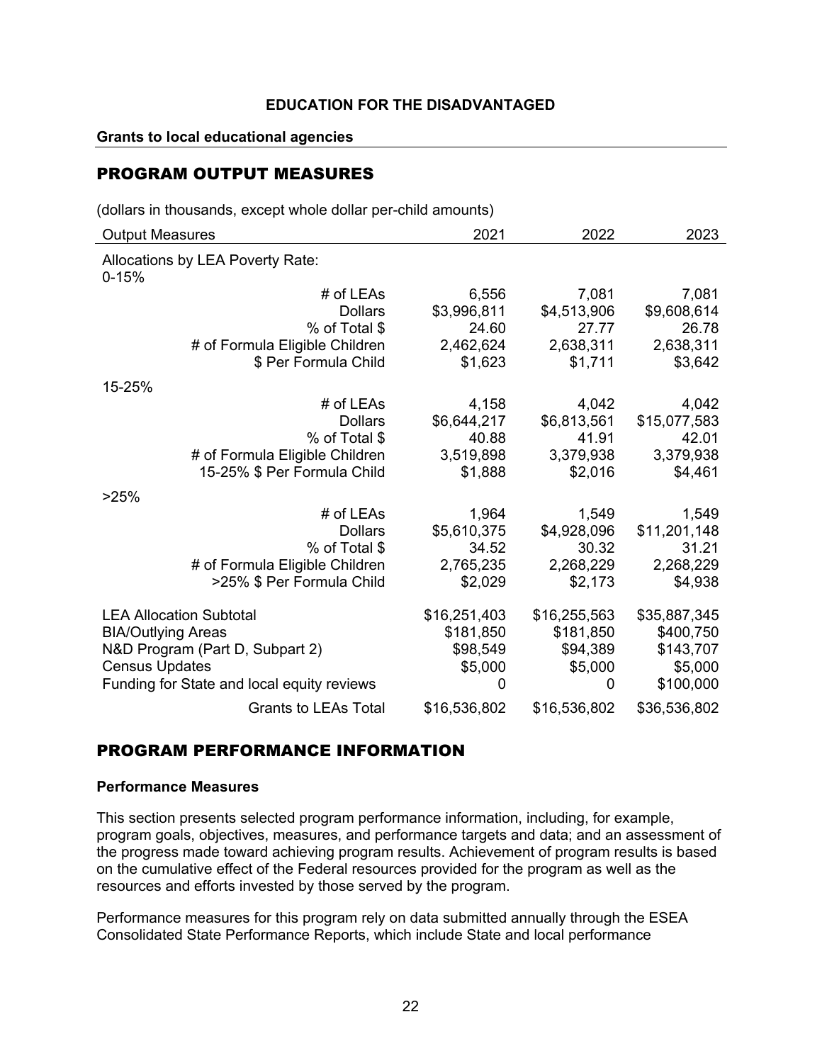**EDUCATION FOR THE DISADVANTAGED**

**Grants to local educational agencies**

## PROGRAM OUTPUT MEASURES

(dollars in thousands, except whole dollar per-child amounts)

| Output Measures | 2021 | 2022 | 2023 |
|---|---|---|---|
| Allocations by LEA Poverty Rate: | | | |
| 0-15% | | | |
| # of LEAs | 6,556 | 7,081 | 7,081 |
| Dollars | $3,996,811 | $4,513,906 | $9,608,614 |
| % of Total $ | 24.60 | 27.77 | 26.78 |
| # of Formula Eligible Children | 2,462,624 | 2,638,311 | 2,638,311 |
| $ Per Formula Child | $1,623 | $1,711 | $3,642 |
| 15-25% | | | |
| # of LEAs | 4,158 | 4,042 | 4,042 |
| Dollars | $6,644,217 | $6,813,561 | $15,077,583 |
| % of Total $ | 40.88 | 41.91 | 42.01 |
| # of Formula Eligible Children | 3,519,898 | 3,379,938 | 3,379,938 |
| 15-25% $ Per Formula Child | $1,888 | $2,016 | $4,461 |
| >25% | | | |
| # of LEAs | 1,964 | 1,549 | 1,549 |
| Dollars | $5,610,375 | $4,928,096 | $11,201,148 |
| % of Total $ | 34.52 | 30.32 | 31.21 |
| # of Formula Eligible Children | 2,765,235 | 2,268,229 | 2,268,229 |
| >25% $ Per Formula Child | $2,029 | $2,173 | $4,938 |
| LEA Allocation Subtotal | $16,251,403 | $16,255,563 | $35,887,345 |
| BIA/Outlying Areas | $181,850 | $181,850 | $400,750 |
| N&D Program (Part D, Subpart 2) | $98,549 | $94,389 | $143,707 |
| Census Updates | $5,000 | $5,000 | $5,000 |
| Funding for State and local equity reviews | 0 | 0 | $100,000 |
| Grants to LEAs Total | $16,536,802 | $16,536,802 | $36,536,802 |

## PROGRAM PERFORMANCE INFORMATION

**Performance Measures**

This section presents selected program performance information, including, for example, program goals, objectives, measures, and performance targets and data; and an assessment of the progress made toward achieving program results. Achievement of program results is based on the cumulative effect of the Federal resources provided for the program as well as the resources and efforts invested by those served by the program.

Performance measures for this program rely on data submitted annually through the ESEA Consolidated State Performance Reports, which include State and local performance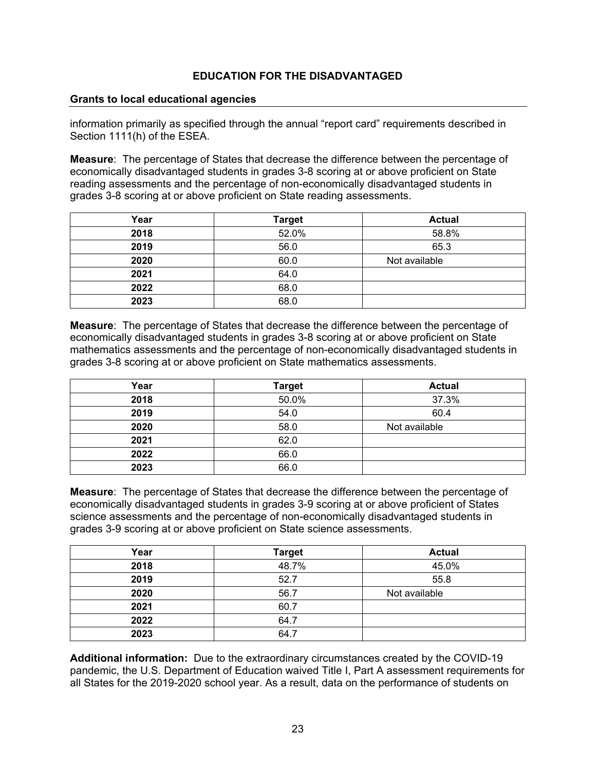information primarily as specified through the annual "report card" requirements described in Section 1111(h) of the ESEA.

**Measure**: The percentage of States that decrease the difference between the percentage of economically disadvantaged students in grades 3-8 scoring at or above proficient on State reading assessments and the percentage of non-economically disadvantaged students in grades 3-8 scoring at or above proficient on State reading assessments.

| Year | Target | Actual |
|---|---|---|
| 2018 | 52.0% | 58.8% |
| 2019 | 56.0 | 65.3 |
| 2020 | 60.0 | Not available |
| 2021 | 64.0 | |
| 2022 | 68.0 | |
| 2023 | 68.0 | |

**Measure**: The percentage of States that decrease the difference between the percentage of economically disadvantaged students in grades 3-8 scoring at or above proficient on State mathematics assessments and the percentage of non-economically disadvantaged students in grades 3-8 scoring at or above proficient on State mathematics assessments.

| Year | Target | Actual |
|---|---|---|
| 2018 | 50.0% | 37.3% |
| 2019 | 54.0 | 60.4 |
| 2020 | 58.0 | Not available |
| 2021 | 62.0 | |
| 2022 | 66.0 | |
| 2023 | 66.0 | |

**Measure**: The percentage of States that decrease the difference between the percentage of economically disadvantaged students in grades 3-9 scoring at or above proficient of States science assessments and the percentage of non-economically disadvantaged students in grades 3-9 scoring at or above proficient on State science assessments.

| Year | Target | Actual |
|---|---|---|
| 2018 | 48.7% | 45.0% |
| 2019 | 52.7 | 55.8 |
| 2020 | 56.7 | Not available |
| 2021 | 60.7 | |
| 2022 | 64.7 | |
| 2023 | 64.7 | |

**Additional information:** Due to the extraordinary circumstances created by the COVID-19 pandemic, the U.S. Department of Education waived Title I, Part A assessment requirements for all States for the 2019-2020 school year. As a result, data on the performance of students on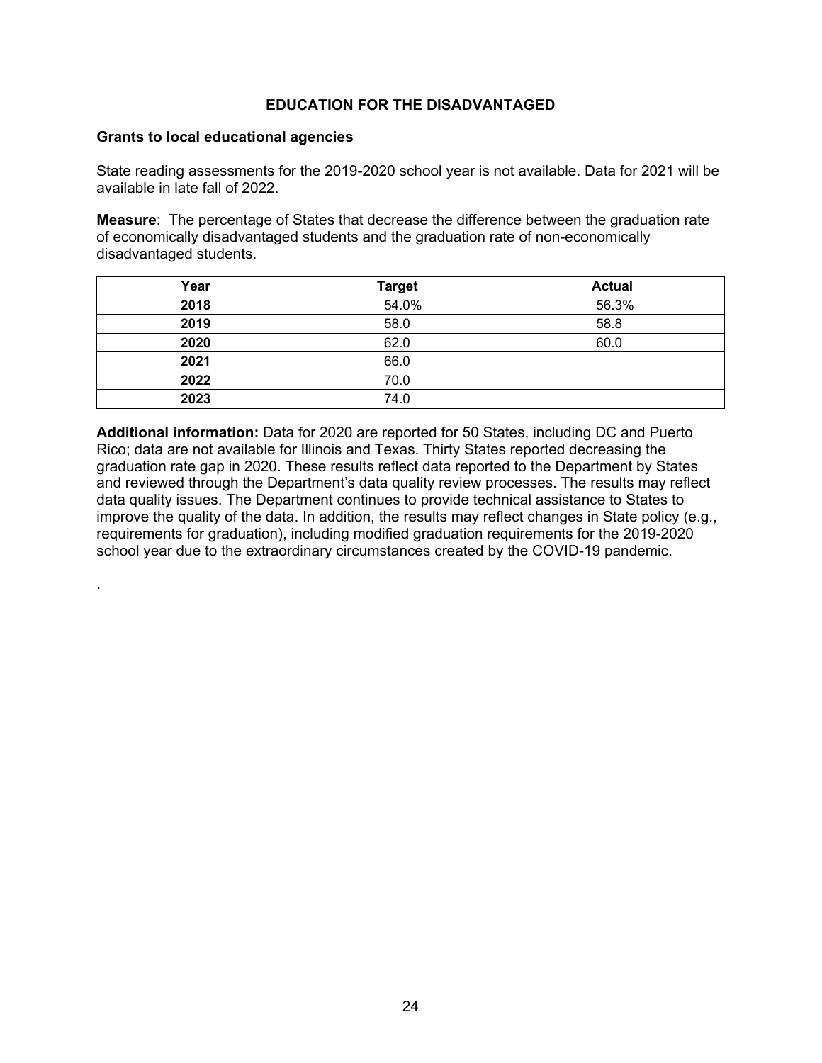### EDUCATION FOR THE DISADVANTAGED

#### Grants to local educational agencies

State reading assessments for the 2019-2020 school year is not available. Data for 2021 will be available in late fall of 2022.

**Measure**: The percentage of States that decrease the difference between the graduation rate of economically disadvantaged students and the graduation rate of non-economically disadvantaged students.

| Year | Target | Actual |
|---|---|---|
| **2018** | 54.0% | 56.3% |
| **2019** | 58.0 | 58.8 |
| **2020** | 62.0 | 60.0 |
| **2021** | 66.0 | |
| **2022** | 70.0 | |
| **2023** | 74.0 | |

**Additional information:** Data for 2020 are reported for 50 States, including DC and Puerto Rico; data are not available for Illinois and Texas. Thirty States reported decreasing the graduation rate gap in 2020. These results reflect data reported to the Department by States and reviewed through the Department's data quality review processes. The results may reflect data quality issues. The Department continues to provide technical assistance to States to improve the quality of the data. In addition, the results may reflect changes in State policy (e.g., requirements for graduation), including modified graduation requirements for the 2019-2020 school year due to the extraordinary circumstances created by the COVID-19 pandemic.

.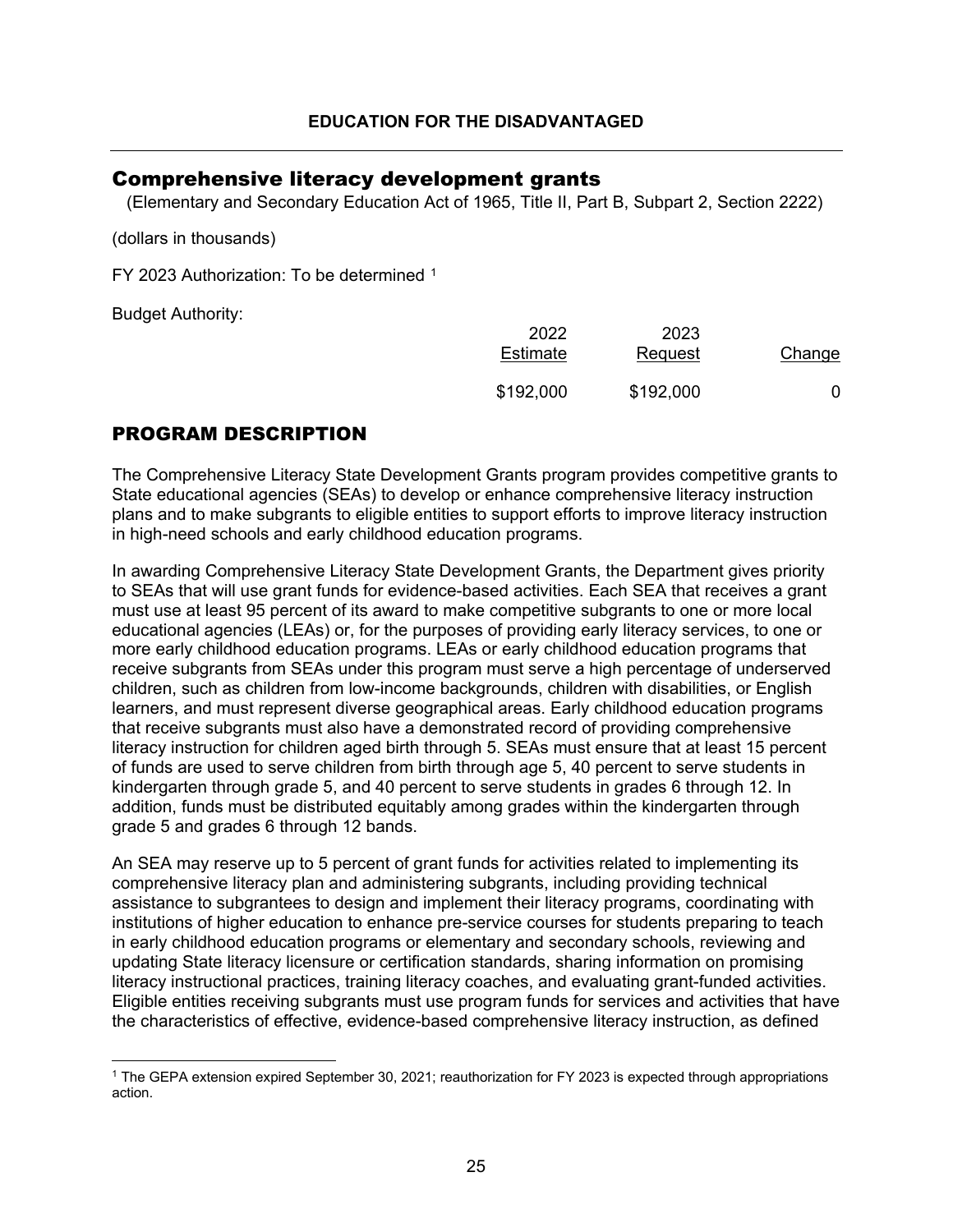**EDUCATION FOR THE DISADVANTAGED**

## Comprehensive literacy development grants

(Elementary and Secondary Education Act of 1965, Title II, Part B, Subpart 2, Section 2222)

(dollars in thousands)

FY 2023 Authorization: To be determined [1]

Budget Authority:

| | 2022 Estimate | 2023 Request | Change |
|---|---|---|---|
| | $192,000 | $192,000 | 0 |

## PROGRAM DESCRIPTION

The Comprehensive Literacy State Development Grants program provides competitive grants to State educational agencies (SEAs) to develop or enhance comprehensive literacy instruction plans and to make subgrants to eligible entities to support efforts to improve literacy instruction in high-need schools and early childhood education programs.

In awarding Comprehensive Literacy State Development Grants, the Department gives priority to SEAs that will use grant funds for evidence-based activities. Each SEA that receives a grant must use at least 95 percent of its award to make competitive subgrants to one or more local educational agencies (LEAs) or, for the purposes of providing early literacy services, to one or more early childhood education programs. LEAs or early childhood education programs that receive subgrants from SEAs under this program must serve a high percentage of underserved children, such as children from low-income backgrounds, children with disabilities, or English learners, and must represent diverse geographical areas. Early childhood education programs that receive subgrants must also have a demonstrated record of providing comprehensive literacy instruction for children aged birth through 5. SEAs must ensure that at least 15 percent of funds are used to serve children from birth through age 5, 40 percent to serve students in kindergarten through grade 5, and 40 percent to serve students in grades 6 through 12. In addition, funds must be distributed equitably among grades within the kindergarten through grade 5 and grades 6 through 12 bands.

An SEA may reserve up to 5 percent of grant funds for activities related to implementing its comprehensive literacy plan and administering subgrants, including providing technical assistance to subgrantees to design and implement their literacy programs, coordinating with institutions of higher education to enhance pre-service courses for students preparing to teach in early childhood education programs or elementary and secondary schools, reviewing and updating State literacy licensure or certification standards, sharing information on promising literacy instructional practices, training literacy coaches, and evaluating grant-funded activities. Eligible entities receiving subgrants must use program funds for services and activities that have the characteristics of effective, evidence-based comprehensive literacy instruction, as defined

[1] The GEPA extension expired September 30, 2021; reauthorization for FY 2023 is expected through appropriations action.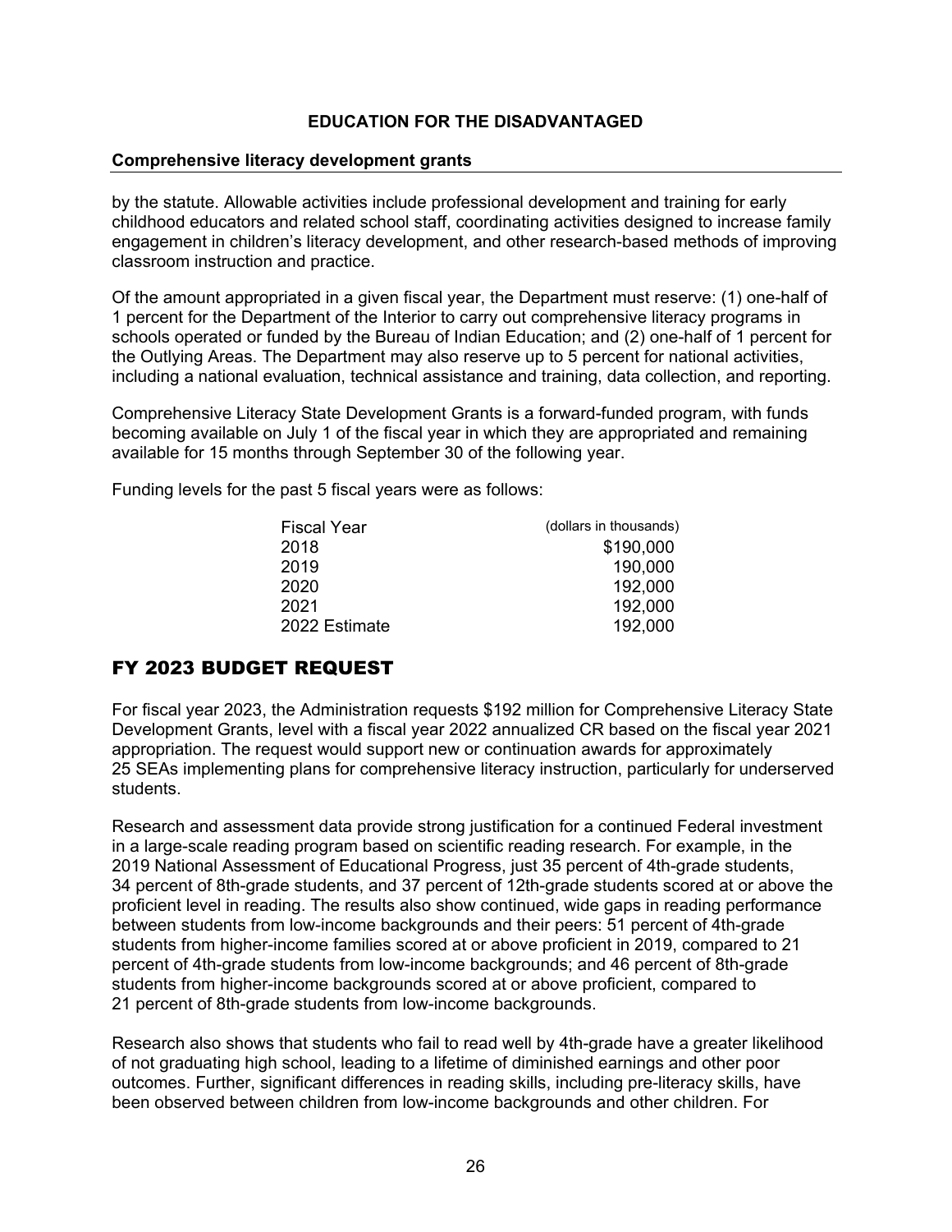**EDUCATION FOR THE DISADVANTAGED**

**Comprehensive literacy development grants**

by the statute. Allowable activities include professional development and training for early childhood educators and related school staff, coordinating activities designed to increase family engagement in children's literacy development, and other research-based methods of improving classroom instruction and practice.

Of the amount appropriated in a given fiscal year, the Department must reserve: (1) one-half of 1 percent for the Department of the Interior to carry out comprehensive literacy programs in schools operated or funded by the Bureau of Indian Education; and (2) one-half of 1 percent for the Outlying Areas. The Department may also reserve up to 5 percent for national activities, including a national evaluation, technical assistance and training, data collection, and reporting.

Comprehensive Literacy State Development Grants is a forward-funded program, with funds becoming available on July 1 of the fiscal year in which they are appropriated and remaining available for 15 months through September 30 of the following year.

Funding levels for the past 5 fiscal years were as follows:

| Fiscal Year | (dollars in thousands) |
|---|---|
| 2018 | $190,000 |
| 2019 | 190,000 |
| 2020 | 192,000 |
| 2021 | 192,000 |
| 2022 Estimate | 192,000 |

## FY 2023 BUDGET REQUEST

For fiscal year 2023, the Administration requests $192 million for Comprehensive Literacy State Development Grants, level with a fiscal year 2022 annualized CR based on the fiscal year 2021 appropriation. The request would support new or continuation awards for approximately 25 SEAs implementing plans for comprehensive literacy instruction, particularly for underserved students.

Research and assessment data provide strong justification for a continued Federal investment in a large-scale reading program based on scientific reading research. For example, in the 2019 National Assessment of Educational Progress, just 35 percent of 4th-grade students, 34 percent of 8th-grade students, and 37 percent of 12th-grade students scored at or above the proficient level in reading. The results also show continued, wide gaps in reading performance between students from low-income backgrounds and their peers: 51 percent of 4th-grade students from higher-income families scored at or above proficient in 2019, compared to 21 percent of 4th-grade students from low-income backgrounds; and 46 percent of 8th-grade students from higher-income backgrounds scored at or above proficient, compared to 21 percent of 8th-grade students from low-income backgrounds.

Research also shows that students who fail to read well by 4th-grade have a greater likelihood of not graduating high school, leading to a lifetime of diminished earnings and other poor outcomes. Further, significant differences in reading skills, including pre-literacy skills, have been observed between children from low-income backgrounds and other children. For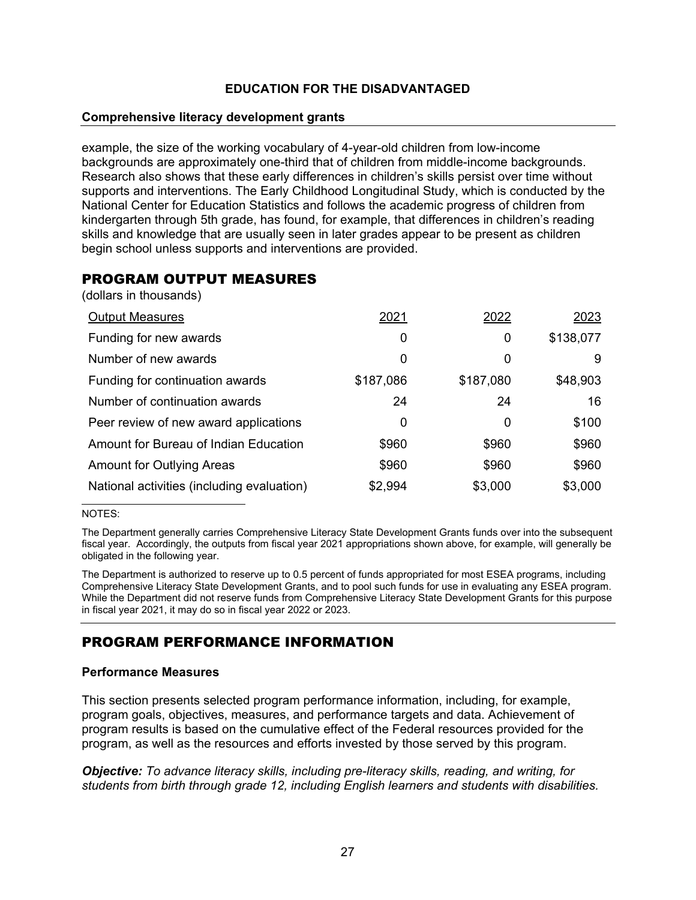example, the size of the working vocabulary of 4-year-old children from low-income backgrounds are approximately one-third that of children from middle-income backgrounds. Research also shows that these early differences in children's skills persist over time without supports and interventions. The Early Childhood Longitudinal Study, which is conducted by the National Center for Education Statistics and follows the academic progress of children from kindergarten through 5th grade, has found, for example, that differences in children's reading skills and knowledge that are usually seen in later grades appear to be present as children begin school unless supports and interventions are provided.

## PROGRAM OUTPUT MEASURES

(dollars in thousands)

| Output Measures | 2021 | 2022 | 2023 |
|---|---|---|---|
| Funding for new awards | 0 | 0 | $138,077 |
| Number of new awards | 0 | 0 | 9 |
| Funding for continuation awards | $187,086 | $187,080 | $48,903 |
| Number of continuation awards | 24 | 24 | 16 |
| Peer review of new award applications | 0 | 0 | $100 |
| Amount for Bureau of Indian Education | $960 | $960 | $960 |
| Amount for Outlying Areas | $960 | $960 | $960 |
| National activities (including evaluation) | $2,994 | $3,000 | $3,000 |

NOTES:

The Department generally carries Comprehensive Literacy State Development Grants funds over into the subsequent fiscal year. Accordingly, the outputs from fiscal year 2021 appropriations shown above, for example, will generally be obligated in the following year.

The Department is authorized to reserve up to 0.5 percent of funds appropriated for most ESEA programs, including Comprehensive Literacy State Development Grants, and to pool such funds for use in evaluating any ESEA program. While the Department did not reserve funds from Comprehensive Literacy State Development Grants for this purpose in fiscal year 2021, it may do so in fiscal year 2022 or 2023.

## PROGRAM PERFORMANCE INFORMATION

### Performance Measures

This section presents selected program performance information, including, for example, program goals, objectives, measures, and performance targets and data. Achievement of program results is based on the cumulative effect of the Federal resources provided for the program, as well as the resources and efforts invested by those served by this program.

***Objective:*** *To advance literacy skills, including pre-literacy skills, reading, and writing, for students from birth through grade 12, including English learners and students with disabilities.*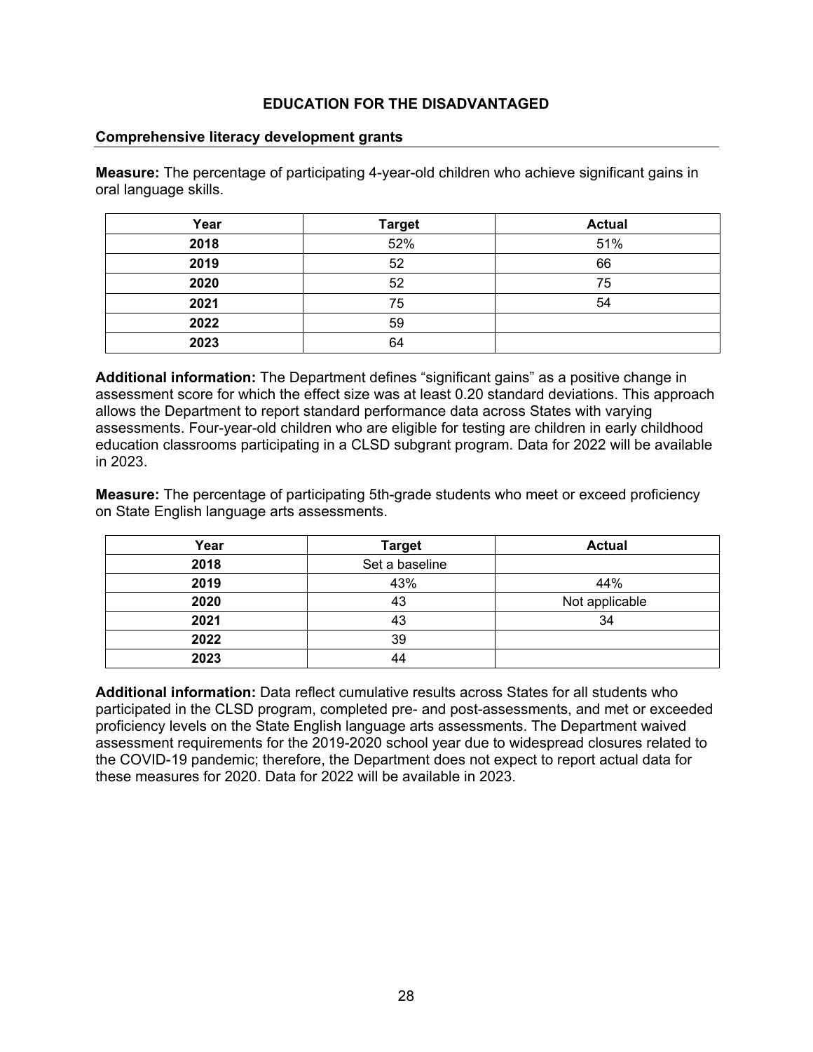## EDUCATION FOR THE DISADVANTAGED

### Comprehensive literacy development grants

**Measure:** The percentage of participating 4-year-old children who achieve significant gains in oral language skills.

| Year | Target | Actual |
|---|---|---|
| **2018** | 52% | 51% |
| **2019** | 52 | 66 |
| **2020** | 52 | 75 |
| **2021** | 75 | 54 |
| **2022** | 59 | |
| **2023** | 64 | |

**Additional information:** The Department defines "significant gains" as a positive change in assessment score for which the effect size was at least 0.20 standard deviations. This approach allows the Department to report standard performance data across States with varying assessments. Four-year-old children who are eligible for testing are children in early childhood education classrooms participating in a CLSD subgrant program. Data for 2022 will be available in 2023.

**Measure:** The percentage of participating 5th-grade students who meet or exceed proficiency on State English language arts assessments.

| Year | Target | Actual |
|---|---|---|
| **2018** | Set a baseline | |
| **2019** | 43% | 44% |
| **2020** | 43 | Not applicable |
| **2021** | 43 | 34 |
| **2022** | 39 | |
| **2023** | 44 | |

**Additional information:** Data reflect cumulative results across States for all students who participated in the CLSD program, completed pre- and post-assessments, and met or exceeded proficiency levels on the State English language arts assessments. The Department waived assessment requirements for the 2019-2020 school year due to widespread closures related to the COVID-19 pandemic; therefore, the Department does not expect to report actual data for these measures for 2020. Data for 2022 will be available in 2023.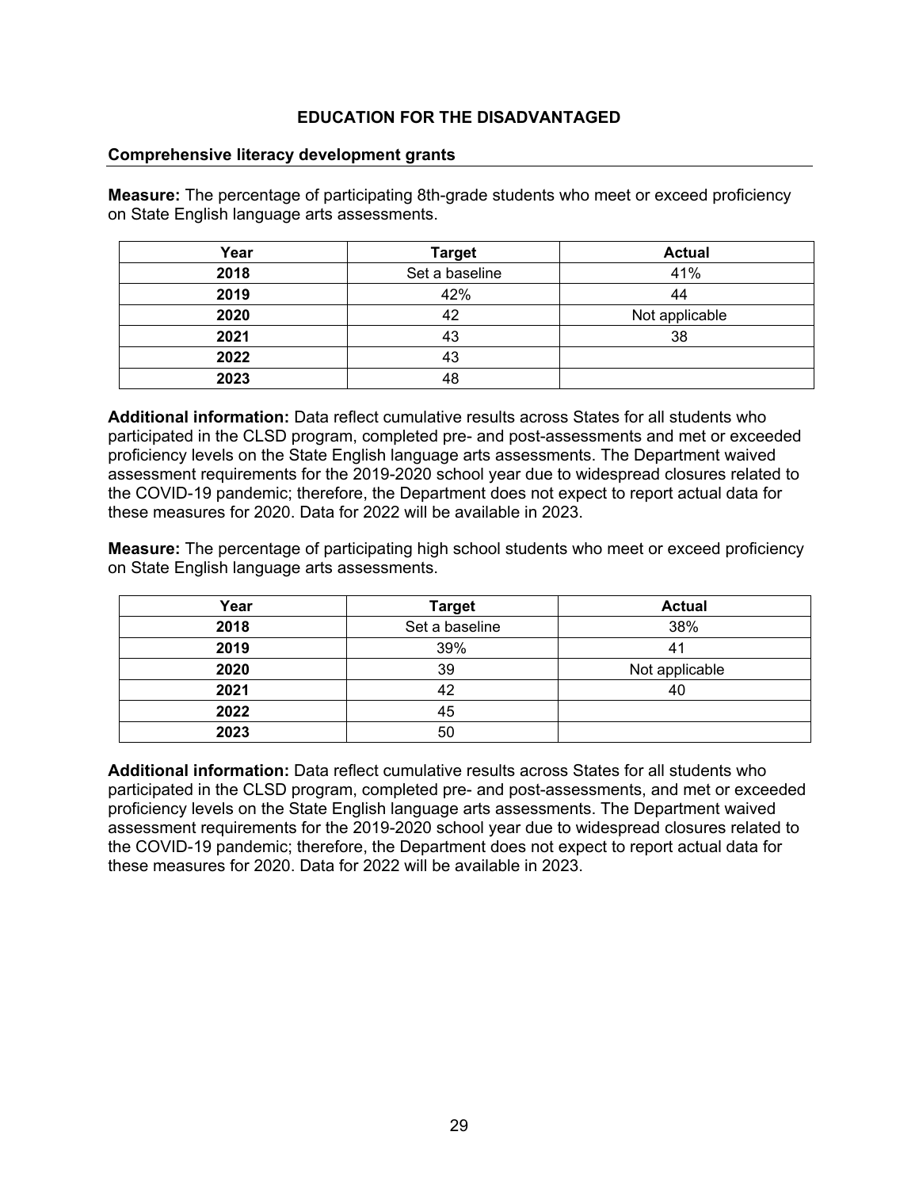## EDUCATION FOR THE DISADVANTAGED

### Comprehensive literacy development grants

**Measure:** The percentage of participating 8th-grade students who meet or exceed proficiency on State English language arts assessments.

| Year | Target | Actual |
|---|---|---|
| **2018** | Set a baseline | 41% |
| **2019** | 42% | 44 |
| **2020** | 42 | Not applicable |
| **2021** | 43 | 38 |
| **2022** | 43 | |
| **2023** | 48 | |

**Additional information:** Data reflect cumulative results across States for all students who participated in the CLSD program, completed pre- and post-assessments and met or exceeded proficiency levels on the State English language arts assessments. The Department waived assessment requirements for the 2019-2020 school year due to widespread closures related to the COVID-19 pandemic; therefore, the Department does not expect to report actual data for these measures for 2020. Data for 2022 will be available in 2023.

**Measure:** The percentage of participating high school students who meet or exceed proficiency on State English language arts assessments.

| Year | Target | Actual |
|---|---|---|
| **2018** | Set a baseline | 38% |
| **2019** | 39% | 41 |
| **2020** | 39 | Not applicable |
| **2021** | 42 | 40 |
| **2022** | 45 | |
| **2023** | 50 | |

**Additional information:** Data reflect cumulative results across States for all students who participated in the CLSD program, completed pre- and post-assessments, and met or exceeded proficiency levels on the State English language arts assessments. The Department waived assessment requirements for the 2019-2020 school year due to widespread closures related to the COVID-19 pandemic; therefore, the Department does not expect to report actual data for these measures for 2020. Data for 2022 will be available in 2023.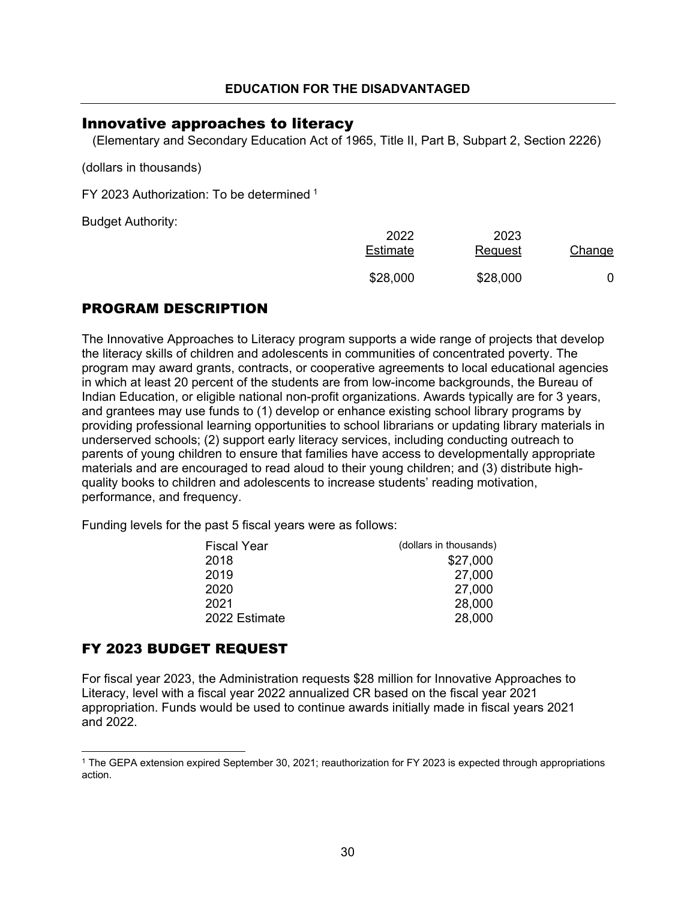## EDUCATION FOR THE DISADVANTAGED

### Innovative approaches to literacy

(Elementary and Secondary Education Act of 1965, Title II, Part B, Subpart 2, Section 2226)

(dollars in thousands)

FY 2023 Authorization: To be determined [1]

Budget Authority:

| | 2022 Estimate | 2023 Request | Change |
|---|---|---|---|
| | $28,000 | $28,000 | 0 |

## PROGRAM DESCRIPTION

The Innovative Approaches to Literacy program supports a wide range of projects that develop the literacy skills of children and adolescents in communities of concentrated poverty. The program may award grants, contracts, or cooperative agreements to local educational agencies in which at least 20 percent of the students are from low-income backgrounds, the Bureau of Indian Education, or eligible national non-profit organizations. Awards typically are for 3 years, and grantees may use funds to (1) develop or enhance existing school library programs by providing professional learning opportunities to school librarians or updating library materials in underserved schools; (2) support early literacy services, including conducting outreach to parents of young children to ensure that families have access to developmentally appropriate materials and are encouraged to read aloud to their young children; and (3) distribute high-quality books to children and adolescents to increase students' reading motivation, performance, and frequency.

Funding levels for the past 5 fiscal years were as follows:

| Fiscal Year | (dollars in thousands) |
|---|---|
| 2018 | $27,000 |
| 2019 | 27,000 |
| 2020 | 27,000 |
| 2021 | 28,000 |
| 2022 Estimate | 28,000 |

## FY 2023 BUDGET REQUEST

For fiscal year 2023, the Administration requests $28 million for Innovative Approaches to Literacy, level with a fiscal year 2022 annualized CR based on the fiscal year 2021 appropriation. Funds would be used to continue awards initially made in fiscal years 2021 and 2022.

[1] The GEPA extension expired September 30, 2021; reauthorization for FY 2023 is expected through appropriations action.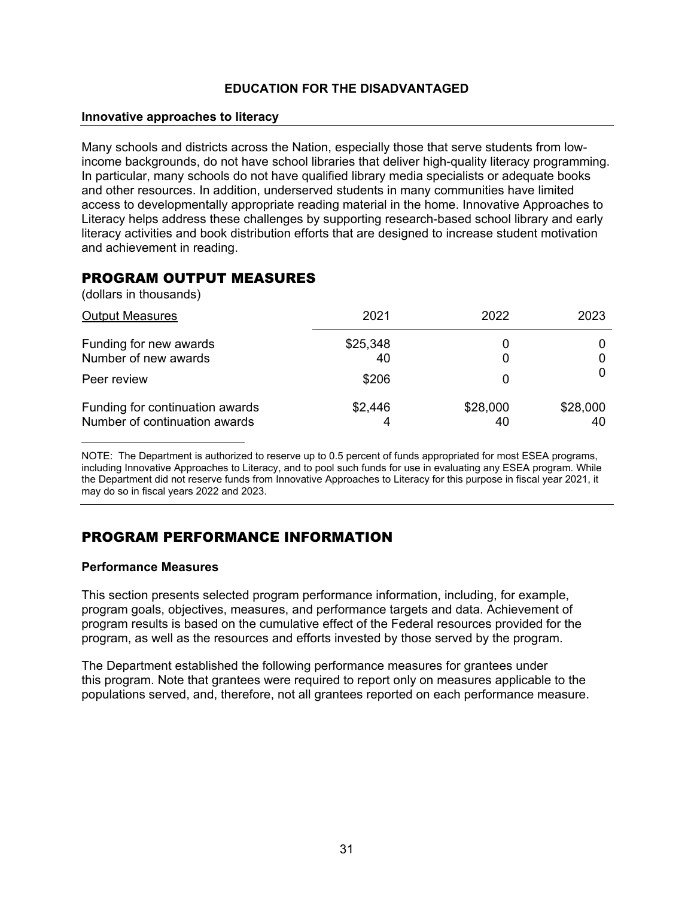## EDUCATION FOR THE DISADVANTAGED

### Innovative approaches to literacy

Many schools and districts across the Nation, especially those that serve students from low-income backgrounds, do not have school libraries that deliver high-quality literacy programming. In particular, many schools do not have qualified library media specialists or adequate books and other resources. In addition, underserved students in many communities have limited access to developmentally appropriate reading material in the home. Innovative Approaches to Literacy helps address these challenges by supporting research-based school library and early literacy activities and book distribution efforts that are designed to increase student motivation and achievement in reading.

## PROGRAM OUTPUT MEASURES

(dollars in thousands)

| Output Measures | 2021 | 2022 | 2023 |
|---|---|---|---|
| Funding for new awards | $25,348 | 0 | 0 |
| Number of new awards | 40 | 0 | 0 |
| Peer review | $206 | 0 | 0 |
| Funding for continuation awards | $2,446 | $28,000 | $28,000 |
| Number of continuation awards | 4 | 40 | 40 |

NOTE: The Department is authorized to reserve up to 0.5 percent of funds appropriated for most ESEA programs, including Innovative Approaches to Literacy, and to pool such funds for use in evaluating any ESEA program. While the Department did not reserve funds from Innovative Approaches to Literacy for this purpose in fiscal year 2021, it may do so in fiscal years 2022 and 2023.

## PROGRAM PERFORMANCE INFORMATION

### Performance Measures

This section presents selected program performance information, including, for example, program goals, objectives, measures, and performance targets and data. Achievement of program results is based on the cumulative effect of the Federal resources provided for the program, as well as the resources and efforts invested by those served by the program.

The Department established the following performance measures for grantees under this program. Note that grantees were required to report only on measures applicable to the populations served, and, therefore, not all grantees reported on each performance measure.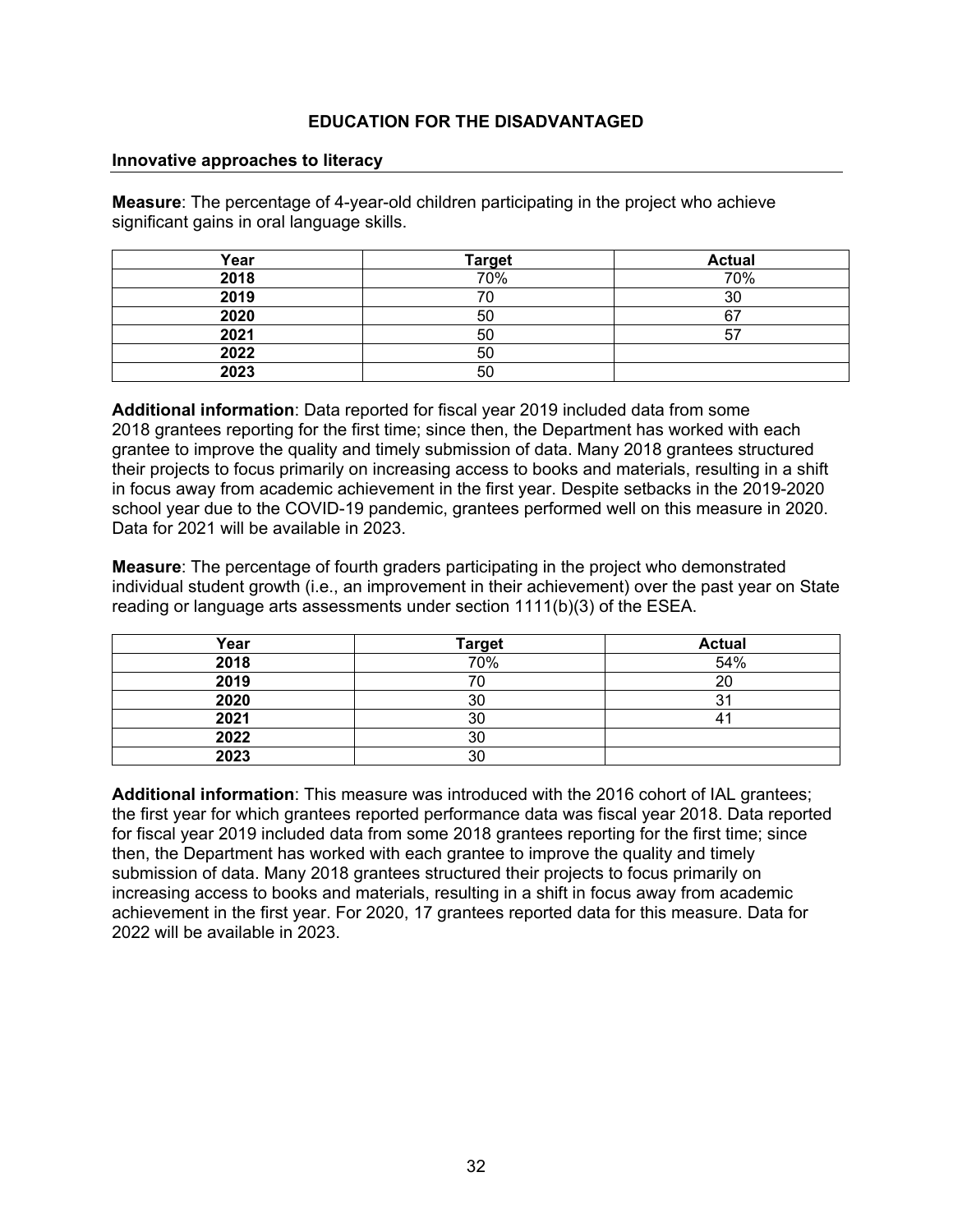## EDUCATION FOR THE DISADVANTAGED

### Innovative approaches to literacy

**Measure**: The percentage of 4-year-old children participating in the project who achieve significant gains in oral language skills.

| Year | Target | Actual |
|---|---|---|
| 2018 | 70% | 70% |
| 2019 | 70 | 30 |
| 2020 | 50 | 67 |
| 2021 | 50 | 57 |
| 2022 | 50 | |
| 2023 | 50 | |

**Additional information**: Data reported for fiscal year 2019 included data from some 2018 grantees reporting for the first time; since then, the Department has worked with each grantee to improve the quality and timely submission of data. Many 2018 grantees structured their projects to focus primarily on increasing access to books and materials, resulting in a shift in focus away from academic achievement in the first year. Despite setbacks in the 2019-2020 school year due to the COVID-19 pandemic, grantees performed well on this measure in 2020. Data for 2021 will be available in 2023.

**Measure**: The percentage of fourth graders participating in the project who demonstrated individual student growth (i.e., an improvement in their achievement) over the past year on State reading or language arts assessments under section 1111(b)(3) of the ESEA.

| Year | Target | Actual |
|---|---|---|
| 2018 | 70% | 54% |
| 2019 | 70 | 20 |
| 2020 | 30 | 31 |
| 2021 | 30 | 41 |
| 2022 | 30 | |
| 2023 | 30 | |

**Additional information**: This measure was introduced with the 2016 cohort of IAL grantees; the first year for which grantees reported performance data was fiscal year 2018. Data reported for fiscal year 2019 included data from some 2018 grantees reporting for the first time; since then, the Department has worked with each grantee to improve the quality and timely submission of data. Many 2018 grantees structured their projects to focus primarily on increasing access to books and materials, resulting in a shift in focus away from academic achievement in the first year. For 2020, 17 grantees reported data for this measure. Data for 2022 will be available in 2023.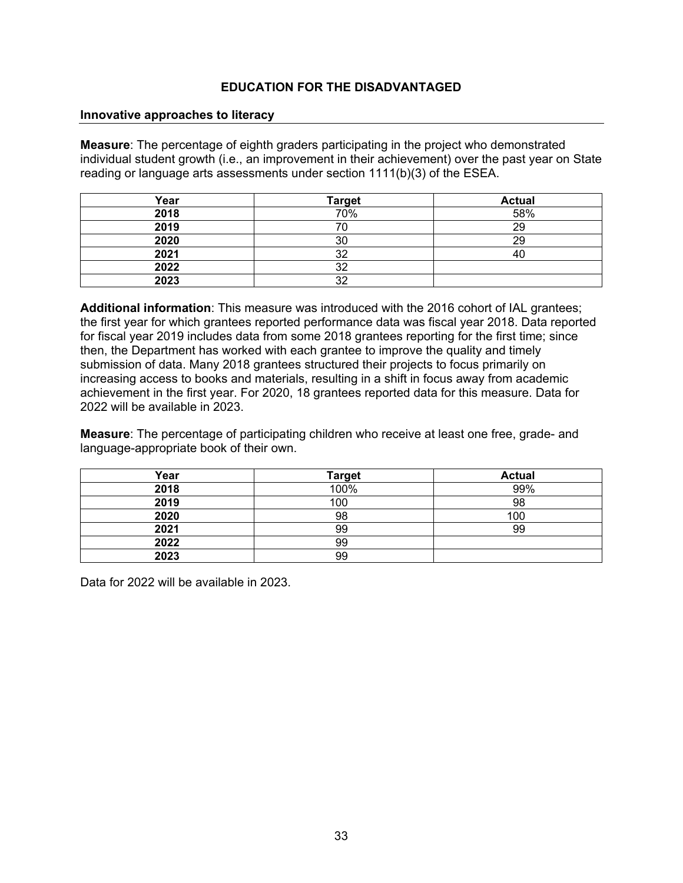## EDUCATION FOR THE DISADVANTAGED

### Innovative approaches to literacy

**Measure**: The percentage of eighth graders participating in the project who demonstrated individual student growth (i.e., an improvement in their achievement) over the past year on State reading or language arts assessments under section 1111(b)(3) of the ESEA.

| Year | Target | Actual |
|---|---|---|
| 2018 | 70% | 58% |
| 2019 | 70 | 29 |
| 2020 | 30 | 29 |
| 2021 | 32 | 40 |
| 2022 | 32 | |
| 2023 | 32 | |

**Additional information**: This measure was introduced with the 2016 cohort of IAL grantees; the first year for which grantees reported performance data was fiscal year 2018. Data reported for fiscal year 2019 includes data from some 2018 grantees reporting for the first time; since then, the Department has worked with each grantee to improve the quality and timely submission of data. Many 2018 grantees structured their projects to focus primarily on increasing access to books and materials, resulting in a shift in focus away from academic achievement in the first year. For 2020, 18 grantees reported data for this measure. Data for 2022 will be available in 2023.

**Measure**: The percentage of participating children who receive at least one free, grade- and language-appropriate book of their own.

| Year | Target | Actual |
|---|---|---|
| 2018 | 100% | 99% |
| 2019 | 100 | 98 |
| 2020 | 98 | 100 |
| 2021 | 99 | 99 |
| 2022 | 99 | |
| 2023 | 99 | |

Data for 2022 will be available in 2023.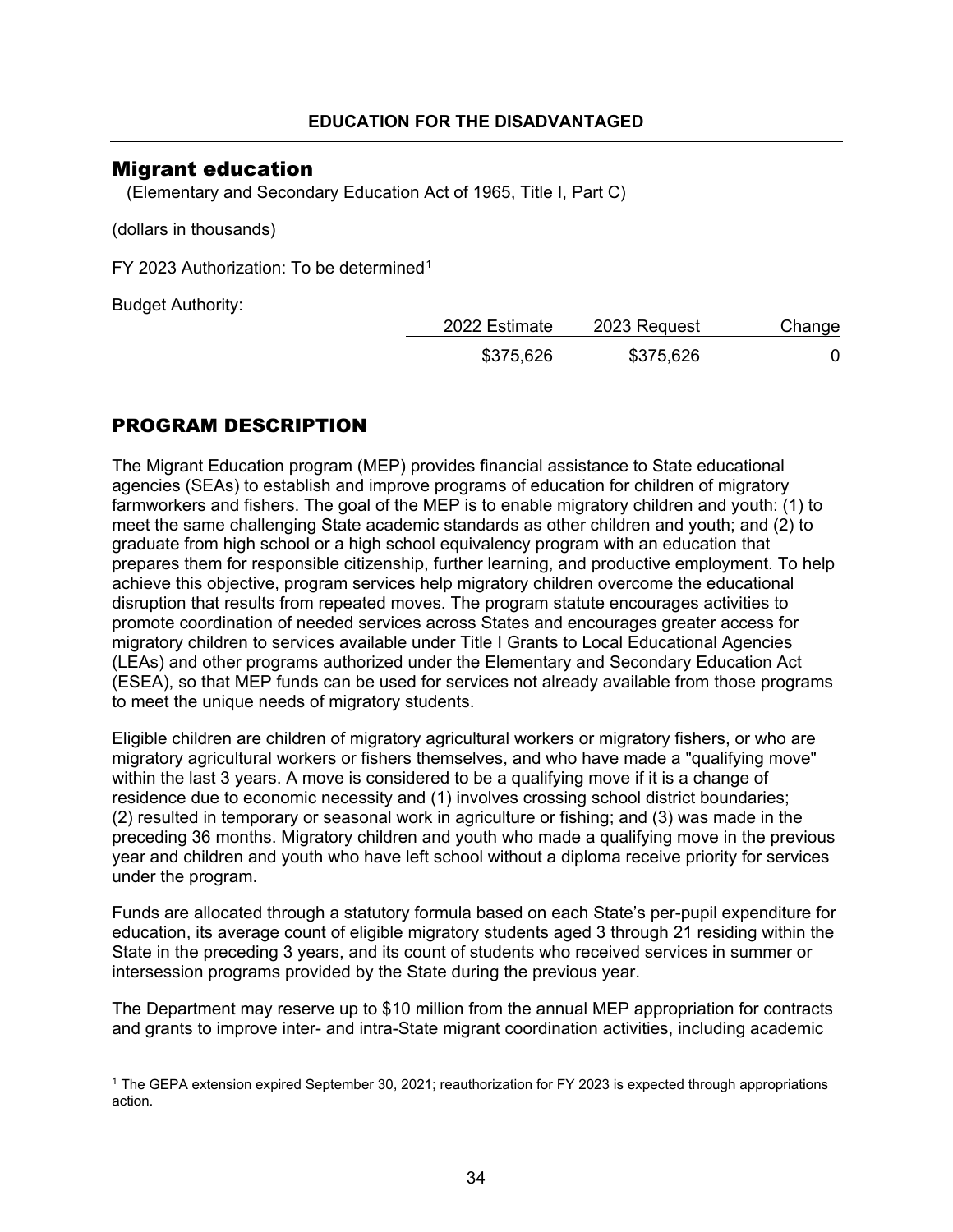## Migrant education

(Elementary and Secondary Education Act of 1965, Title I, Part C)

(dollars in thousands)

FY 2023 Authorization: To be determined[1]

Budget Authority:

| | 2022 Estimate | 2023 Request | Change |
|---|---|---|---|
| | $375,626 | $375,626 | 0 |

## PROGRAM DESCRIPTION

The Migrant Education program (MEP) provides financial assistance to State educational agencies (SEAs) to establish and improve programs of education for children of migratory farmworkers and fishers. The goal of the MEP is to enable migratory children and youth: (1) to meet the same challenging State academic standards as other children and youth; and (2) to graduate from high school or a high school equivalency program with an education that prepares them for responsible citizenship, further learning, and productive employment. To help achieve this objective, program services help migratory children overcome the educational disruption that results from repeated moves. The program statute encourages activities to promote coordination of needed services across States and encourages greater access for migratory children to services available under Title I Grants to Local Educational Agencies (LEAs) and other programs authorized under the Elementary and Secondary Education Act (ESEA), so that MEP funds can be used for services not already available from those programs to meet the unique needs of migratory students.

Eligible children are children of migratory agricultural workers or migratory fishers, or who are migratory agricultural workers or fishers themselves, and who have made a "qualifying move" within the last 3 years. A move is considered to be a qualifying move if it is a change of residence due to economic necessity and (1) involves crossing school district boundaries; (2) resulted in temporary or seasonal work in agriculture or fishing; and (3) was made in the preceding 36 months. Migratory children and youth who made a qualifying move in the previous year and children and youth who have left school without a diploma receive priority for services under the program.

Funds are allocated through a statutory formula based on each State's per-pupil expenditure for education, its average count of eligible migratory students aged 3 through 21 residing within the State in the preceding 3 years, and its count of students who received services in summer or intersession programs provided by the State during the previous year.

The Department may reserve up to $10 million from the annual MEP appropriation for contracts and grants to improve inter- and intra-State migrant coordination activities, including academic

[1] The GEPA extension expired September 30, 2021; reauthorization for FY 2023 is expected through appropriations action.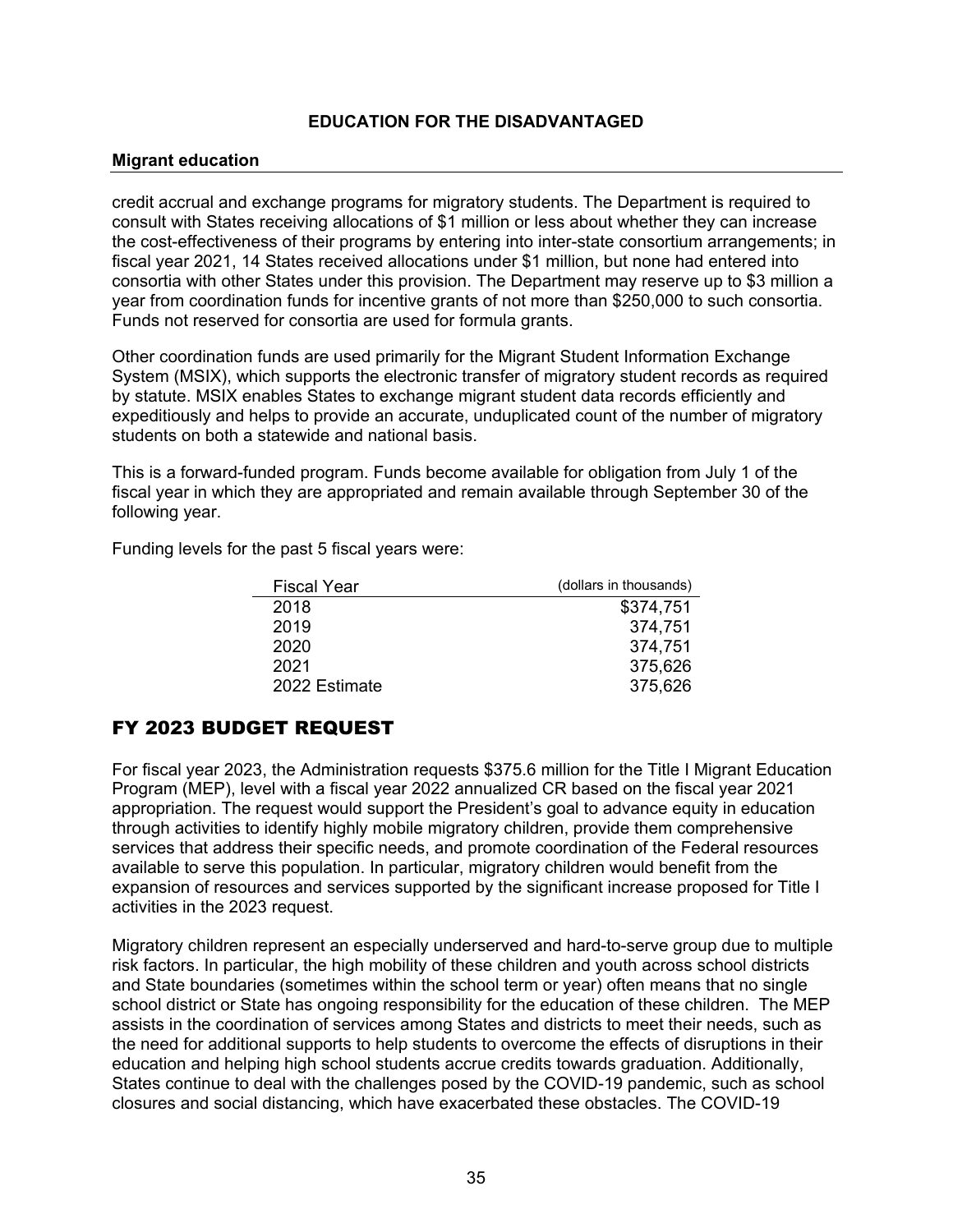**Migrant education**

credit accrual and exchange programs for migratory students. The Department is required to consult with States receiving allocations of $1 million or less about whether they can increase the cost-effectiveness of their programs by entering into inter-state consortium arrangements; in fiscal year 2021, 14 States received allocations under $1 million, but none had entered into consortia with other States under this provision. The Department may reserve up to $3 million a year from coordination funds for incentive grants of not more than $250,000 to such consortia. Funds not reserved for consortia are used for formula grants.

Other coordination funds are used primarily for the Migrant Student Information Exchange System (MSIX), which supports the electronic transfer of migratory student records as required by statute. MSIX enables States to exchange migrant student data records efficiently and expeditiously and helps to provide an accurate, unduplicated count of the number of migratory students on both a statewide and national basis.

This is a forward-funded program. Funds become available for obligation from July 1 of the fiscal year in which they are appropriated and remain available through September 30 of the following year.

Funding levels for the past 5 fiscal years were:

| Fiscal Year | (dollars in thousands) |
|---|---|
| 2018 | $374,751 |
| 2019 | 374,751 |
| 2020 | 374,751 |
| 2021 | 375,626 |
| 2022 Estimate | 375,626 |

## FY 2023 BUDGET REQUEST

For fiscal year 2023, the Administration requests $375.6 million for the Title I Migrant Education Program (MEP), level with a fiscal year 2022 annualized CR based on the fiscal year 2021 appropriation. The request would support the President's goal to advance equity in education through activities to identify highly mobile migratory children, provide them comprehensive services that address their specific needs, and promote coordination of the Federal resources available to serve this population. In particular, migratory children would benefit from the expansion of resources and services supported by the significant increase proposed for Title I activities in the 2023 request.

Migratory children represent an especially underserved and hard-to-serve group due to multiple risk factors. In particular, the high mobility of these children and youth across school districts and State boundaries (sometimes within the school term or year) often means that no single school district or State has ongoing responsibility for the education of these children. The MEP assists in the coordination of services among States and districts to meet their needs, such as the need for additional supports to help students to overcome the effects of disruptions in their education and helping high school students accrue credits towards graduation. Additionally, States continue to deal with the challenges posed by the COVID-19 pandemic, such as school closures and social distancing, which have exacerbated these obstacles. The COVID-19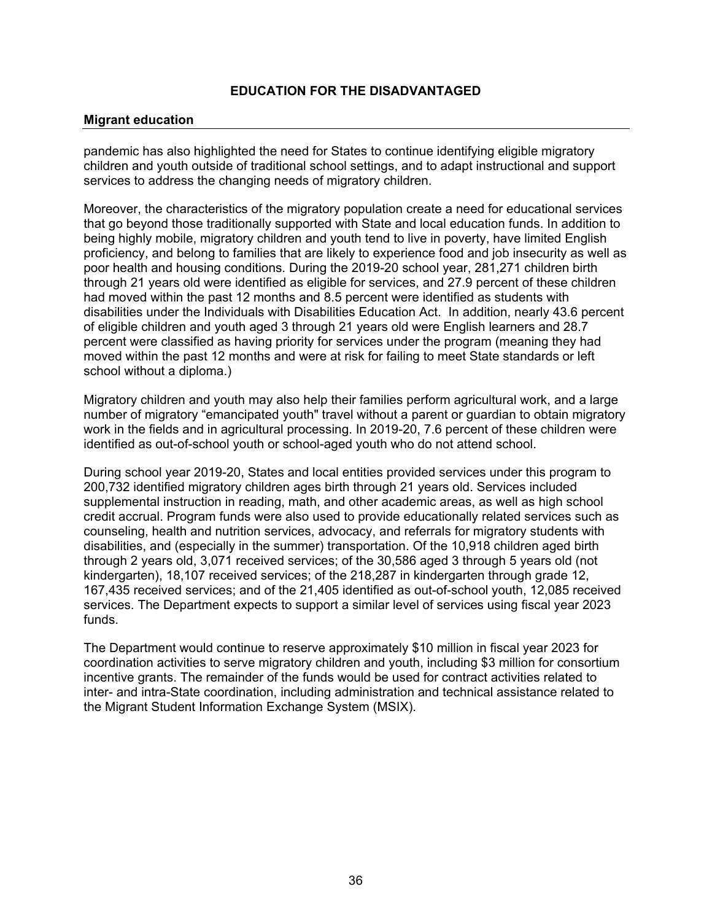## EDUCATION FOR THE DISADVANTAGED

**Migrant education**

pandemic has also highlighted the need for States to continue identifying eligible migratory children and youth outside of traditional school settings, and to adapt instructional and support services to address the changing needs of migratory children.

Moreover, the characteristics of the migratory population create a need for educational services that go beyond those traditionally supported with State and local education funds. In addition to being highly mobile, migratory children and youth tend to live in poverty, have limited English proficiency, and belong to families that are likely to experience food and job insecurity as well as poor health and housing conditions. During the 2019-20 school year, 281,271 children birth through 21 years old were identified as eligible for services, and 27.9 percent of these children had moved within the past 12 months and 8.5 percent were identified as students with disabilities under the Individuals with Disabilities Education Act. In addition, nearly 43.6 percent of eligible children and youth aged 3 through 21 years old were English learners and 28.7 percent were classified as having priority for services under the program (meaning they had moved within the past 12 months and were at risk for failing to meet State standards or left school without a diploma.)

Migratory children and youth may also help their families perform agricultural work, and a large number of migratory “emancipated youth" travel without a parent or guardian to obtain migratory work in the fields and in agricultural processing. In 2019-20, 7.6 percent of these children were identified as out-of-school youth or school-aged youth who do not attend school.

During school year 2019-20, States and local entities provided services under this program to 200,732 identified migratory children ages birth through 21 years old. Services included supplemental instruction in reading, math, and other academic areas, as well as high school credit accrual. Program funds were also used to provide educationally related services such as counseling, health and nutrition services, advocacy, and referrals for migratory students with disabilities, and (especially in the summer) transportation. Of the 10,918 children aged birth through 2 years old, 3,071 received services; of the 30,586 aged 3 through 5 years old (not kindergarten), 18,107 received services; of the 218,287 in kindergarten through grade 12, 167,435 received services; and of the 21,405 identified as out-of-school youth, 12,085 received services. The Department expects to support a similar level of services using fiscal year 2023 funds.

The Department would continue to reserve approximately $10 million in fiscal year 2023 for coordination activities to serve migratory children and youth, including $3 million for consortium incentive grants. The remainder of the funds would be used for contract activities related to inter- and intra-State coordination, including administration and technical assistance related to the Migrant Student Information Exchange System (MSIX).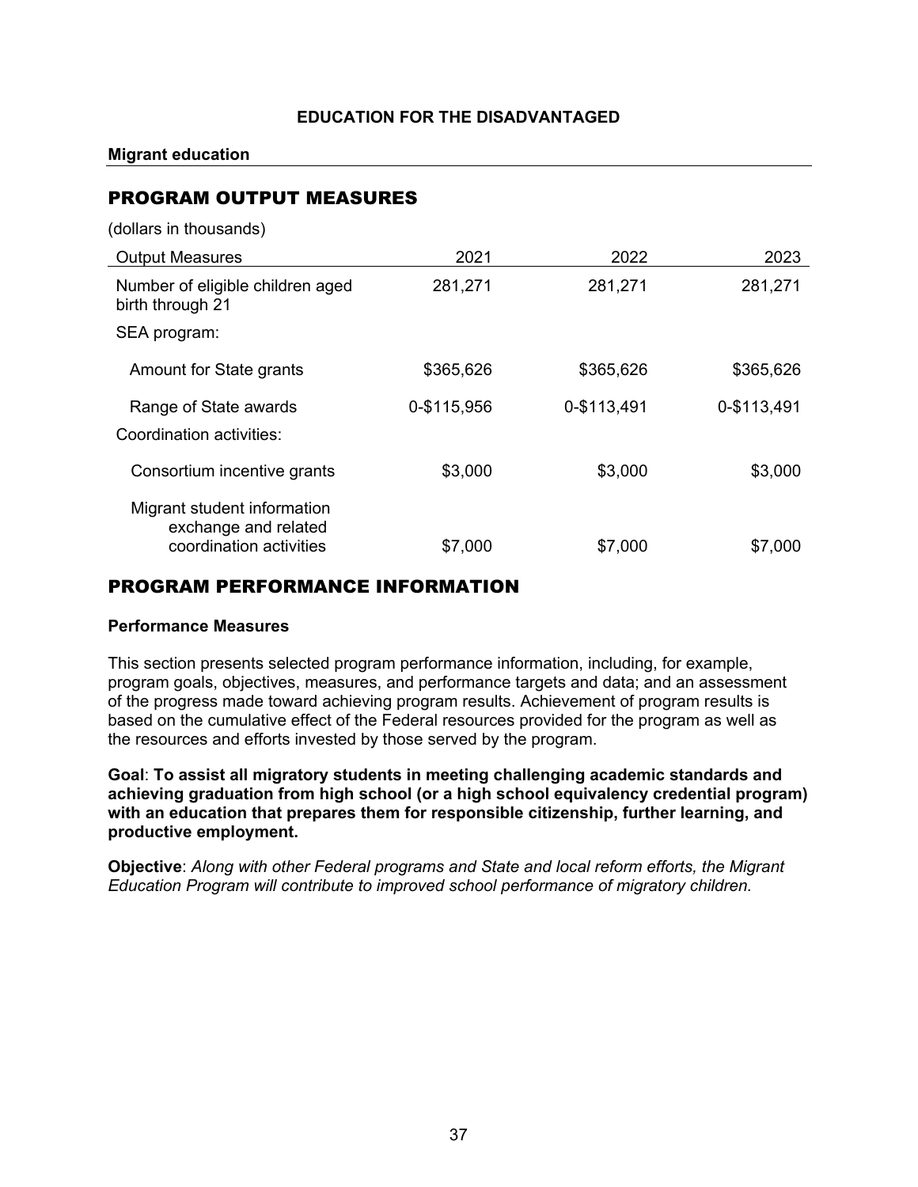**EDUCATION FOR THE DISADVANTAGED**

**Migrant education**

## PROGRAM OUTPUT MEASURES

(dollars in thousands)

| Output Measures | 2021 | 2022 | 2023 |
|---|---|---|---|
| Number of eligible children aged birth through 21 | 281,271 | 281,271 | 281,271 |
| SEA program: | | | |
| Amount for State grants | $365,626 | $365,626 | $365,626 |
| Range of State awards | 0-$115,956 | 0-$113,491 | 0-$113,491 |
| Coordination activities: | | | |
| Consortium incentive grants | $3,000 | $3,000 | $3,000 |
| Migrant student information exchange and related coordination activities | $7,000 | $7,000 | $7,000 |

## PROGRAM PERFORMANCE INFORMATION

### Performance Measures

This section presents selected program performance information, including, for example, program goals, objectives, measures, and performance targets and data; and an assessment of the progress made toward achieving program results. Achievement of program results is based on the cumulative effect of the Federal resources provided for the program as well as the resources and efforts invested by those served by the program.

**Goal**: **To assist all migratory students in meeting challenging academic standards and achieving graduation from high school (or a high school equivalency credential program) with an education that prepares them for responsible citizenship, further learning, and productive employment.**

**Objective**: *Along with other Federal programs and State and local reform efforts, the Migrant Education Program will contribute to improved school performance of migratory children.*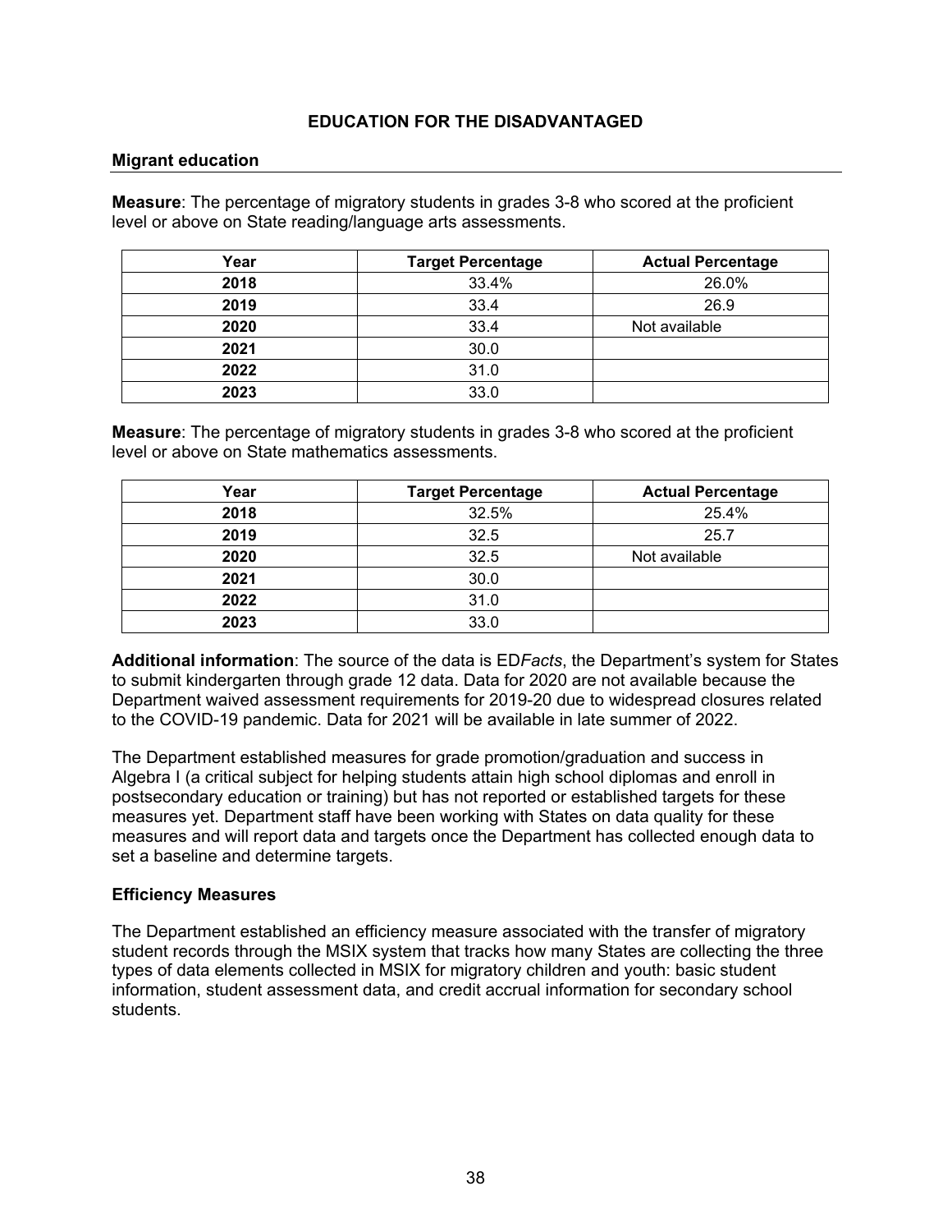## EDUCATION FOR THE DISADVANTAGED

### Migrant education

**Measure**: The percentage of migratory students in grades 3-8 who scored at the proficient level or above on State reading/language arts assessments.

| Year | Target Percentage | Actual Percentage |
|---|---|---|
| **2018** | 33.4% | 26.0% |
| **2019** | 33.4 | 26.9 |
| **2020** | 33.4 | Not available |
| **2021** | 30.0 | |
| **2022** | 31.0 | |
| **2023** | 33.0 | |

**Measure**: The percentage of migratory students in grades 3-8 who scored at the proficient level or above on State mathematics assessments.

| Year | Target Percentage | Actual Percentage |
|---|---|---|
| **2018** | 32.5% | 25.4% |
| **2019** | 32.5 | 25.7 |
| **2020** | 32.5 | Not available |
| **2021** | 30.0 | |
| **2022** | 31.0 | |
| **2023** | 33.0 | |

**Additional information**: The source of the data is ED*Facts*, the Department's system for States to submit kindergarten through grade 12 data. Data for 2020 are not available because the Department waived assessment requirements for 2019-20 due to widespread closures related to the COVID-19 pandemic. Data for 2021 will be available in late summer of 2022.

The Department established measures for grade promotion/graduation and success in Algebra I (a critical subject for helping students attain high school diplomas and enroll in postsecondary education or training) but has not reported or established targets for these measures yet. Department staff have been working with States on data quality for these measures and will report data and targets once the Department has collected enough data to set a baseline and determine targets.

**Efficiency Measures**

The Department established an efficiency measure associated with the transfer of migratory student records through the MSIX system that tracks how many States are collecting the three types of data elements collected in MSIX for migratory children and youth: basic student information, student assessment data, and credit accrual information for secondary school students.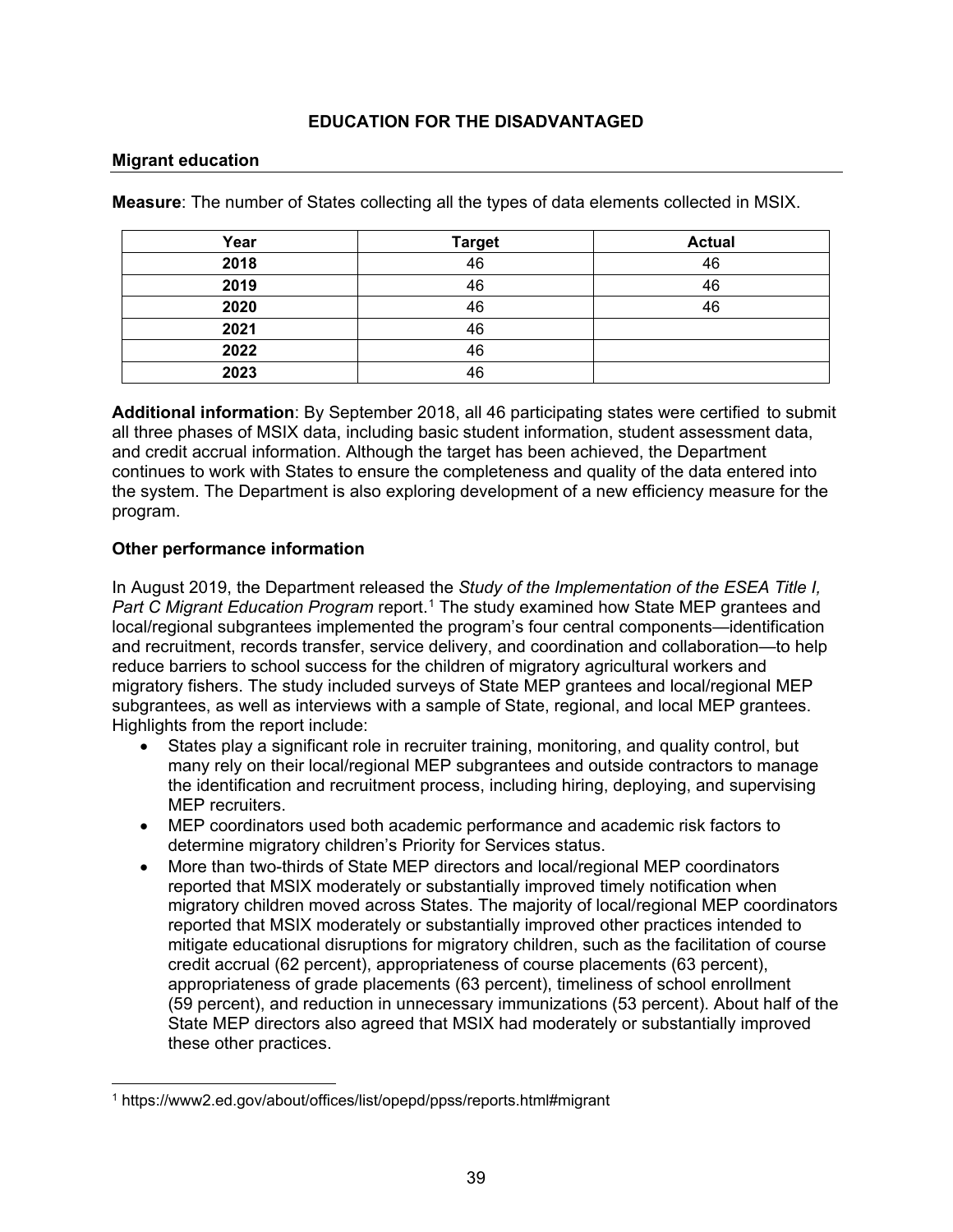## EDUCATION FOR THE DISADVANTAGED

### Migrant education

**Measure**: The number of States collecting all the types of data elements collected in MSIX.

| Year | Target | Actual |
|---|---|---|
| **2018** | 46 | 46 |
| **2019** | 46 | 46 |
| **2020** | 46 | 46 |
| **2021** | 46 | |
| **2022** | 46 | |
| **2023** | 46 | |

**Additional information**: By September 2018, all 46 participating states were certified to submit all three phases of MSIX data, including basic student information, student assessment data, and credit accrual information. Although the target has been achieved, the Department continues to work with States to ensure the completeness and quality of the data entered into the system. The Department is also exploring development of a new efficiency measure for the program.

**Other performance information**

In August 2019, the Department released the *Study of the Implementation of the ESEA Title I, Part C Migrant Education Program* report.[1] The study examined how State MEP grantees and local/regional subgrantees implemented the program's four central components—identification and recruitment, records transfer, service delivery, and coordination and collaboration—to help reduce barriers to school success for the children of migratory agricultural workers and migratory fishers. The study included surveys of State MEP grantees and local/regional MEP subgrantees, as well as interviews with a sample of State, regional, and local MEP grantees. Highlights from the report include:

- States play a significant role in recruiter training, monitoring, and quality control, but many rely on their local/regional MEP subgrantees and outside contractors to manage the identification and recruitment process, including hiring, deploying, and supervising MEP recruiters.
- MEP coordinators used both academic performance and academic risk factors to determine migratory children's Priority for Services status.
- More than two-thirds of State MEP directors and local/regional MEP coordinators reported that MSIX moderately or substantially improved timely notification when migratory children moved across States. The majority of local/regional MEP coordinators reported that MSIX moderately or substantially improved other practices intended to mitigate educational disruptions for migratory children, such as the facilitation of course credit accrual (62 percent), appropriateness of course placements (63 percent), appropriateness of grade placements (63 percent), timeliness of school enrollment (59 percent), and reduction in unnecessary immunizations (53 percent). About half of the State MEP directors also agreed that MSIX had moderately or substantially improved these other practices.

[1] https://www2.ed.gov/about/offices/list/opepd/ppss/reports.html#migrant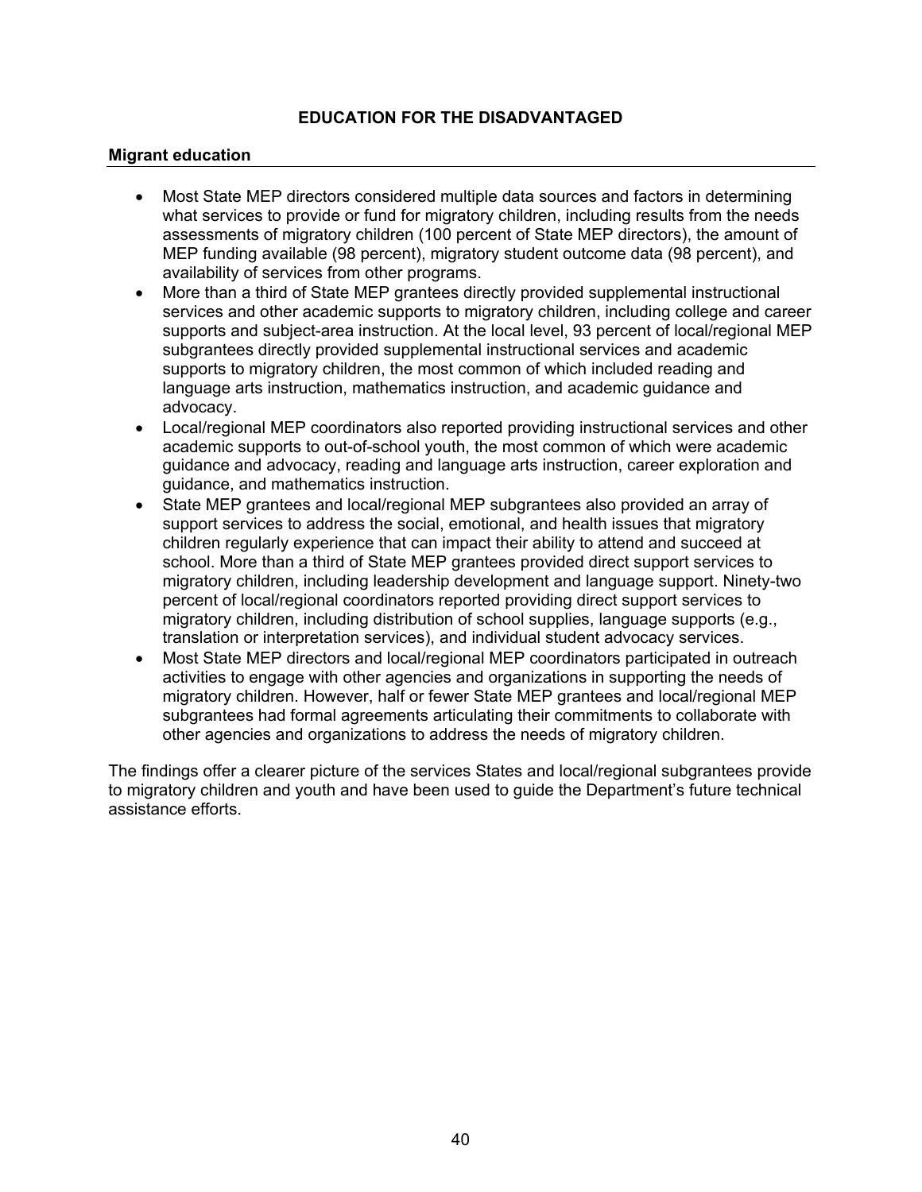## EDUCATION FOR THE DISADVANTAGED

### Migrant education

- Most State MEP directors considered multiple data sources and factors in determining what services to provide or fund for migratory children, including results from the needs assessments of migratory children (100 percent of State MEP directors), the amount of MEP funding available (98 percent), migratory student outcome data (98 percent), and availability of services from other programs.
- More than a third of State MEP grantees directly provided supplemental instructional services and other academic supports to migratory children, including college and career supports and subject-area instruction. At the local level, 93 percent of local/regional MEP subgrantees directly provided supplemental instructional services and academic supports to migratory children, the most common of which included reading and language arts instruction, mathematics instruction, and academic guidance and advocacy.
- Local/regional MEP coordinators also reported providing instructional services and other academic supports to out-of-school youth, the most common of which were academic guidance and advocacy, reading and language arts instruction, career exploration and guidance, and mathematics instruction.
- State MEP grantees and local/regional MEP subgrantees also provided an array of support services to address the social, emotional, and health issues that migratory children regularly experience that can impact their ability to attend and succeed at school. More than a third of State MEP grantees provided direct support services to migratory children, including leadership development and language support. Ninety-two percent of local/regional coordinators reported providing direct support services to migratory children, including distribution of school supplies, language supports (e.g., translation or interpretation services), and individual student advocacy services.
- Most State MEP directors and local/regional MEP coordinators participated in outreach activities to engage with other agencies and organizations in supporting the needs of migratory children. However, half or fewer State MEP grantees and local/regional MEP subgrantees had formal agreements articulating their commitments to collaborate with other agencies and organizations to address the needs of migratory children.

The findings offer a clearer picture of the services States and local/regional subgrantees provide to migratory children and youth and have been used to guide the Department's future technical assistance efforts.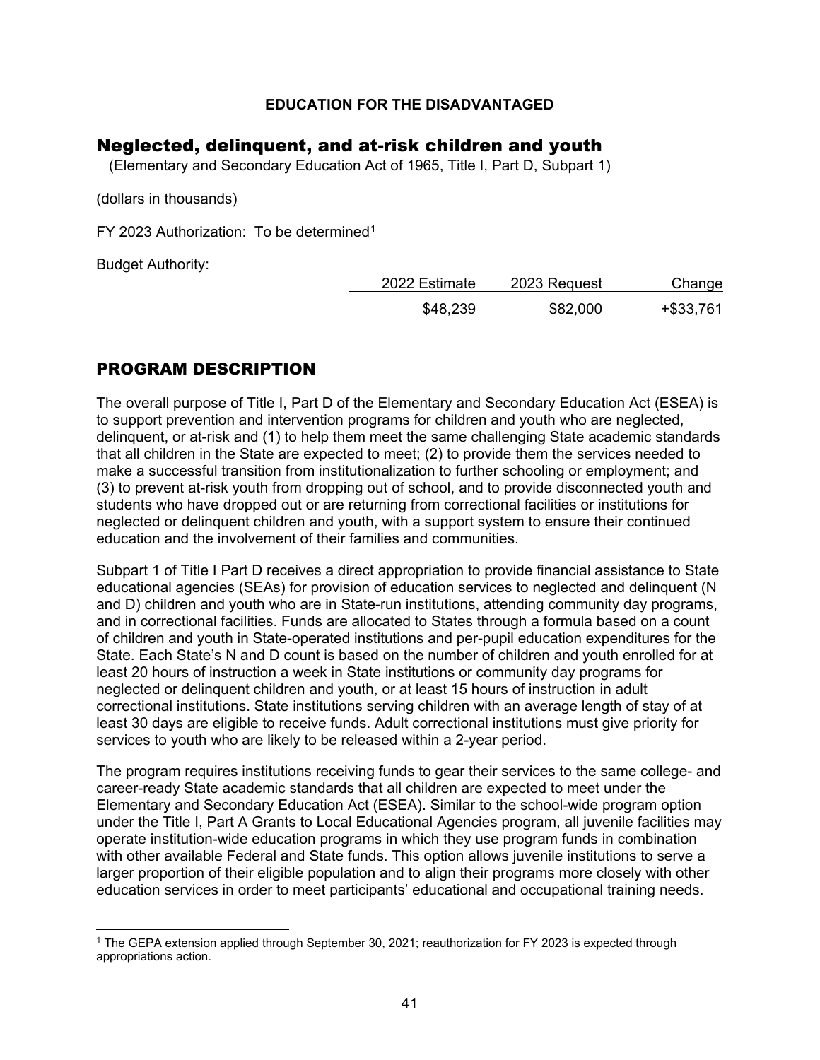# EDUCATION FOR THE DISADVANTAGED

## Neglected, delinquent, and at-risk children and youth

(Elementary and Secondary Education Act of 1965, Title I, Part D, Subpart 1)

(dollars in thousands)

FY 2023 Authorization: To be determined[1]

Budget Authority:

| 2022 Estimate | 2023 Request | Change |
|---|---|---|
| $48,239 | $82,000 | +$33,761 |

## PROGRAM DESCRIPTION

The overall purpose of Title I, Part D of the Elementary and Secondary Education Act (ESEA) is to support prevention and intervention programs for children and youth who are neglected, delinquent, or at-risk and (1) to help them meet the same challenging State academic standards that all children in the State are expected to meet; (2) to provide them the services needed to make a successful transition from institutionalization to further schooling or employment; and (3) to prevent at-risk youth from dropping out of school, and to provide disconnected youth and students who have dropped out or are returning from correctional facilities or institutions for neglected or delinquent children and youth, with a support system to ensure their continued education and the involvement of their families and communities.

Subpart 1 of Title I Part D receives a direct appropriation to provide financial assistance to State educational agencies (SEAs) for provision of education services to neglected and delinquent (N and D) children and youth who are in State-run institutions, attending community day programs, and in correctional facilities. Funds are allocated to States through a formula based on a count of children and youth in State-operated institutions and per-pupil education expenditures for the State. Each State's N and D count is based on the number of children and youth enrolled for at least 20 hours of instruction a week in State institutions or community day programs for neglected or delinquent children and youth, or at least 15 hours of instruction in adult correctional institutions. State institutions serving children with an average length of stay of at least 30 days are eligible to receive funds. Adult correctional institutions must give priority for services to youth who are likely to be released within a 2-year period.

The program requires institutions receiving funds to gear their services to the same college- and career-ready State academic standards that all children are expected to meet under the Elementary and Secondary Education Act (ESEA). Similar to the school-wide program option under the Title I, Part A Grants to Local Educational Agencies program, all juvenile facilities may operate institution-wide education programs in which they use program funds in combination with other available Federal and State funds. This option allows juvenile institutions to serve a larger proportion of their eligible population and to align their programs more closely with other education services in order to meet participants' educational and occupational training needs.

---

[1] The GEPA extension applied through September 30, 2021; reauthorization for FY 2023 is expected through appropriations action.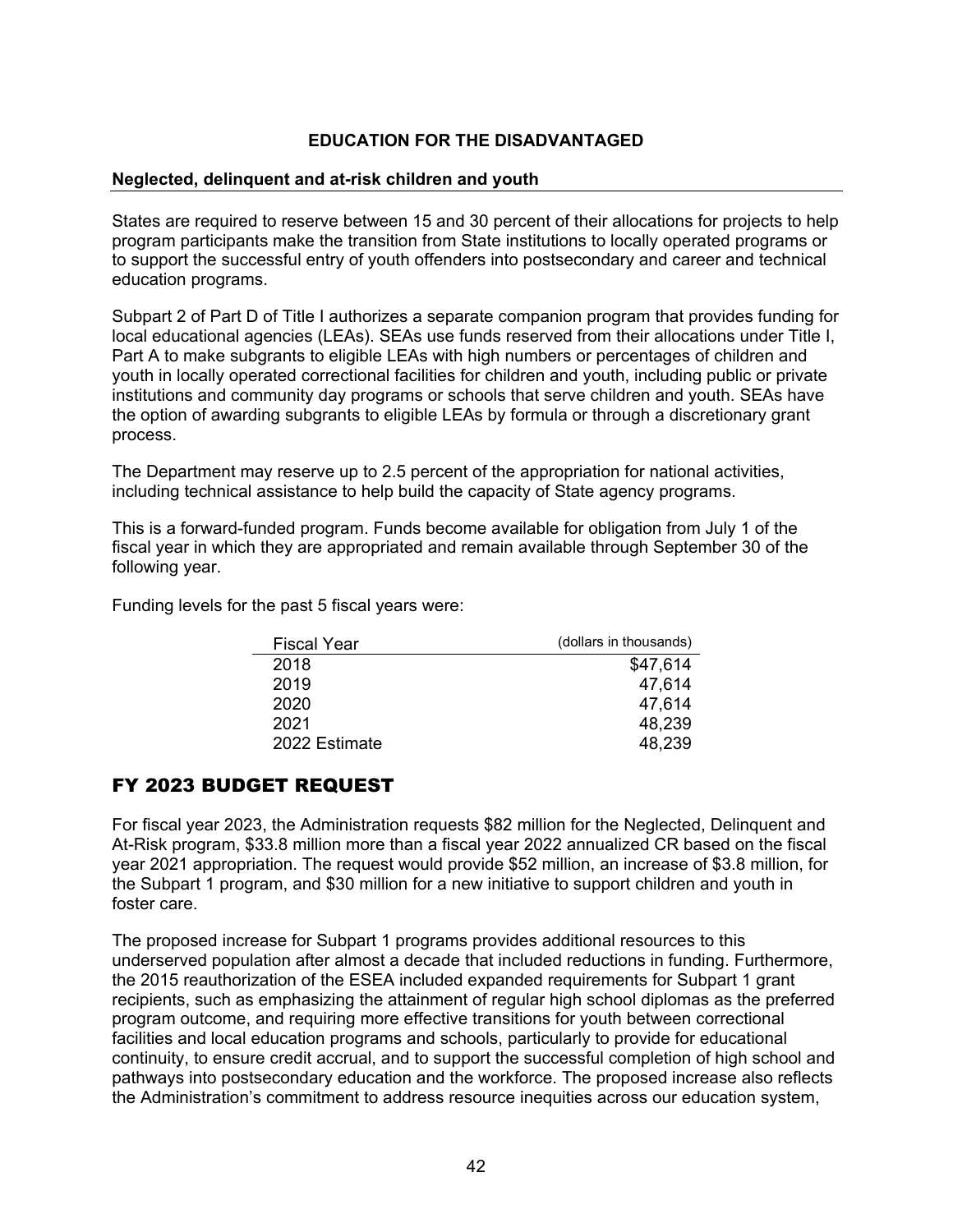## EDUCATION FOR THE DISADVANTAGED

### Neglected, delinquent and at-risk children and youth

States are required to reserve between 15 and 30 percent of their allocations for projects to help program participants make the transition from State institutions to locally operated programs or to support the successful entry of youth offenders into postsecondary and career and technical education programs.

Subpart 2 of Part D of Title I authorizes a separate companion program that provides funding for local educational agencies (LEAs). SEAs use funds reserved from their allocations under Title I, Part A to make subgrants to eligible LEAs with high numbers or percentages of children and youth in locally operated correctional facilities for children and youth, including public or private institutions and community day programs or schools that serve children and youth. SEAs have the option of awarding subgrants to eligible LEAs by formula or through a discretionary grant process.

The Department may reserve up to 2.5 percent of the appropriation for national activities, including technical assistance to help build the capacity of State agency programs.

This is a forward-funded program. Funds become available for obligation from July 1 of the fiscal year in which they are appropriated and remain available through September 30 of the following year.

Funding levels for the past 5 fiscal years were:

| Fiscal Year | (dollars in thousands) |
|---|---:|
| 2018 | $47,614 |
| 2019 | 47,614 |
| 2020 | 47,614 |
| 2021 | 48,239 |
| 2022 Estimate | 48,239 |

## FY 2023 BUDGET REQUEST

For fiscal year 2023, the Administration requests $82 million for the Neglected, Delinquent and At-Risk program, $33.8 million more than a fiscal year 2022 annualized CR based on the fiscal year 2021 appropriation. The request would provide $52 million, an increase of $3.8 million, for the Subpart 1 program, and $30 million for a new initiative to support children and youth in foster care.

The proposed increase for Subpart 1 programs provides additional resources to this underserved population after almost a decade that included reductions in funding. Furthermore, the 2015 reauthorization of the ESEA included expanded requirements for Subpart 1 grant recipients, such as emphasizing the attainment of regular high school diplomas as the preferred program outcome, and requiring more effective transitions for youth between correctional facilities and local education programs and schools, particularly to provide for educational continuity, to ensure credit accrual, and to support the successful completion of high school and pathways into postsecondary education and the workforce. The proposed increase also reflects the Administration's commitment to address resource inequities across our education system,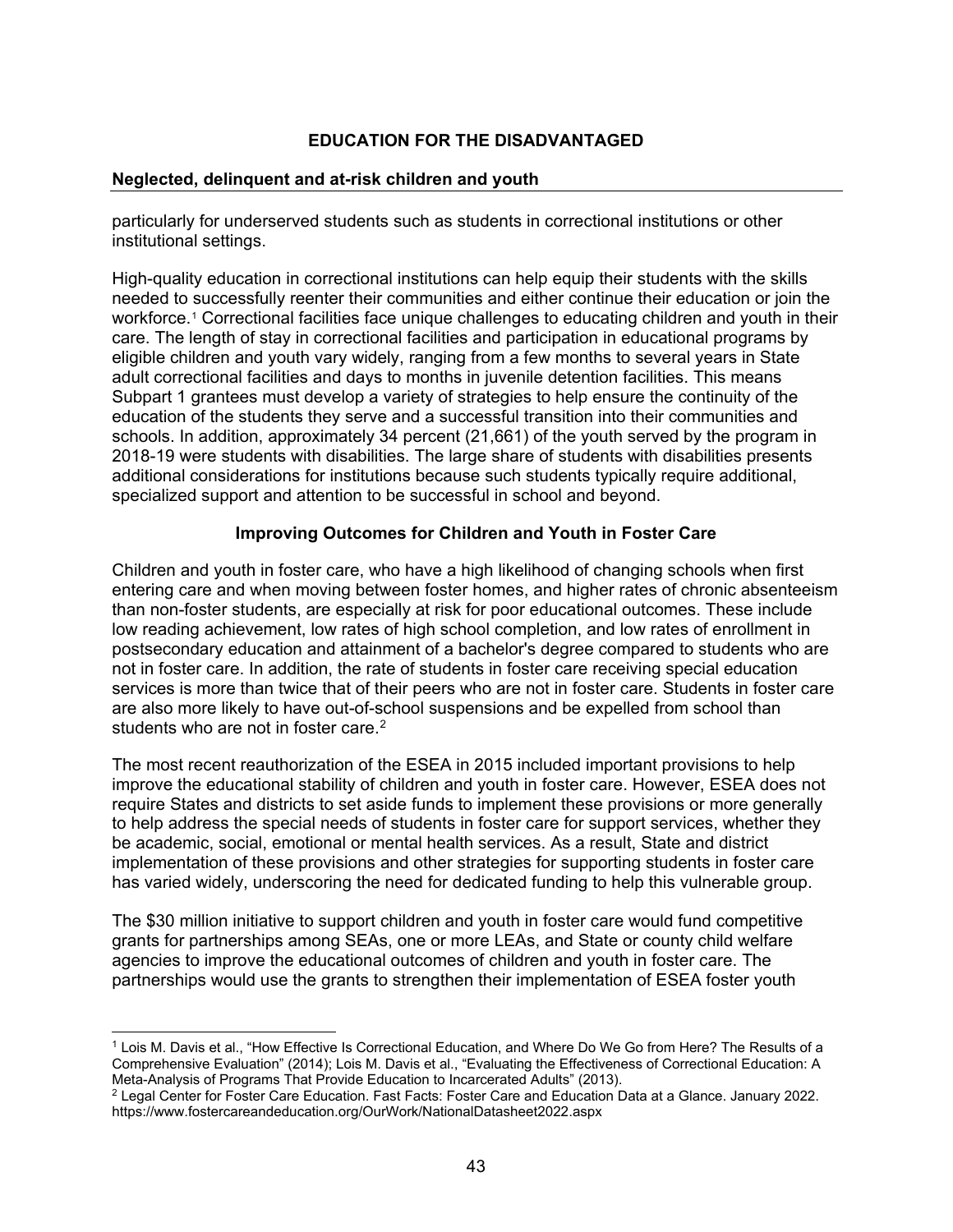particularly for underserved students such as students in correctional institutions or other institutional settings.

High-quality education in correctional institutions can help equip their students with the skills needed to successfully reenter their communities and either continue their education or join the workforce.[1] Correctional facilities face unique challenges to educating children and youth in their care. The length of stay in correctional facilities and participation in educational programs by eligible children and youth vary widely, ranging from a few months to several years in State adult correctional facilities and days to months in juvenile detention facilities. This means Subpart 1 grantees must develop a variety of strategies to help ensure the continuity of the education of the students they serve and a successful transition into their communities and schools. In addition, approximately 34 percent (21,661) of the youth served by the program in 2018-19 were students with disabilities. The large share of students with disabilities presents additional considerations for institutions because such students typically require additional, specialized support and attention to be successful in school and beyond.

### Improving Outcomes for Children and Youth in Foster Care

Children and youth in foster care, who have a high likelihood of changing schools when first entering care and when moving between foster homes, and higher rates of chronic absenteeism than non-foster students, are especially at risk for poor educational outcomes. These include low reading achievement, low rates of high school completion, and low rates of enrollment in postsecondary education and attainment of a bachelor's degree compared to students who are not in foster care. In addition, the rate of students in foster care receiving special education services is more than twice that of their peers who are not in foster care. Students in foster care are also more likely to have out-of-school suspensions and be expelled from school than students who are not in foster care.[2]

The most recent reauthorization of the ESEA in 2015 included important provisions to help improve the educational stability of children and youth in foster care. However, ESEA does not require States and districts to set aside funds to implement these provisions or more generally to help address the special needs of students in foster care for support services, whether they be academic, social, emotional or mental health services. As a result, State and district implementation of these provisions and other strategies for supporting students in foster care has varied widely, underscoring the need for dedicated funding to help this vulnerable group.

The $30 million initiative to support children and youth in foster care would fund competitive grants for partnerships among SEAs, one or more LEAs, and State or county child welfare agencies to improve the educational outcomes of children and youth in foster care. The partnerships would use the grants to strengthen their implementation of ESEA foster youth

---

[1] Lois M. Davis et al., "How Effective Is Correctional Education, and Where Do We Go from Here? The Results of a Comprehensive Evaluation" (2014); Lois M. Davis et al., "Evaluating the Effectiveness of Correctional Education: A Meta-Analysis of Programs That Provide Education to Incarcerated Adults" (2013).

[2] Legal Center for Foster Care Education. Fast Facts: Foster Care and Education Data at a Glance. January 2022. https://www.fostercareandeducation.org/OurWork/NationalDatasheet2022.aspx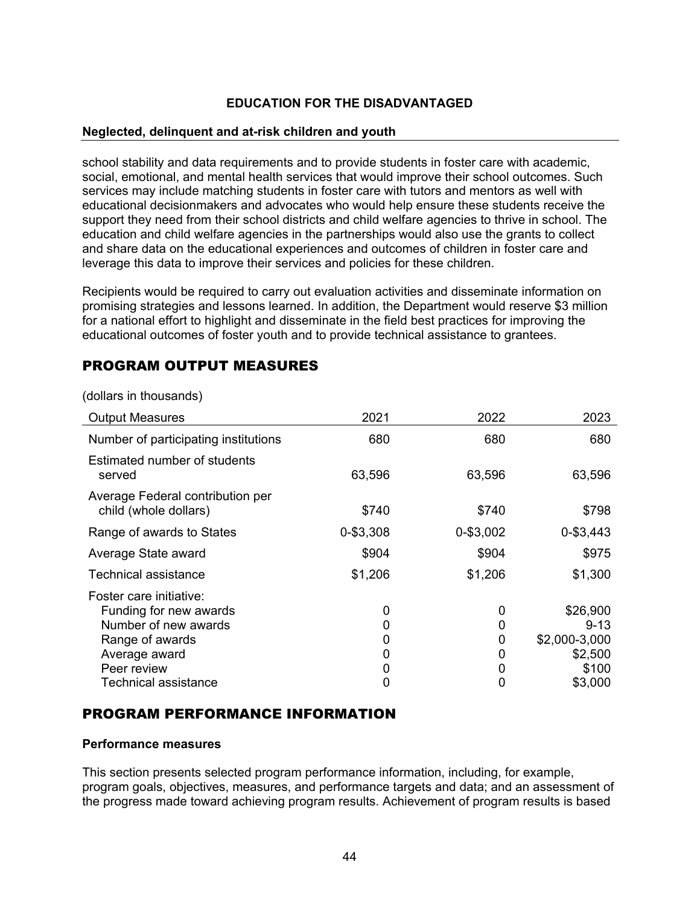## EDUCATION FOR THE DISADVANTAGED

**Neglected, delinquent and at-risk children and youth**

school stability and data requirements and to provide students in foster care with academic, social, emotional, and mental health services that would improve their school outcomes. Such services may include matching students in foster care with tutors and mentors as well with educational decisionmakers and advocates who would help ensure these students receive the support they need from their school districts and child welfare agencies to thrive in school. The education and child welfare agencies in the partnerships would also use the grants to collect and share data on the educational experiences and outcomes of children in foster care and leverage this data to improve their services and policies for these children.

Recipients would be required to carry out evaluation activities and disseminate information on promising strategies and lessons learned. In addition, the Department would reserve $3 million for a national effort to highlight and disseminate in the field best practices for improving the educational outcomes of foster youth and to provide technical assistance to grantees.

## PROGRAM OUTPUT MEASURES

(dollars in thousands)

| Output Measures | 2021 | 2022 | 2023 |
|---|---|---|---|
| Number of participating institutions | 680 | 680 | 680 |
| Estimated number of students served | 63,596 | 63,596 | 63,596 |
| Average Federal contribution per child (whole dollars) | $740 | $740 | $798 |
| Range of awards to States | 0-$3,308 | 0-$3,002 | 0-$3,443 |
| Average State award | $904 | $904 | $975 |
| Technical assistance | $1,206 | $1,206 | $1,300 |
| Foster care initiative: | | | |
| Funding for new awards | 0 | 0 | $26,900 |
| Number of new awards | 0 | 0 | 9-13 |
| Range of awards | 0 | 0 | $2,000-3,000 |
| Average award | 0 | 0 | $2,500 |
| Peer review | 0 | 0 | $100 |
| Technical assistance | 0 | 0 | $3,000 |

## PROGRAM PERFORMANCE INFORMATION

**Performance measures**

This section presents selected program performance information, including, for example, program goals, objectives, measures, and performance targets and data; and an assessment of the progress made toward achieving program results. Achievement of program results is based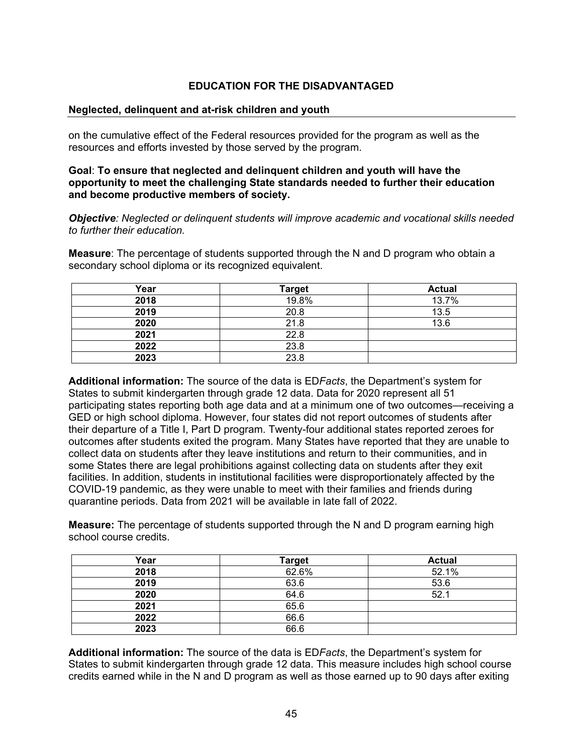**EDUCATION FOR THE DISADVANTAGED**

**Neglected, delinquent and at-risk children and youth**

on the cumulative effect of the Federal resources provided for the program as well as the resources and efforts invested by those served by the program.

**Goal**: **To ensure that neglected and delinquent children and youth will have the opportunity to meet the challenging State standards needed to further their education and become productive members of society.**

***Objective****: Neglected or delinquent students will improve academic and vocational skills needed to further their education.*

**Measure**: The percentage of students supported through the N and D program who obtain a secondary school diploma or its recognized equivalent.

| Year | Target | Actual |
|---|---|---|
| 2018 | 19.8% | 13.7% |
| 2019 | 20.8 | 13.5 |
| 2020 | 21.8 | 13.6 |
| 2021 | 22.8 | |
| 2022 | 23.8 | |
| 2023 | 23.8 | |

**Additional information:** The source of the data is ED*Facts*, the Department's system for States to submit kindergarten through grade 12 data. Data for 2020 represent all 51 participating states reporting both age data and at a minimum one of two outcomes—receiving a GED or high school diploma. However, four states did not report outcomes of students after their departure of a Title I, Part D program. Twenty-four additional states reported zeroes for outcomes after students exited the program. Many States have reported that they are unable to collect data on students after they leave institutions and return to their communities, and in some States there are legal prohibitions against collecting data on students after they exit facilities. In addition, students in institutional facilities were disproportionately affected by the COVID-19 pandemic, as they were unable to meet with their families and friends during quarantine periods. Data from 2021 will be available in late fall of 2022.

**Measure:** The percentage of students supported through the N and D program earning high school course credits.

| Year | Target | Actual |
|---|---|---|
| 2018 | 62.6% | 52.1% |
| 2019 | 63.6 | 53.6 |
| 2020 | 64.6 | 52.1 |
| 2021 | 65.6 | |
| 2022 | 66.6 | |
| 2023 | 66.6 | |

**Additional information:** The source of the data is ED*Facts*, the Department's system for States to submit kindergarten through grade 12 data. This measure includes high school course credits earned while in the N and D program as well as those earned up to 90 days after exiting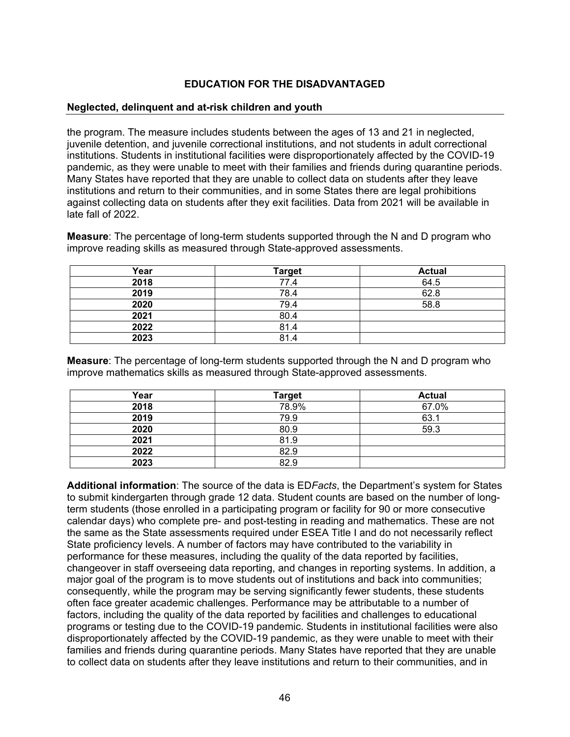the program. The measure includes students between the ages of 13 and 21 in neglected, juvenile detention, and juvenile correctional institutions, and not students in adult correctional institutions. Students in institutional facilities were disproportionately affected by the COVID-19 pandemic, as they were unable to meet with their families and friends during quarantine periods. Many States have reported that they are unable to collect data on students after they leave institutions and return to their communities, and in some States there are legal prohibitions against collecting data on students after they exit facilities. Data from 2021 will be available in late fall of 2022.

**Measure**: The percentage of long-term students supported through the N and D program who improve reading skills as measured through State-approved assessments.

| Year | Target | Actual |
|---|---|---|
| **2018** | 77.4 | 64.5 |
| **2019** | 78.4 | 62.8 |
| **2020** | 79.4 | 58.8 |
| **2021** | 80.4 | |
| **2022** | 81.4 | |
| **2023** | 81.4 | |

**Measure**: The percentage of long-term students supported through the N and D program who improve mathematics skills as measured through State-approved assessments.

| Year | Target | Actual |
|---|---|---|
| **2018** | 78.9% | 67.0% |
| **2019** | 79.9 | 63.1 |
| **2020** | 80.9 | 59.3 |
| **2021** | 81.9 | |
| **2022** | 82.9 | |
| **2023** | 82.9 | |

**Additional information**: The source of the data is ED*Facts*, the Department's system for States to submit kindergarten through grade 12 data. Student counts are based on the number of long-term students (those enrolled in a participating program or facility for 90 or more consecutive calendar days) who complete pre- and post-testing in reading and mathematics. These are not the same as the State assessments required under ESEA Title I and do not necessarily reflect State proficiency levels. A number of factors may have contributed to the variability in performance for these measures, including the quality of the data reported by facilities, changeover in staff overseeing data reporting, and changes in reporting systems. In addition, a major goal of the program is to move students out of institutions and back into communities; consequently, while the program may be serving significantly fewer students, these students often face greater academic challenges. Performance may be attributable to a number of factors, including the quality of the data reported by facilities and challenges to educational programs or testing due to the COVID-19 pandemic. Students in institutional facilities were also disproportionately affected by the COVID-19 pandemic, as they were unable to meet with their families and friends during quarantine periods. Many States have reported that they are unable to collect data on students after they leave institutions and return to their communities, and in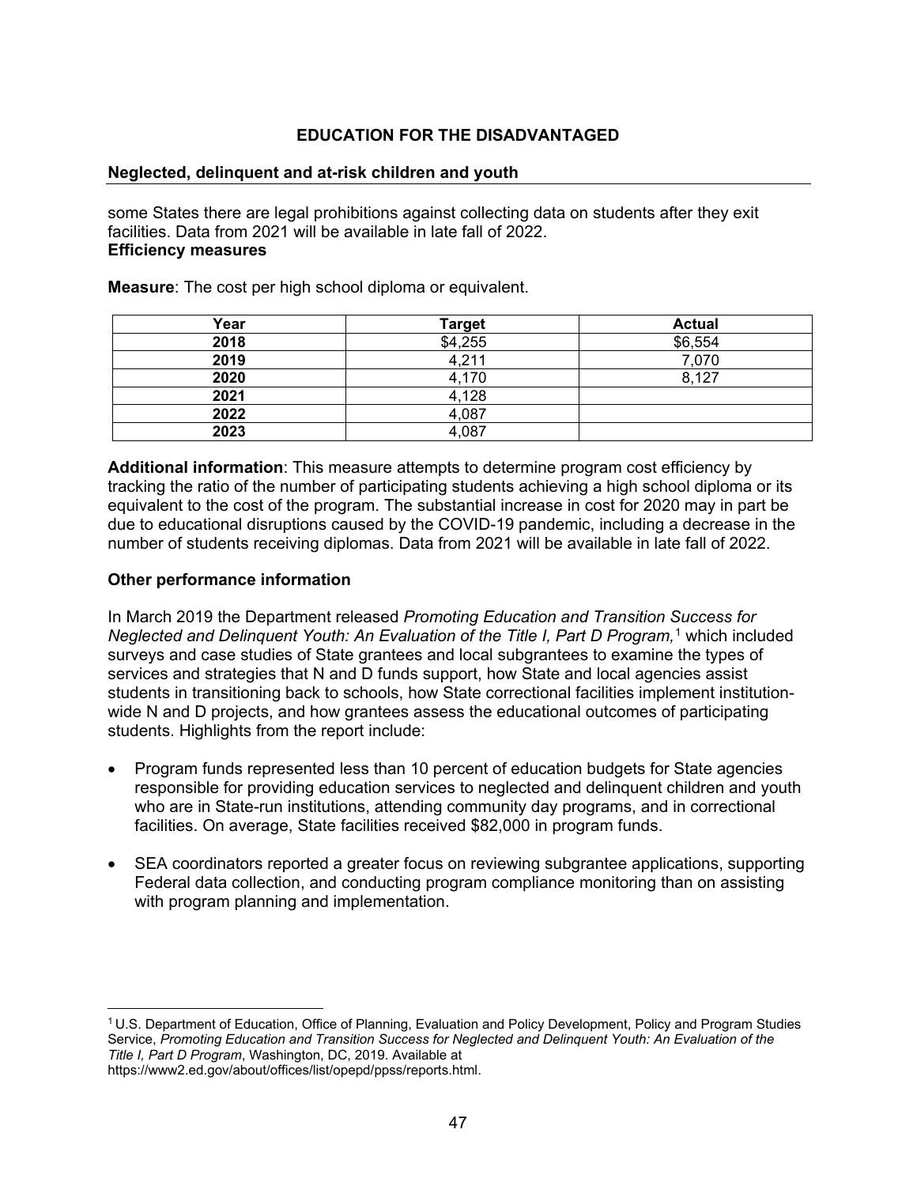some States there are legal prohibitions against collecting data on students after they exit facilities. Data from 2021 will be available in late fall of 2022.

**Efficiency measures**

**Measure**: The cost per high school diploma or equivalent.

| Year | Target | Actual |
|---|---|---|
| **2018** | $4,255 | $6,554 |
| **2019** | 4,211 | 7,070 |
| **2020** | 4,170 | 8,127 |
| **2021** | 4,128 | |
| **2022** | 4,087 | |
| **2023** | 4,087 | |

**Additional information**: This measure attempts to determine program cost efficiency by tracking the ratio of the number of participating students achieving a high school diploma or its equivalent to the cost of the program. The substantial increase in cost for 2020 may in part be due to educational disruptions caused by the COVID-19 pandemic, including a decrease in the number of students receiving diplomas. Data from 2021 will be available in late fall of 2022.

**Other performance information**

In March 2019 the Department released *Promoting Education and Transition Success for Neglected and Delinquent Youth: An Evaluation of the Title I, Part D Program,*[1] which included surveys and case studies of State grantees and local subgrantees to examine the types of services and strategies that N and D funds support, how State and local agencies assist students in transitioning back to schools, how State correctional facilities implement institution-wide N and D projects, and how grantees assess the educational outcomes of participating students. Highlights from the report include:

- Program funds represented less than 10 percent of education budgets for State agencies responsible for providing education services to neglected and delinquent children and youth who are in State-run institutions, attending community day programs, and in correctional facilities. On average, State facilities received $82,000 in program funds.
- SEA coordinators reported a greater focus on reviewing subgrantee applications, supporting Federal data collection, and conducting program compliance monitoring than on assisting with program planning and implementation.

[1] U.S. Department of Education, Office of Planning, Evaluation and Policy Development, Policy and Program Studies Service, *Promoting Education and Transition Success for Neglected and Delinquent Youth: An Evaluation of the Title I, Part D Program*, Washington, DC, 2019. Available at https://www2.ed.gov/about/offices/list/opepd/ppss/reports.html.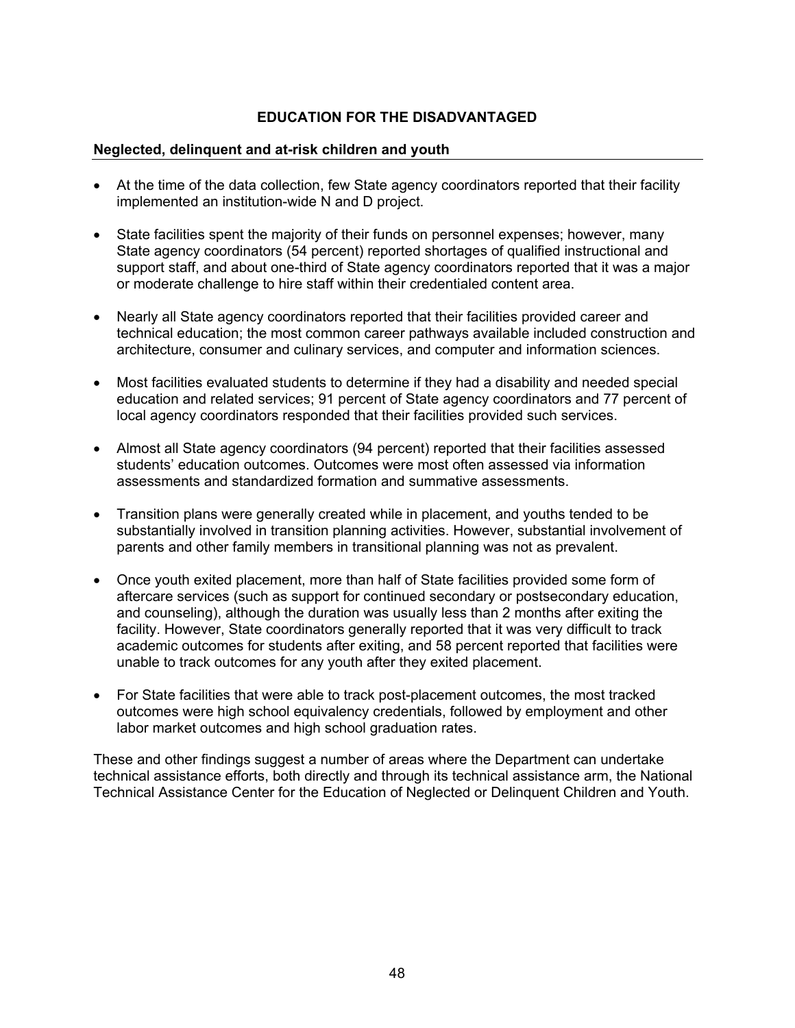## EDUCATION FOR THE DISADVANTAGED

### Neglected, delinquent and at-risk children and youth

- At the time of the data collection, few State agency coordinators reported that their facility implemented an institution-wide N and D project.
- State facilities spent the majority of their funds on personnel expenses; however, many State agency coordinators (54 percent) reported shortages of qualified instructional and support staff, and about one-third of State agency coordinators reported that it was a major or moderate challenge to hire staff within their credentialed content area.
- Nearly all State agency coordinators reported that their facilities provided career and technical education; the most common career pathways available included construction and architecture, consumer and culinary services, and computer and information sciences.
- Most facilities evaluated students to determine if they had a disability and needed special education and related services; 91 percent of State agency coordinators and 77 percent of local agency coordinators responded that their facilities provided such services.
- Almost all State agency coordinators (94 percent) reported that their facilities assessed students' education outcomes. Outcomes were most often assessed via information assessments and standardized formation and summative assessments.
- Transition plans were generally created while in placement, and youths tended to be substantially involved in transition planning activities. However, substantial involvement of parents and other family members in transitional planning was not as prevalent.
- Once youth exited placement, more than half of State facilities provided some form of aftercare services (such as support for continued secondary or postsecondary education, and counseling), although the duration was usually less than 2 months after exiting the facility. However, State coordinators generally reported that it was very difficult to track academic outcomes for students after exiting, and 58 percent reported that facilities were unable to track outcomes for any youth after they exited placement.
- For State facilities that were able to track post-placement outcomes, the most tracked outcomes were high school equivalency credentials, followed by employment and other labor market outcomes and high school graduation rates.

These and other findings suggest a number of areas where the Department can undertake technical assistance efforts, both directly and through its technical assistance arm, the National Technical Assistance Center for the Education of Neglected or Delinquent Children and Youth.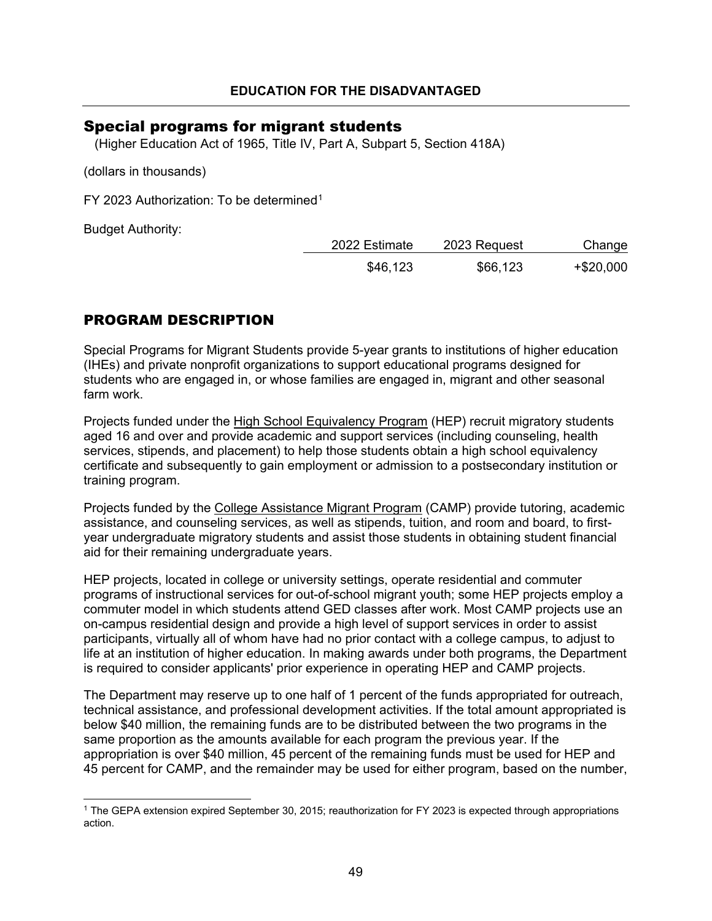**EDUCATION FOR THE DISADVANTAGED**

## Special programs for migrant students

(Higher Education Act of 1965, Title IV, Part A, Subpart 5, Section 418A)

(dollars in thousands)

FY 2023 Authorization: To be determined[1]

Budget Authority:

| | 2022 Estimate | 2023 Request | Change |
|---|---|---|---|
| | $46,123 | $66,123 | +$20,000 |

## PROGRAM DESCRIPTION

Special Programs for Migrant Students provide 5-year grants to institutions of higher education (IHEs) and private nonprofit organizations to support educational programs designed for students who are engaged in, or whose families are engaged in, migrant and other seasonal farm work.

Projects funded under the High School Equivalency Program (HEP) recruit migratory students aged 16 and over and provide academic and support services (including counseling, health services, stipends, and placement) to help those students obtain a high school equivalency certificate and subsequently to gain employment or admission to a postsecondary institution or training program.

Projects funded by the College Assistance Migrant Program (CAMP) provide tutoring, academic assistance, and counseling services, as well as stipends, tuition, and room and board, to first-year undergraduate migratory students and assist those students in obtaining student financial aid for their remaining undergraduate years.

HEP projects, located in college or university settings, operate residential and commuter programs of instructional services for out-of-school migrant youth; some HEP projects employ a commuter model in which students attend GED classes after work. Most CAMP projects use an on-campus residential design and provide a high level of support services in order to assist participants, virtually all of whom have had no prior contact with a college campus, to adjust to life at an institution of higher education. In making awards under both programs, the Department is required to consider applicants' prior experience in operating HEP and CAMP projects.

The Department may reserve up to one half of 1 percent of the funds appropriated for outreach, technical assistance, and professional development activities. If the total amount appropriated is below $40 million, the remaining funds are to be distributed between the two programs in the same proportion as the amounts available for each program the previous year. If the appropriation is over $40 million, 45 percent of the remaining funds must be used for HEP and 45 percent for CAMP, and the remainder may be used for either program, based on the number,

[1] The GEPA extension expired September 30, 2015; reauthorization for FY 2023 is expected through appropriations action.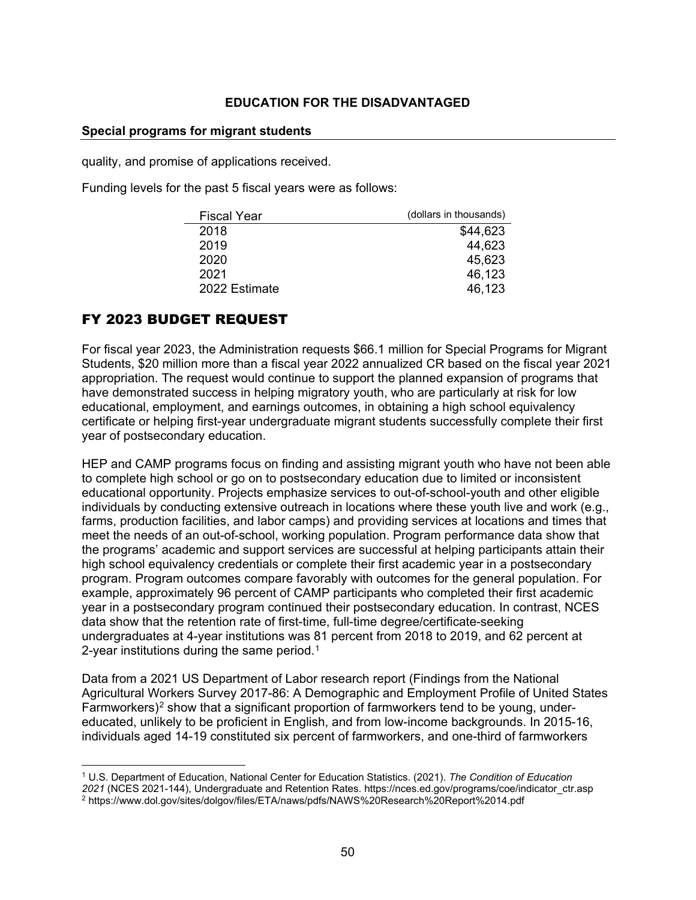quality, and promise of applications received.

Funding levels for the past 5 fiscal years were as follows:

| Fiscal Year | (dollars in thousands) |
|---|---|
| 2018 | $44,623 |
| 2019 | 44,623 |
| 2020 | 45,623 |
| 2021 | 46,123 |
| 2022 Estimate | 46,123 |

## FY 2023 BUDGET REQUEST

For fiscal year 2023, the Administration requests $66.1 million for Special Programs for Migrant Students, $20 million more than a fiscal year 2022 annualized CR based on the fiscal year 2021 appropriation. The request would continue to support the planned expansion of programs that have demonstrated success in helping migratory youth, who are particularly at risk for low educational, employment, and earnings outcomes, in obtaining a high school equivalency certificate or helping first-year undergraduate migrant students successfully complete their first year of postsecondary education.

HEP and CAMP programs focus on finding and assisting migrant youth who have not been able to complete high school or go on to postsecondary education due to limited or inconsistent educational opportunity. Projects emphasize services to out-of-school-youth and other eligible individuals by conducting extensive outreach in locations where these youth live and work (e.g., farms, production facilities, and labor camps) and providing services at locations and times that meet the needs of an out-of-school, working population. Program performance data show that the programs' academic and support services are successful at helping participants attain their high school equivalency credentials or complete their first academic year in a postsecondary program. Program outcomes compare favorably with outcomes for the general population. For example, approximately 96 percent of CAMP participants who completed their first academic year in a postsecondary program continued their postsecondary education. In contrast, NCES data show that the retention rate of first-time, full-time degree/certificate-seeking undergraduates at 4-year institutions was 81 percent from 2018 to 2019, and 62 percent at 2-year institutions during the same period.[1]

Data from a 2021 US Department of Labor research report (Findings from the National Agricultural Workers Survey 2017-86: A Demographic and Employment Profile of United States Farmworkers)[2] show that a significant proportion of farmworkers tend to be young, under-educated, unlikely to be proficient in English, and from low-income backgrounds. In 2015-16, individuals aged 14-19 constituted six percent of farmworkers, and one-third of farmworkers

[1] U.S. Department of Education, National Center for Education Statistics. (2021). *The Condition of Education 2021* (NCES 2021-144), Undergraduate and Retention Rates. https://nces.ed.gov/programs/coe/indicator_ctr.asp

[2] https://www.dol.gov/sites/dolgov/files/ETA/naws/pdfs/NAWS%20Research%20Report%2014.pdf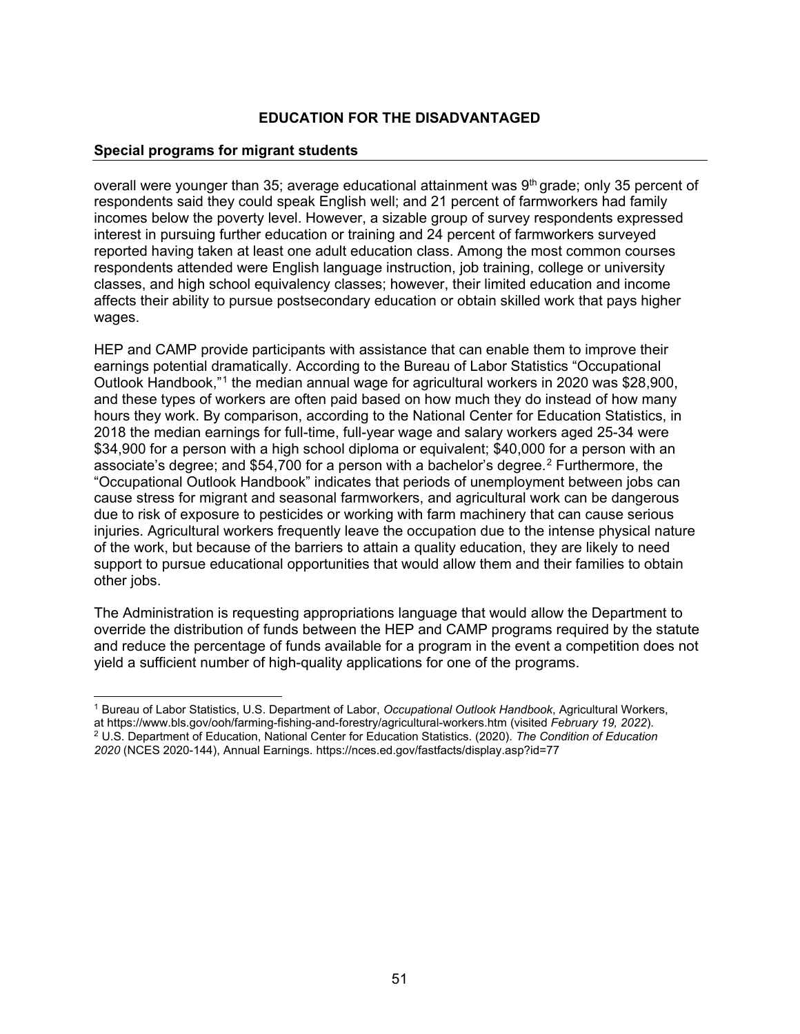# EDUCATION FOR THE DISADVANTAGED

## Special programs for migrant students

overall were younger than 35; average educational attainment was 9th grade; only 35 percent of respondents said they could speak English well; and 21 percent of farmworkers had family incomes below the poverty level. However, a sizable group of survey respondents expressed interest in pursuing further education or training and 24 percent of farmworkers surveyed reported having taken at least one adult education class. Among the most common courses respondents attended were English language instruction, job training, college or university classes, and high school equivalency classes; however, their limited education and income affects their ability to pursue postsecondary education or obtain skilled work that pays higher wages.

HEP and CAMP provide participants with assistance that can enable them to improve their earnings potential dramatically. According to the Bureau of Labor Statistics "Occupational Outlook Handbook,"[1] the median annual wage for agricultural workers in 2020 was $28,900, and these types of workers are often paid based on how much they do instead of how many hours they work. By comparison, according to the National Center for Education Statistics, in 2018 the median earnings for full-time, full-year wage and salary workers aged 25-34 were $34,900 for a person with a high school diploma or equivalent; $40,000 for a person with an associate's degree; and $54,700 for a person with a bachelor's degree.[2] Furthermore, the "Occupational Outlook Handbook" indicates that periods of unemployment between jobs can cause stress for migrant and seasonal farmworkers, and agricultural work can be dangerous due to risk of exposure to pesticides or working with farm machinery that can cause serious injuries. Agricultural workers frequently leave the occupation due to the intense physical nature of the work, but because of the barriers to attain a quality education, they are likely to need support to pursue educational opportunities that would allow them and their families to obtain other jobs.

The Administration is requesting appropriations language that would allow the Department to override the distribution of funds between the HEP and CAMP programs required by the statute and reduce the percentage of funds available for a program in the event a competition does not yield a sufficient number of high-quality applications for one of the programs.

---

[1] Bureau of Labor Statistics, U.S. Department of Labor, *Occupational Outlook Handbook*, Agricultural Workers, at https://www.bls.gov/ooh/farming-fishing-and-forestry/agricultural-workers.htm (visited *February 19, 2022*).

[2] U.S. Department of Education, National Center for Education Statistics. (2020). *The Condition of Education 2020* (NCES 2020-144), Annual Earnings. https://nces.ed.gov/fastfacts/display.asp?id=77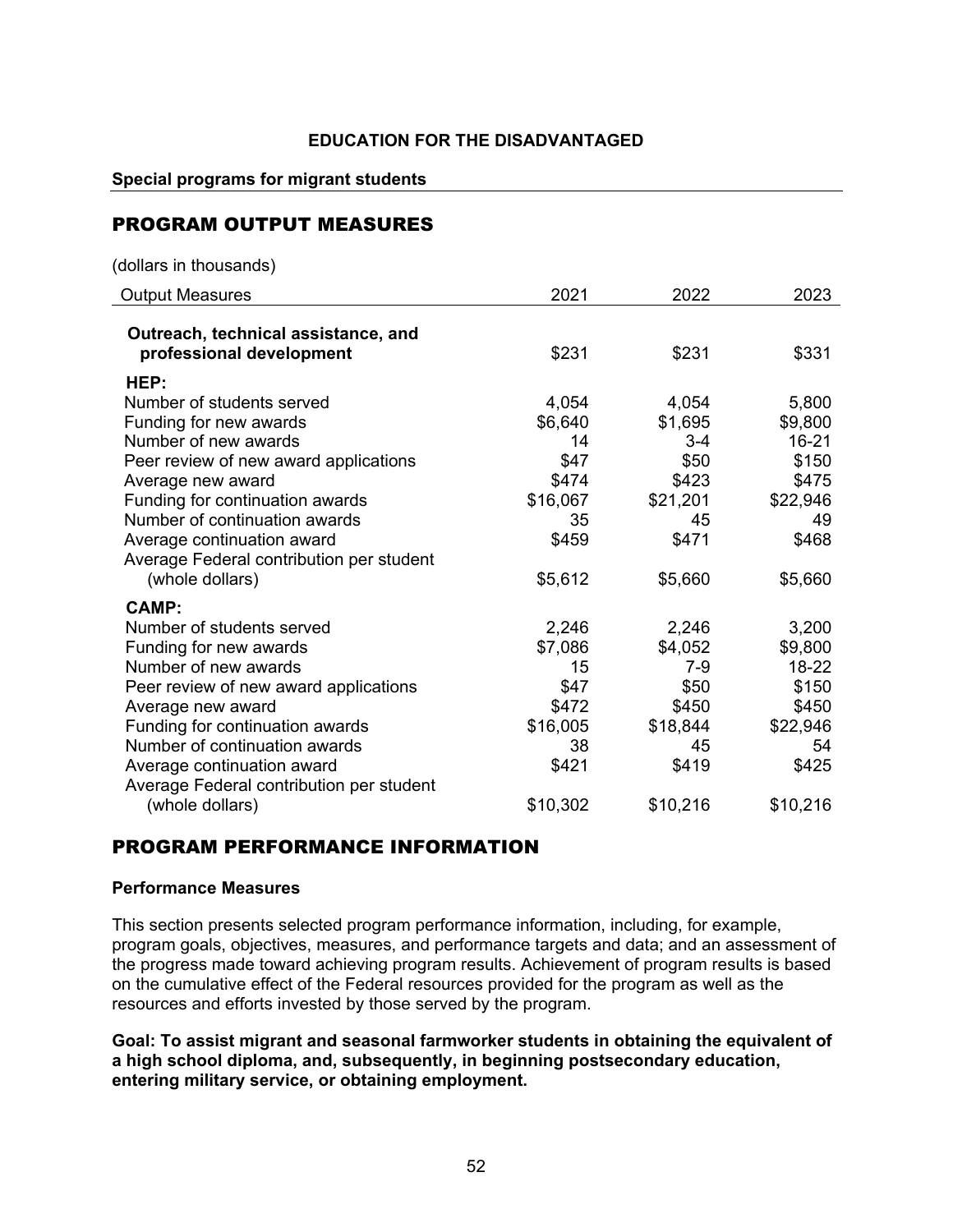**EDUCATION FOR THE DISADVANTAGED**

**Special programs for migrant students**

## PROGRAM OUTPUT MEASURES

(dollars in thousands)

| Output Measures | 2021 | 2022 | 2023 |
|---|---|---|---|
| **Outreach, technical assistance, and professional development** | $231 | $231 | $331 |
| **HEP:** | | | |
| Number of students served | 4,054 | 4,054 | 5,800 |
| Funding for new awards | $6,640 | $1,695 | $9,800 |
| Number of new awards | 14 | 3-4 | 16-21 |
| Peer review of new award applications | $47 | $50 | $150 |
| Average new award | $474 | $423 | $475 |
| Funding for continuation awards | $16,067 | $21,201 | $22,946 |
| Number of continuation awards | 35 | 45 | 49 |
| Average continuation award | $459 | $471 | $468 |
| Average Federal contribution per student (whole dollars) | $5,612 | $5,660 | $5,660 |
| **CAMP:** | | | |
| Number of students served | 2,246 | 2,246 | 3,200 |
| Funding for new awards | $7,086 | $4,052 | $9,800 |
| Number of new awards | 15 | 7-9 | 18-22 |
| Peer review of new award applications | $47 | $50 | $150 |
| Average new award | $472 | $450 | $450 |
| Funding for continuation awards | $16,005 | $18,844 | $22,946 |
| Number of continuation awards | 38 | 45 | 54 |
| Average continuation award | $421 | $419 | $425 |
| Average Federal contribution per student (whole dollars) | $10,302 | $10,216 | $10,216 |

## PROGRAM PERFORMANCE INFORMATION

### Performance Measures

This section presents selected program performance information, including, for example, program goals, objectives, measures, and performance targets and data; and an assessment of the progress made toward achieving program results. Achievement of program results is based on the cumulative effect of the Federal resources provided for the program as well as the resources and efforts invested by those served by the program.

**Goal: To assist migrant and seasonal farmworker students in obtaining the equivalent of a high school diploma, and, subsequently, in beginning postsecondary education, entering military service, or obtaining employment.**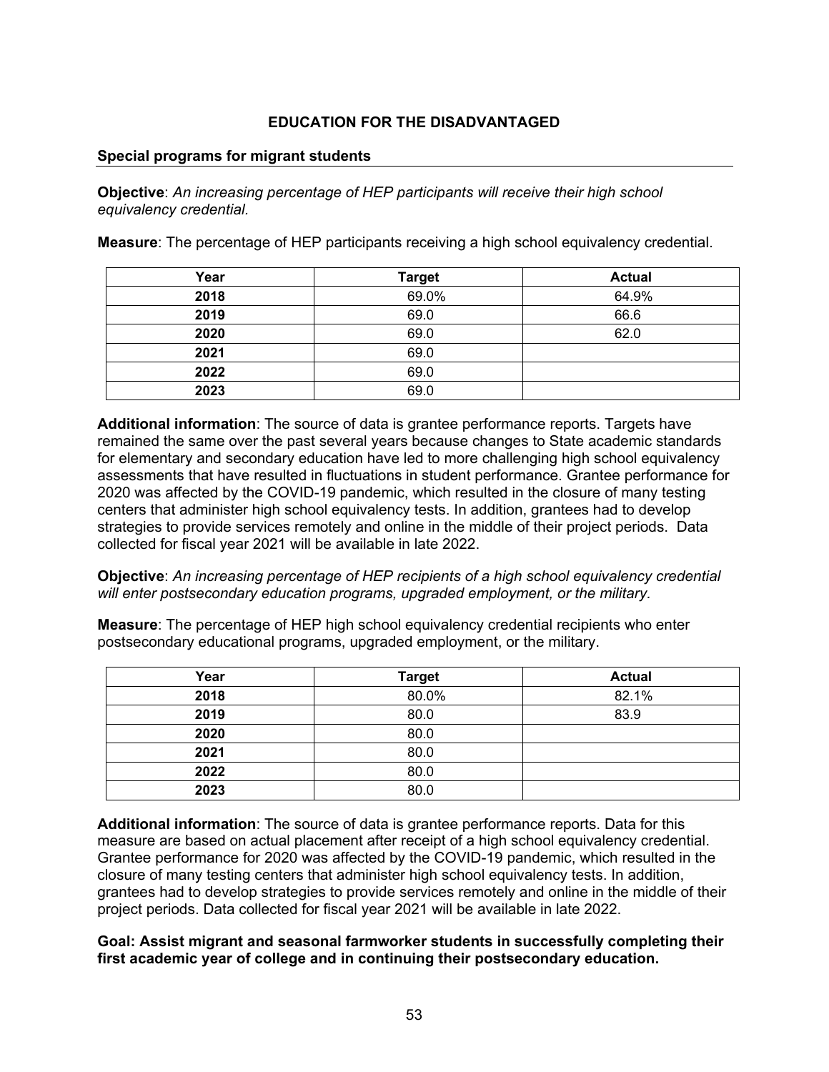## EDUCATION FOR THE DISADVANTAGED

### Special programs for migrant students

**Objective**: *An increasing percentage of HEP participants will receive their high school equivalency credential.*

**Measure**: The percentage of HEP participants receiving a high school equivalency credential.

| Year | Target | Actual |
|---|---|---|
| **2018** | 69.0% | 64.9% |
| **2019** | 69.0 | 66.6 |
| **2020** | 69.0 | 62.0 |
| **2021** | 69.0 | |
| **2022** | 69.0 | |
| **2023** | 69.0 | |

**Additional information**: The source of data is grantee performance reports. Targets have remained the same over the past several years because changes to State academic standards for elementary and secondary education have led to more challenging high school equivalency assessments that have resulted in fluctuations in student performance. Grantee performance for 2020 was affected by the COVID-19 pandemic, which resulted in the closure of many testing centers that administer high school equivalency tests. In addition, grantees had to develop strategies to provide services remotely and online in the middle of their project periods. Data collected for fiscal year 2021 will be available in late 2022.

**Objective**: *An increasing percentage of HEP recipients of a high school equivalency credential will enter postsecondary education programs, upgraded employment, or the military.*

**Measure**: The percentage of HEP high school equivalency credential recipients who enter postsecondary educational programs, upgraded employment, or the military.

| Year | Target | Actual |
|---|---|---|
| **2018** | 80.0% | 82.1% |
| **2019** | 80.0 | 83.9 |
| **2020** | 80.0 | |
| **2021** | 80.0 | |
| **2022** | 80.0 | |
| **2023** | 80.0 | |

**Additional information**: The source of data is grantee performance reports. Data for this measure are based on actual placement after receipt of a high school equivalency credential. Grantee performance for 2020 was affected by the COVID-19 pandemic, which resulted in the closure of many testing centers that administer high school equivalency tests. In addition, grantees had to develop strategies to provide services remotely and online in the middle of their project periods. Data collected for fiscal year 2021 will be available in late 2022.

**Goal: Assist migrant and seasonal farmworker students in successfully completing their first academic year of college and in continuing their postsecondary education.**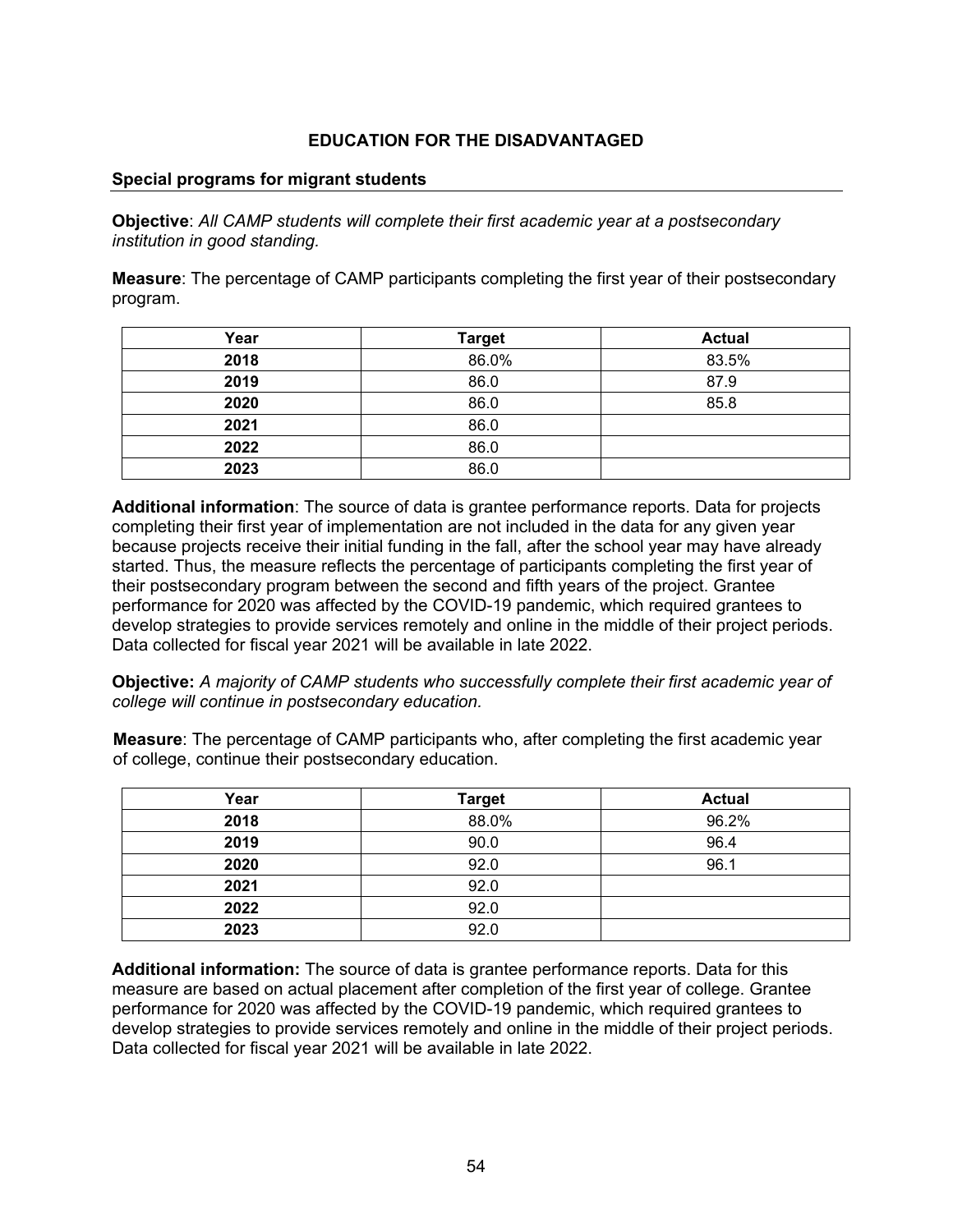## EDUCATION FOR THE DISADVANTAGED

### Special programs for migrant students

**Objective**: *All CAMP students will complete their first academic year at a postsecondary institution in good standing.*

**Measure**: The percentage of CAMP participants completing the first year of their postsecondary program.

| Year | Target | Actual |
|---|---|---|
| **2018** | 86.0% | 83.5% |
| **2019** | 86.0 | 87.9 |
| **2020** | 86.0 | 85.8 |
| **2021** | 86.0 | |
| **2022** | 86.0 | |
| **2023** | 86.0 | |

**Additional information**: The source of data is grantee performance reports. Data for projects completing their first year of implementation are not included in the data for any given year because projects receive their initial funding in the fall, after the school year may have already started. Thus, the measure reflects the percentage of participants completing the first year of their postsecondary program between the second and fifth years of the project. Grantee performance for 2020 was affected by the COVID-19 pandemic, which required grantees to develop strategies to provide services remotely and online in the middle of their project periods. Data collected for fiscal year 2021 will be available in late 2022.

**Objective:** *A majority of CAMP students who successfully complete their first academic year of college will continue in postsecondary education.*

**Measure**: The percentage of CAMP participants who, after completing the first academic year of college, continue their postsecondary education.

| Year | Target | Actual |
|---|---|---|
| **2018** | 88.0% | 96.2% |
| **2019** | 90.0 | 96.4 |
| **2020** | 92.0 | 96.1 |
| **2021** | 92.0 | |
| **2022** | 92.0 | |
| **2023** | 92.0 | |

**Additional information:** The source of data is grantee performance reports. Data for this measure are based on actual placement after completion of the first year of college. Grantee performance for 2020 was affected by the COVID-19 pandemic, which required grantees to develop strategies to provide services remotely and online in the middle of their project periods. Data collected for fiscal year 2021 will be available in late 2022.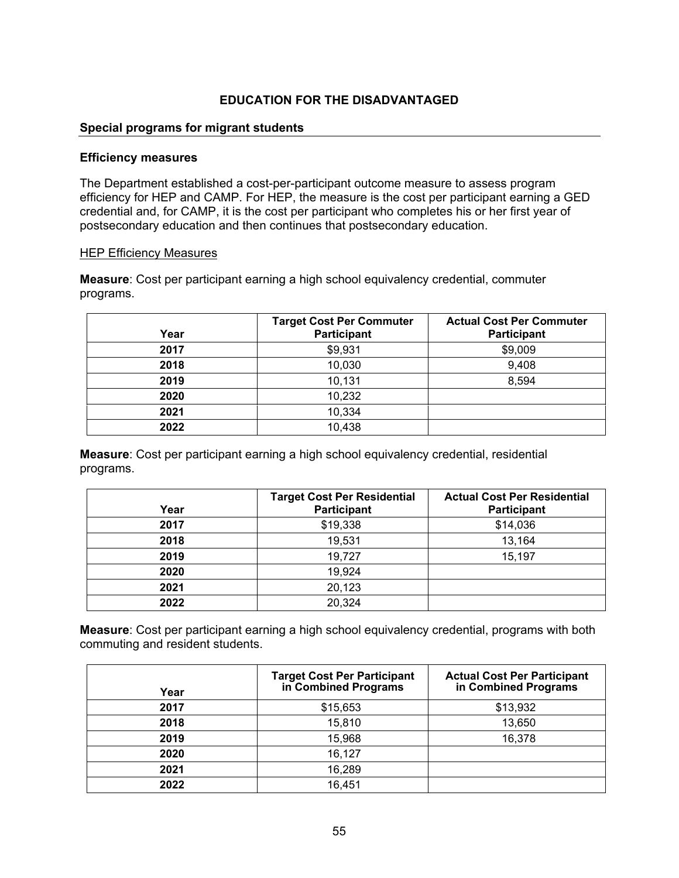## EDUCATION FOR THE DISADVANTAGED

### Special programs for migrant students

### Efficiency measures

The Department established a cost-per-participant outcome measure to assess program efficiency for HEP and CAMP. For HEP, the measure is the cost per participant earning a GED credential and, for CAMP, it is the cost per participant who completes his or her first year of postsecondary education and then continues that postsecondary education.

HEP Efficiency Measures

**Measure**: Cost per participant earning a high school equivalency credential, commuter programs.

| Year | Target Cost Per Commuter Participant | Actual Cost Per Commuter Participant |
|---|---|---|
| **2017** | $9,931 | $9,009 |
| **2018** | 10,030 | 9,408 |
| **2019** | 10,131 | 8,594 |
| **2020** | 10,232 | |
| **2021** | 10,334 | |
| **2022** | 10,438 | |

**Measure**: Cost per participant earning a high school equivalency credential, residential programs.

| Year | Target Cost Per Residential Participant | Actual Cost Per Residential Participant |
|---|---|---|
| **2017** | $19,338 | $14,036 |
| **2018** | 19,531 | 13,164 |
| **2019** | 19,727 | 15,197 |
| **2020** | 19,924 | |
| **2021** | 20,123 | |
| **2022** | 20,324 | |

**Measure**: Cost per participant earning a high school equivalency credential, programs with both commuting and resident students.

| Year | Target Cost Per Participant in Combined Programs | Actual Cost Per Participant in Combined Programs |
|---|---|---|
| **2017** | $15,653 | $13,932 |
| **2018** | 15,810 | 13,650 |
| **2019** | 15,968 | 16,378 |
| **2020** | 16,127 | |
| **2021** | 16,289 | |
| **2022** | 16,451 | |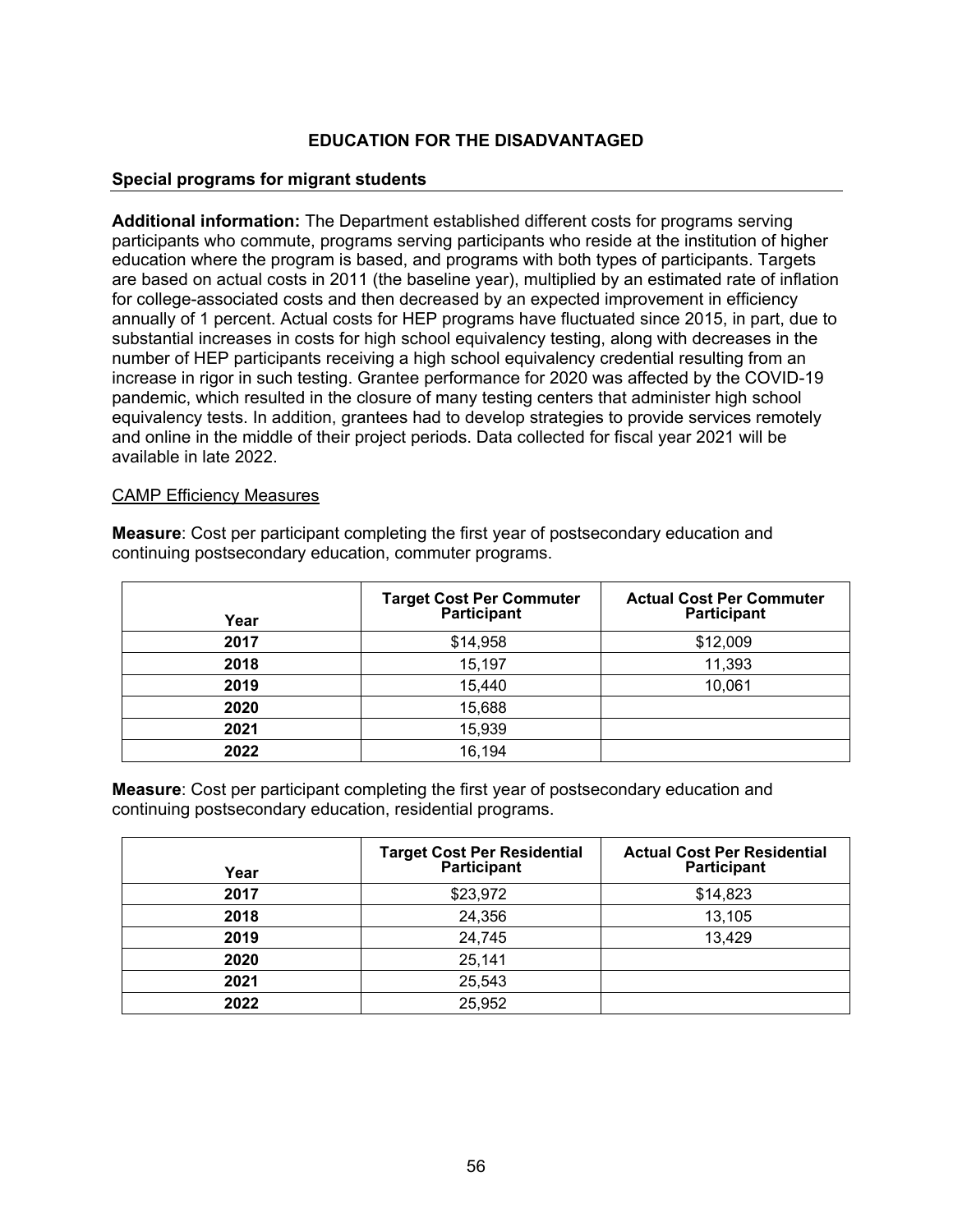## EDUCATION FOR THE DISADVANTAGED

### Special programs for migrant students

**Additional information:** The Department established different costs for programs serving participants who commute, programs serving participants who reside at the institution of higher education where the program is based, and programs with both types of participants. Targets are based on actual costs in 2011 (the baseline year), multiplied by an estimated rate of inflation for college-associated costs and then decreased by an expected improvement in efficiency annually of 1 percent. Actual costs for HEP programs have fluctuated since 2015, in part, due to substantial increases in costs for high school equivalency testing, along with decreases in the number of HEP participants receiving a high school equivalency credential resulting from an increase in rigor in such testing. Grantee performance for 2020 was affected by the COVID-19 pandemic, which resulted in the closure of many testing centers that administer high school equivalency tests. In addition, grantees had to develop strategies to provide services remotely and online in the middle of their project periods. Data collected for fiscal year 2021 will be available in late 2022.

CAMP Efficiency Measures

**Measure**: Cost per participant completing the first year of postsecondary education and continuing postsecondary education, commuter programs.

| Year | Target Cost Per Commuter Participant | Actual Cost Per Commuter Participant |
|---|---|---|
| **2017** | $14,958 | $12,009 |
| **2018** | 15,197 | 11,393 |
| **2019** | 15,440 | 10,061 |
| **2020** | 15,688 | |
| **2021** | 15,939 | |
| **2022** | 16,194 | |

**Measure**: Cost per participant completing the first year of postsecondary education and continuing postsecondary education, residential programs.

| Year | Target Cost Per Residential Participant | Actual Cost Per Residential Participant |
|---|---|---|
| **2017** | $23,972 | $14,823 |
| **2018** | 24,356 | 13,105 |
| **2019** | 24,745 | 13,429 |
| **2020** | 25,141 | |
| **2021** | 25,543 | |
| **2022** | 25,952 | |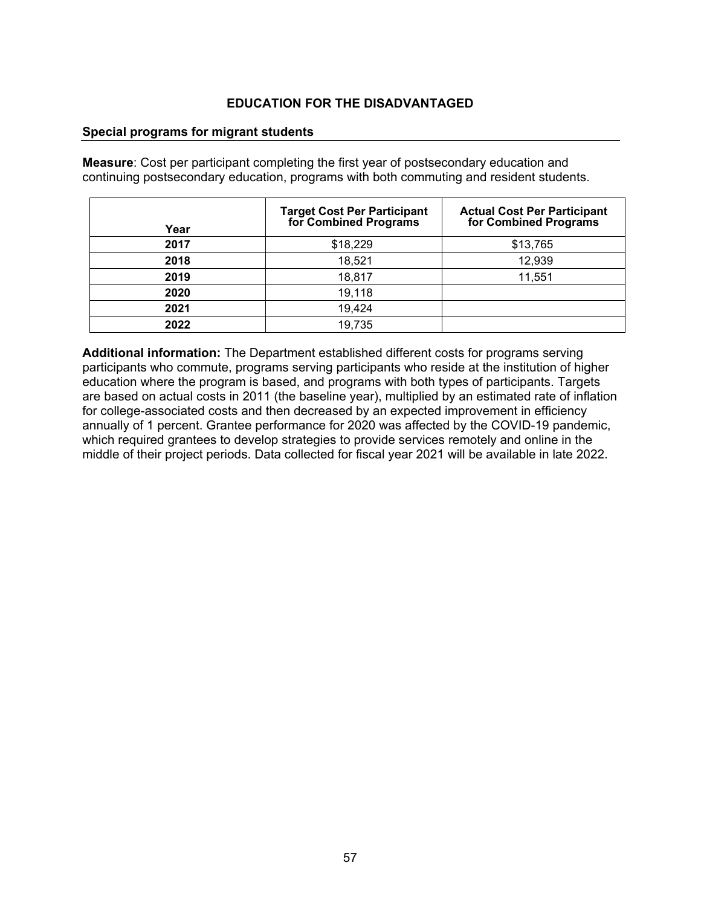## EDUCATION FOR THE DISADVANTAGED

### Special programs for migrant students

**Measure**: Cost per participant completing the first year of postsecondary education and continuing postsecondary education, programs with both commuting and resident students.

| Year | Target Cost Per Participant for Combined Programs | Actual Cost Per Participant for Combined Programs |
|---|---|---|
| **2017** | $18,229 | $13,765 |
| **2018** | 18,521 | 12,939 |
| **2019** | 18,817 | 11,551 |
| **2020** | 19,118 | |
| **2021** | 19,424 | |
| **2022** | 19,735 | |

**Additional information:** The Department established different costs for programs serving participants who commute, programs serving participants who reside at the institution of higher education where the program is based, and programs with both types of participants. Targets are based on actual costs in 2011 (the baseline year), multiplied by an estimated rate of inflation for college-associated costs and then decreased by an expected improvement in efficiency annually of 1 percent. Grantee performance for 2020 was affected by the COVID-19 pandemic, which required grantees to develop strategies to provide services remotely and online in the middle of their project periods. Data collected for fiscal year 2021 will be available in late 2022.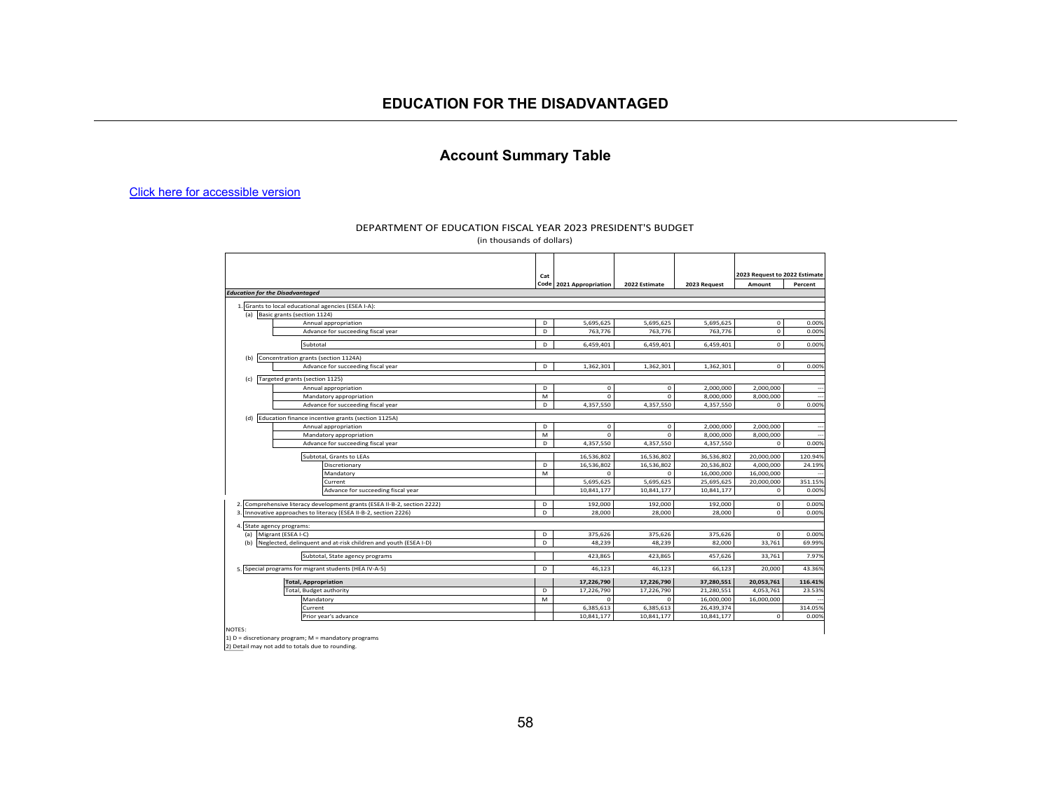# EDUCATION FOR THE DISADVANTAGED

## Account Summary Table

Click here for accessible version

DEPARTMENT OF EDUCATION FISCAL YEAR 2023 PRESIDENT'S BUDGET
(in thousands of dollars)

| | Cat Code | 2021 Appropriation | 2022 Estimate | 2023 Request | 2023 Request to 2022 Estimate Amount | 2023 Request to 2022 Estimate Percent |
|---|---|---|---|---|---|---|
| ***Education for the Disadvantaged*** | | | | | | |
| 1. Grants to local educational agencies (ESEA I-A): | | | | | | |
| (a) Basic grants (section 1124) | | | | | | |
| Annual appropriation | D | 5,695,625 | 5,695,625 | 5,695,625 | 0 | 0.00% |
| Advance for succeeding fiscal year | D | 763,776 | 763,776 | 763,776 | 0 | 0.00% |
| Subtotal | D | 6,459,401 | 6,459,401 | 6,459,401 | 0 | 0.00% |
| (b) Concentration grants (section 1124A) | | | | | | |
| Advance for succeeding fiscal year | D | 1,362,301 | 1,362,301 | 1,362,301 | 0 | 0.00% |
| (c) Targeted grants (section 1125) | | | | | | |
| Annual appropriation | D | 0 | 0 | 2,000,000 | 2,000,000 | --- |
| Mandatory appropriation | M | 0 | 0 | 8,000,000 | 8,000,000 | --- |
| Advance for succeeding fiscal year | D | 4,357,550 | 4,357,550 | 4,357,550 | 0 | 0.00% |
| (d) Education finance incentive grants (section 1125A) | | | | | | |
| Annual appropriation | D | 0 | 0 | 2,000,000 | 2,000,000 | --- |
| Mandatory appropriation | M | 0 | 0 | 8,000,000 | 8,000,000 | --- |
| Advance for succeeding fiscal year | D | 4,357,550 | 4,357,550 | 4,357,550 | 0 | 0.00% |
| Subtotal, Grants to LEAs | | 16,536,802 | 16,536,802 | 36,536,802 | 20,000,000 | 120.94% |
| Discretionary | D | 16,536,802 | 16,536,802 | 20,536,802 | 4,000,000 | 24.19% |
| Mandatory | M | 0 | 0 | 16,000,000 | 16,000,000 | --- |
| Current | | 5,695,625 | 5,695,625 | 25,695,625 | 20,000,000 | 351.15% |
| Advance for succeeding fiscal year | | 10,841,177 | 10,841,177 | 10,841,177 | 0 | 0.00% |
| 2. Comprehensive literacy development grants (ESEA II-B-2, section 2222) | D | 192,000 | 192,000 | 192,000 | 0 | 0.00% |
| 3. Innovative approaches to literacy (ESEA II-B-2, section 2226) | D | 28,000 | 28,000 | 28,000 | 0 | 0.00% |
| 4. State agency programs: | | | | | | |
| (a) Migrant (ESEA I-C) | D | 375,626 | 375,626 | 375,626 | 0 | 0.00% |
| (b) Neglected, delinquent and at-risk children and youth (ESEA I-D) | D | 48,239 | 48,239 | 82,000 | 33,761 | 69.99% |
| Subtotal, State agency programs | | 423,865 | 423,865 | 457,626 | 33,761 | 7.97% |
| 5. Special programs for migrant students (HEA IV-A-5) | D | 46,123 | 46,123 | 66,123 | 20,000 | 43.36% |
| **Total, Appropriation** | | **17,226,790** | **17,226,790** | **37,280,551** | **20,053,761** | **116.41%** |
| Total, Budget authority | D | 17,226,790 | 17,226,790 | 21,280,551 | 4,053,761 | 23.53% |
| Mandatory | M | 0 | 0 | 16,000,000 | 16,000,000 | --- |
| Current | | 6,385,613 | 6,385,613 | 26,439,374 | | 314.05% |
| Prior year's advance | | 10,841,177 | 10,841,177 | 10,841,177 | 0 | 0.00% |

NOTES:

1) D = discretionary program; M = mandatory programs

2) Detail may not add to totals due to rounding.